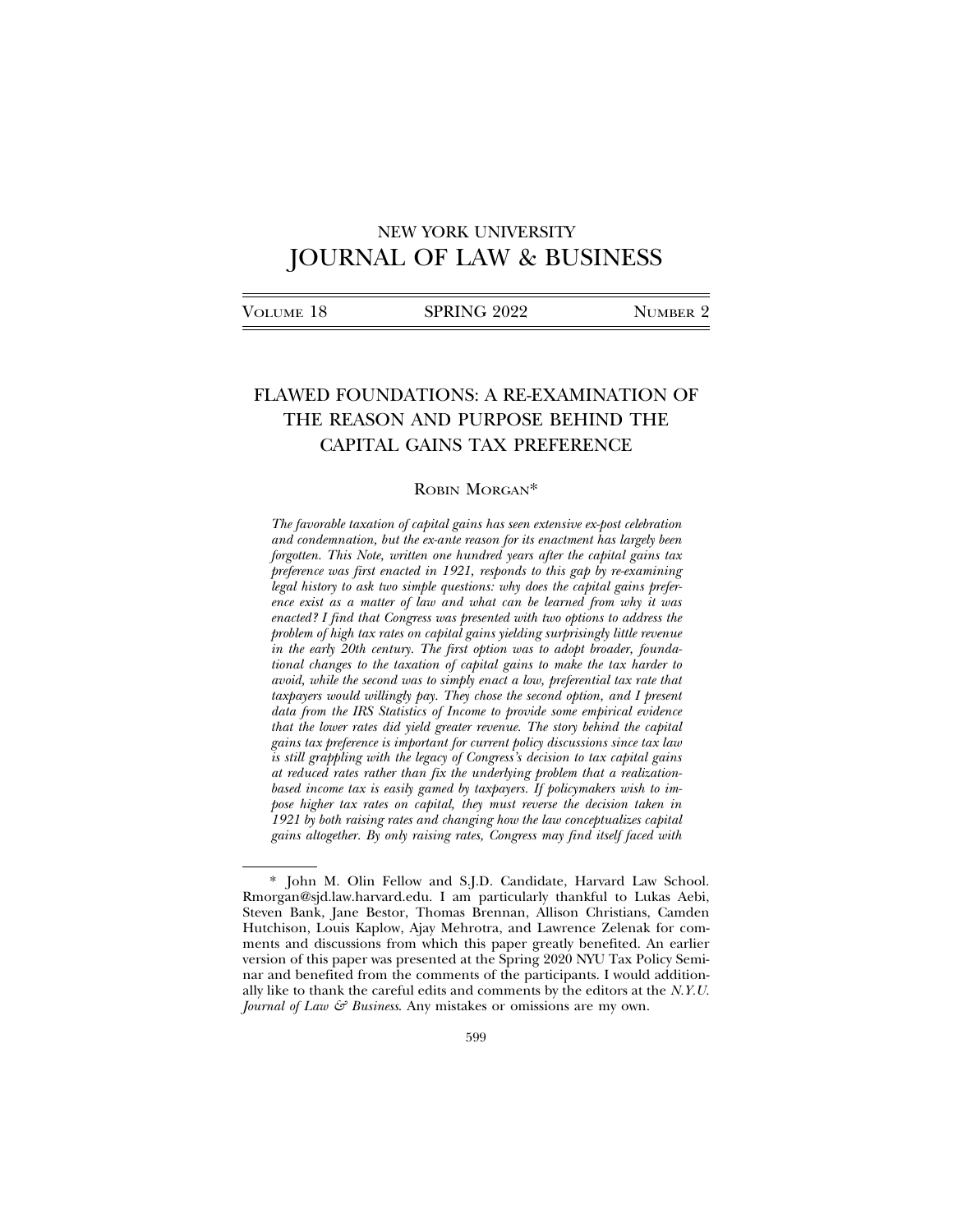# NEW YORK UNIVERSITY
# JOURNAL OF LAW & BUSINESS

VOLUME 18 — SPRING 2022 — NUMBER 2

## FLAWED FOUNDATIONS: A RE-EXAMINATION OF THE REASON AND PURPOSE BEHIND THE CAPITAL GAINS TAX PREFERENCE

ROBIN MORGAN*

*The favorable taxation of capital gains has seen extensive ex-post celebration and condemnation, but the ex-ante reason for its enactment has largely been forgotten. This Note, written one hundred years after the capital gains tax preference was first enacted in 1921, responds to this gap by re-examining legal history to ask two simple questions: why does the capital gains preference exist as a matter of law and what can be learned from why it was enacted? I find that Congress was presented with two options to address the problem of high tax rates on capital gains yielding surprisingly little revenue in the early 20th century. The first option was to adopt broader, foundational changes to the taxation of capital gains to make the tax harder to avoid, while the second was to simply enact a low, preferential tax rate that taxpayers would willingly pay. They chose the second option, and I present data from the IRS Statistics of Income to provide some empirical evidence that the lower rates did yield greater revenue. The story behind the capital gains tax preference is important for current policy discussions since tax law is still grappling with the legacy of Congress's decision to tax capital gains at reduced rates rather than fix the underlying problem that a realization-based income tax is easily gamed by taxpayers. If policymakers wish to impose higher tax rates on capital, they must reverse the decision taken in 1921 by both raising rates and changing how the law conceptualizes capital gains altogether. By only raising rates, Congress may find itself faced with*

---

\* John M. Olin Fellow and S.J.D. Candidate, Harvard Law School. Rmorgan@sjd.law.harvard.edu. I am particularly thankful to Lukas Aebi, Steven Bank, Jane Bestor, Thomas Brennan, Allison Christians, Camden Hutchison, Louis Kaplow, Ajay Mehrotra, and Lawrence Zelenak for comments and discussions from which this paper greatly benefited. An earlier version of this paper was presented at the Spring 2020 NYU Tax Policy Seminar and benefited from the comments of the participants. I would additionally like to thank the careful edits and comments by the editors at the *N.Y.U. Journal of Law & Business*. Any mistakes or omissions are my own.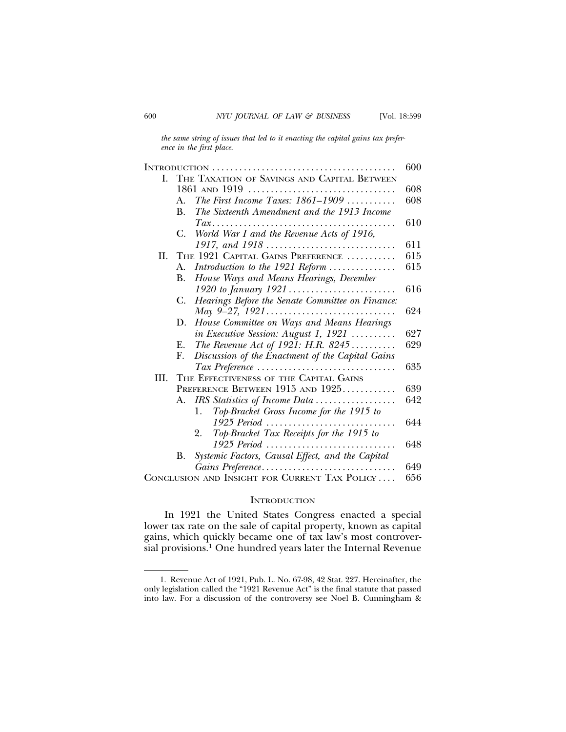*the same string of issues that led to it enacting the capital gains tax preference in the first place.*

| | |
|---|---|
| INTRODUCTION | 600 |
| I. THE TAXATION OF SAVINGS AND CAPITAL BETWEEN 1861 AND 1919 | 608 |
| A. *The First Income Taxes: 1861–1909* | 608 |
| B. *The Sixteenth Amendment and the 1913 Income Tax* | 610 |
| C. *World War I and the Revenue Acts of 1916, 1917, and 1918* | 611 |
| II. THE 1921 CAPITAL GAINS PREFERENCE | 615 |
| A. *Introduction to the 1921 Reform* | 615 |
| B. *House Ways and Means Hearings, December 1920 to January 1921* | 616 |
| C. *Hearings Before the Senate Committee on Finance: May 9–27, 1921* | 624 |
| D. *House Committee on Ways and Means Hearings in Executive Session: August 1, 1921* | 627 |
| E. *The Revenue Act of 1921: H.R. 8245* | 629 |
| F. *Discussion of the Enactment of the Capital Gains Tax Preference* | 635 |
| III. THE EFFECTIVENESS OF THE CAPITAL GAINS PREFERENCE BETWEEN 1915 AND 1925 | 639 |
| A. *IRS Statistics of Income Data* | 642 |
| 1. *Top-Bracket Gross Income for the 1915 to 1925 Period* | 644 |
| 2. *Top-Bracket Tax Receipts for the 1915 to 1925 Period* | 648 |
| B. *Systemic Factors, Causal Effect, and the Capital Gains Preference* | 649 |
| CONCLUSION AND INSIGHT FOR CURRENT TAX POLICY | 656 |

## INTRODUCTION

In 1921 the United States Congress enacted a special lower tax rate on the sale of capital property, known as capital gains, which quickly became one of tax law's most controversial provisions.[1] One hundred years later the Internal Revenue

---

1. Revenue Act of 1921, Pub. L. No. 67-98, 42 Stat. 227. Hereinafter, the only legislation called the "1921 Revenue Act" is the final statute that passed into law. For a discussion of the controversy see Noel B. Cunningham &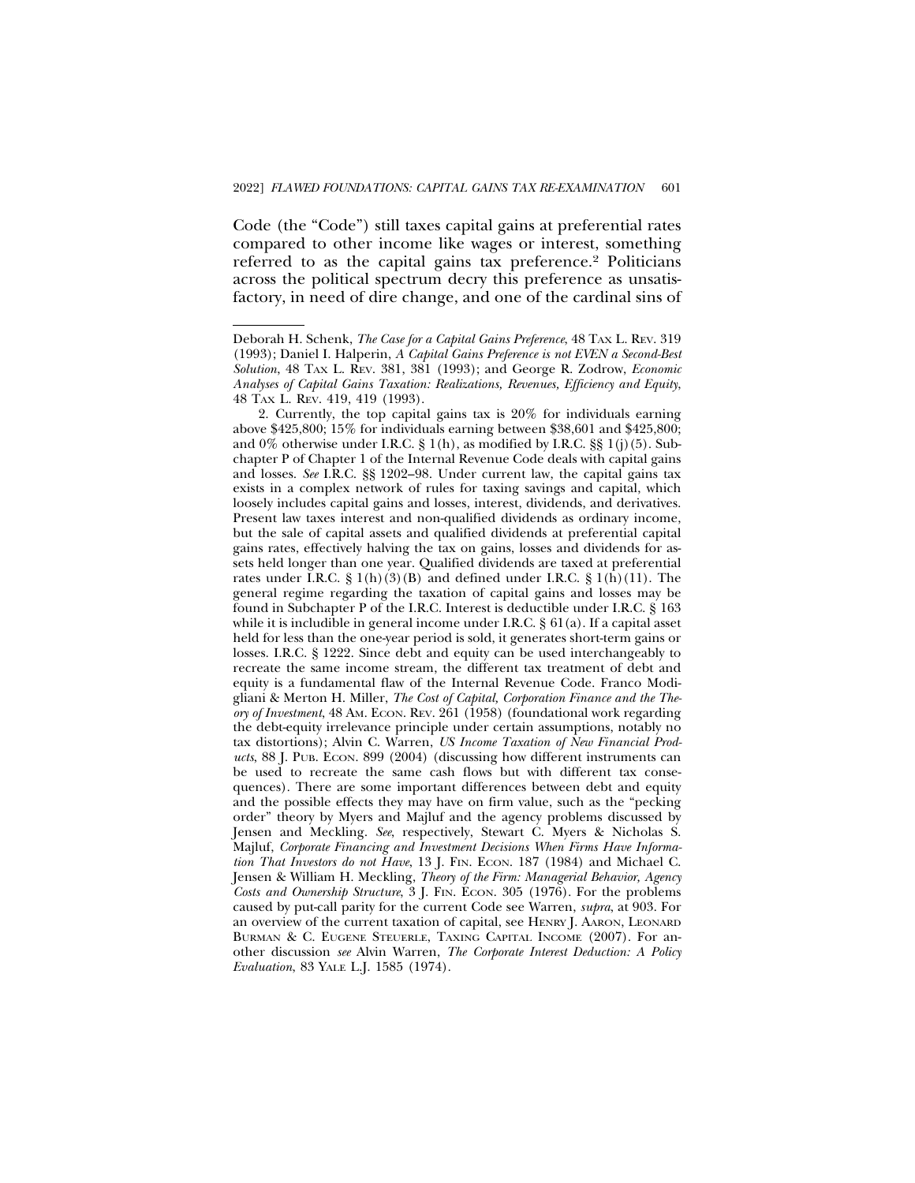Code (the "Code") still taxes capital gains at preferential rates compared to other income like wages or interest, something referred to as the capital gains tax preference.[2] Politicians across the political spectrum decry this preference as unsatisfactory, in need of dire change, and one of the cardinal sins of

---

Deborah H. Schenk, *The Case for a Capital Gains Preference*, 48 TAX L. REV. 319 (1993); Daniel I. Halperin, *A Capital Gains Preference is not EVEN a Second-Best Solution*, 48 TAX L. REV. 381, 381 (1993); and George R. Zodrow, *Economic Analyses of Capital Gains Taxation: Realizations, Revenues, Efficiency and Equity*, 48 TAX L. REV. 419, 419 (1993).

2. Currently, the top capital gains tax is 20% for individuals earning above $425,800; 15% for individuals earning between $38,601 and $425,800; and 0% otherwise under I.R.C. § 1(h), as modified by I.R.C. §§ 1(j)(5). Subchapter P of Chapter 1 of the Internal Revenue Code deals with capital gains and losses. *See* I.R.C. §§ 1202–98. Under current law, the capital gains tax exists in a complex network of rules for taxing savings and capital, which loosely includes capital gains and losses, interest, dividends, and derivatives. Present law taxes interest and non-qualified dividends as ordinary income, but the sale of capital assets and qualified dividends at preferential capital gains rates, effectively halving the tax on gains, losses and dividends for assets held longer than one year. Qualified dividends are taxed at preferential rates under I.R.C. § 1(h)(3)(B) and defined under I.R.C. § 1(h)(11). The general regime regarding the taxation of capital gains and losses may be found in Subchapter P of the I.R.C. Interest is deductible under I.R.C. § 163 while it is includible in general income under I.R.C. § 61(a). If a capital asset held for less than the one-year period is sold, it generates short-term gains or losses. I.R.C. § 1222. Since debt and equity can be used interchangeably to recreate the same income stream, the different tax treatment of debt and equity is a fundamental flaw of the Internal Revenue Code. Franco Modigliani & Merton H. Miller, *The Cost of Capital, Corporation Finance and the Theory of Investment*, 48 AM. ECON. REV. 261 (1958) (foundational work regarding the debt-equity irrelevance principle under certain assumptions, notably no tax distortions); Alvin C. Warren, *US Income Taxation of New Financial Products*, 88 J. PUB. ECON. 899 (2004) (discussing how different instruments can be used to recreate the same cash flows but with different tax consequences). There are some important differences between debt and equity and the possible effects they may have on firm value, such as the "pecking order" theory by Myers and Majluf and the agency problems discussed by Jensen and Meckling. *See*, respectively, Stewart C. Myers & Nicholas S. Majluf, *Corporate Financing and Investment Decisions When Firms Have Information That Investors do not Have*, 13 J. FIN. ECON. 187 (1984) and Michael C. Jensen & William H. Meckling, *Theory of the Firm: Managerial Behavior, Agency Costs and Ownership Structure*, 3 J. FIN. ECON. 305 (1976). For the problems caused by put-call parity for the current Code see Warren, *supra*, at 903. For an overview of the current taxation of capital, see HENRY J. AARON, LEONARD BURMAN & C. EUGENE STEUERLE, TAXING CAPITAL INCOME (2007). For another discussion *see* Alvin Warren, *The Corporate Interest Deduction: A Policy Evaluation*, 83 YALE L.J. 1585 (1974).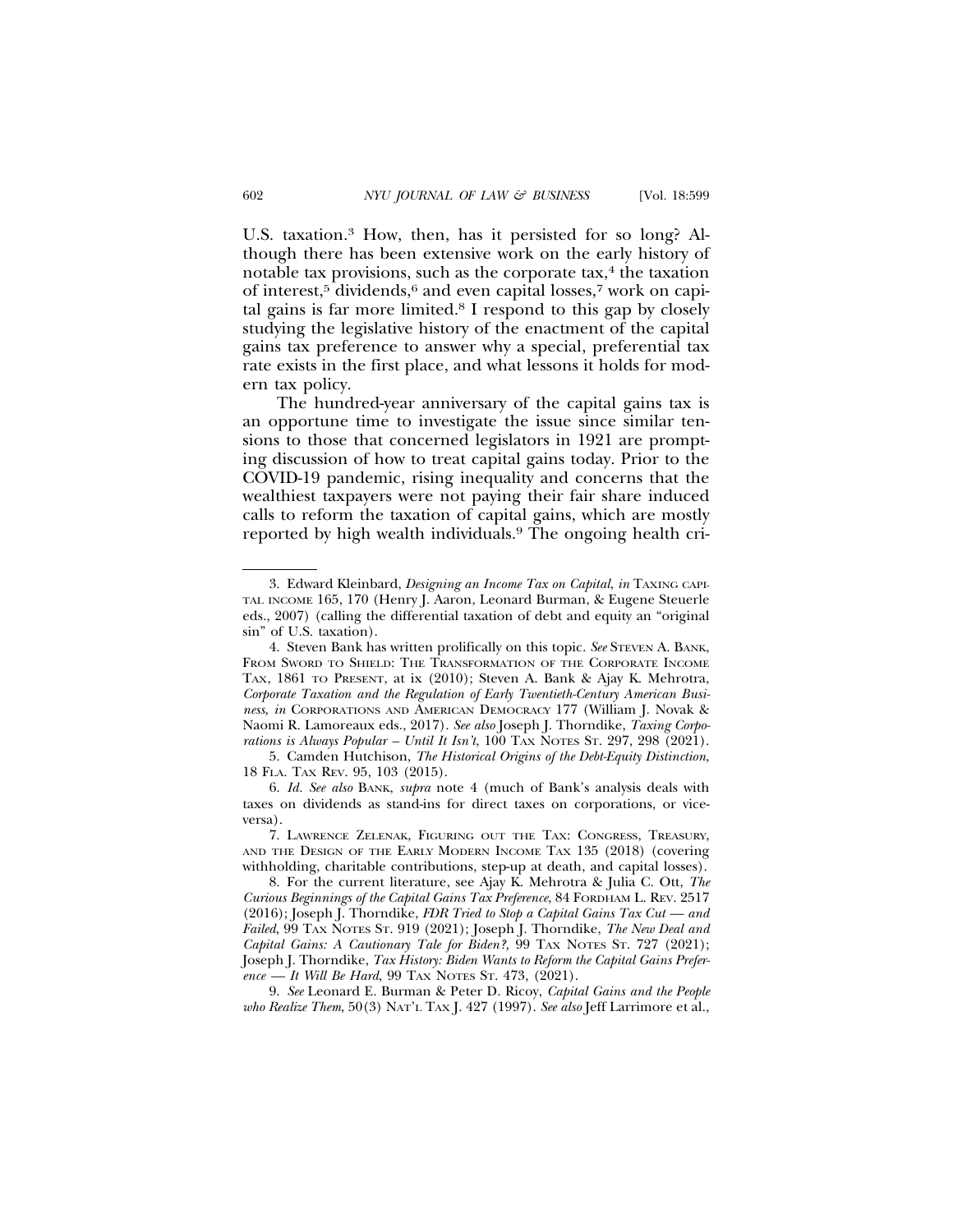U.S. taxation.[3] How, then, has it persisted for so long? Although there has been extensive work on the early history of notable tax provisions, such as the corporate tax,[4] the taxation of interest,[5] dividends,[6] and even capital losses,[7] work on capital gains is far more limited.[8] I respond to this gap by closely studying the legislative history of the enactment of the capital gains tax preference to answer why a special, preferential tax rate exists in the first place, and what lessons it holds for modern tax policy.

The hundred-year anniversary of the capital gains tax is an opportune time to investigate the issue since similar tensions to those that concerned legislators in 1921 are prompting discussion of how to treat capital gains today. Prior to the COVID-19 pandemic, rising inequality and concerns that the wealthiest taxpayers were not paying their fair share induced calls to reform the taxation of capital gains, which are mostly reported by high wealth individuals.[9] The ongoing health cri-

---

3. Edward Kleinbard, *Designing an Income Tax on Capital*, *in* TAXING CAPITAL INCOME 165, 170 (Henry J. Aaron, Leonard Burman, & Eugene Steuerle eds., 2007) (calling the differential taxation of debt and equity an "original sin" of U.S. taxation).

4. Steven Bank has written prolifically on this topic. *See* STEVEN A. BANK, FROM SWORD TO SHIELD: THE TRANSFORMATION OF THE CORPORATE INCOME TAX, 1861 TO PRESENT, at ix (2010); Steven A. Bank & Ajay K. Mehrotra, *Corporate Taxation and the Regulation of Early Twentieth-Century American Business*, *in* CORPORATIONS AND AMERICAN DEMOCRACY 177 (William J. Novak & Naomi R. Lamoreaux eds., 2017). *See also* Joseph J. Thorndike, *Taxing Corporations is Always Popular – Until It Isn't*, 100 TAX NOTES ST. 297, 298 (2021).

5. Camden Hutchison, *The Historical Origins of the Debt-Equity Distinction*, 18 FLA. TAX REV. 95, 103 (2015).

6. *Id. See also* BANK, *supra* note 4 (much of Bank's analysis deals with taxes on dividends as stand-ins for direct taxes on corporations, or vice-versa).

7. LAWRENCE ZELENAK, FIGURING OUT THE TAX: CONGRESS, TREASURY, AND THE DESIGN OF THE EARLY MODERN INCOME TAX 135 (2018) (covering withholding, charitable contributions, step-up at death, and capital losses).

8. For the current literature, see Ajay K. Mehrotra & Julia C. Ott, *The Curious Beginnings of the Capital Gains Tax Preference*, 84 FORDHAM L. REV. 2517 (2016); Joseph J. Thorndike, *FDR Tried to Stop a Capital Gains Tax Cut — and Failed*, 99 TAX NOTES ST. 919 (2021); Joseph J. Thorndike, *The New Deal and Capital Gains: A Cautionary Tale for Biden?,* 99 TAX NOTES ST. 727 (2021); Joseph J. Thorndike, *Tax History: Biden Wants to Reform the Capital Gains Preference — It Will Be Hard*, 99 TAX NOTES ST. 473, (2021).

9. *See* Leonard E. Burman & Peter D. Ricoy, *Capital Gains and the People who Realize Them*, 50(3) NAT'L TAX J. 427 (1997). *See also* Jeff Larrimore et al.,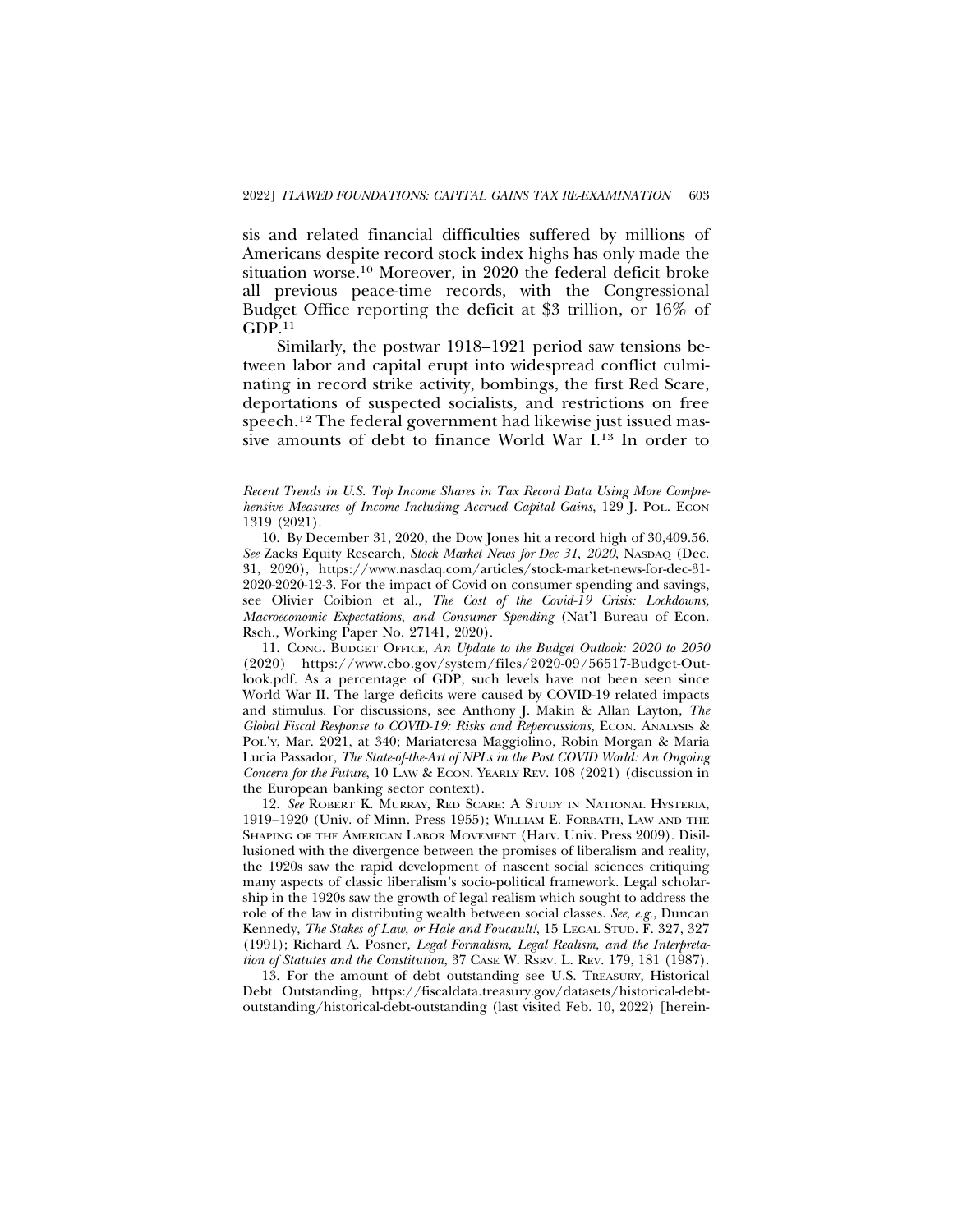sis and related financial difficulties suffered by millions of Americans despite record stock index highs has only made the situation worse.[10] Moreover, in 2020 the federal deficit broke all previous peace-time records, with the Congressional Budget Office reporting the deficit at $3 trillion, or 16% of GDP.[11]

Similarly, the postwar 1918–1921 period saw tensions between labor and capital erupt into widespread conflict culminating in record strike activity, bombings, the first Red Scare, deportations of suspected socialists, and restrictions on free speech.[12] The federal government had likewise just issued massive amounts of debt to finance World War I.[13] In order to

---

*Recent Trends in U.S. Top Income Shares in Tax Record Data Using More Comprehensive Measures of Income Including Accrued Capital Gains*, 129 J. POL. ECON 1319 (2021).

10. By December 31, 2020, the Dow Jones hit a record high of 30,409.56. *See* Zacks Equity Research, *Stock Market News for Dec 31, 2020*, NASDAQ (Dec. 31, 2020), https://www.nasdaq.com/articles/stock-market-news-for-dec-31-2020-2020-12-3. For the impact of Covid on consumer spending and savings, see Olivier Coibion et al., *The Cost of the Covid-19 Crisis: Lockdowns, Macroeconomic Expectations, and Consumer Spending* (Nat'l Bureau of Econ. Rsch., Working Paper No. 27141, 2020).

11. CONG. BUDGET OFFICE, *An Update to the Budget Outlook: 2020 to 2030* (2020) https://www.cbo.gov/system/files/2020-09/56517-Budget-Outlook.pdf. As a percentage of GDP, such levels have not been seen since World War II. The large deficits were caused by COVID-19 related impacts and stimulus. For discussions, see Anthony J. Makin & Allan Layton, *The Global Fiscal Response to COVID-19: Risks and Repercussions*, ECON. ANALYSIS & POL'Y, Mar. 2021, at 340; Mariateresa Maggiolino, Robin Morgan & Maria Lucia Passador, *The State-of-the-Art of NPLs in the Post COVID World: An Ongoing Concern for the Future*, 10 LAW & ECON. YEARLY REV. 108 (2021) (discussion in the European banking sector context).

12. *See* ROBERT K. MURRAY, RED SCARE: A STUDY IN NATIONAL HYSTERIA, 1919–1920 (Univ. of Minn. Press 1955); WILLIAM E. FORBATH, LAW AND THE SHAPING OF THE AMERICAN LABOR MOVEMENT (Harv. Univ. Press 2009). Disillusioned with the divergence between the promises of liberalism and reality, the 1920s saw the rapid development of nascent social sciences critiquing many aspects of classic liberalism's socio-political framework. Legal scholarship in the 1920s saw the growth of legal realism which sought to address the role of the law in distributing wealth between social classes. *See, e.g.*, Duncan Kennedy, *The Stakes of Law, or Hale and Foucault!*, 15 LEGAL STUD. F. 327, 327 (1991); Richard A. Posner, *Legal Formalism, Legal Realism, and the Interpretation of Statutes and the Constitution*, 37 CASE W. RSRV. L. REV. 179, 181 (1987).

13. For the amount of debt outstanding see U.S. TREASURY, Historical Debt Outstanding, https://fiscaldata.treasury.gov/datasets/historical-debt-outstanding/historical-debt-outstanding (last visited Feb. 10, 2022) [herein-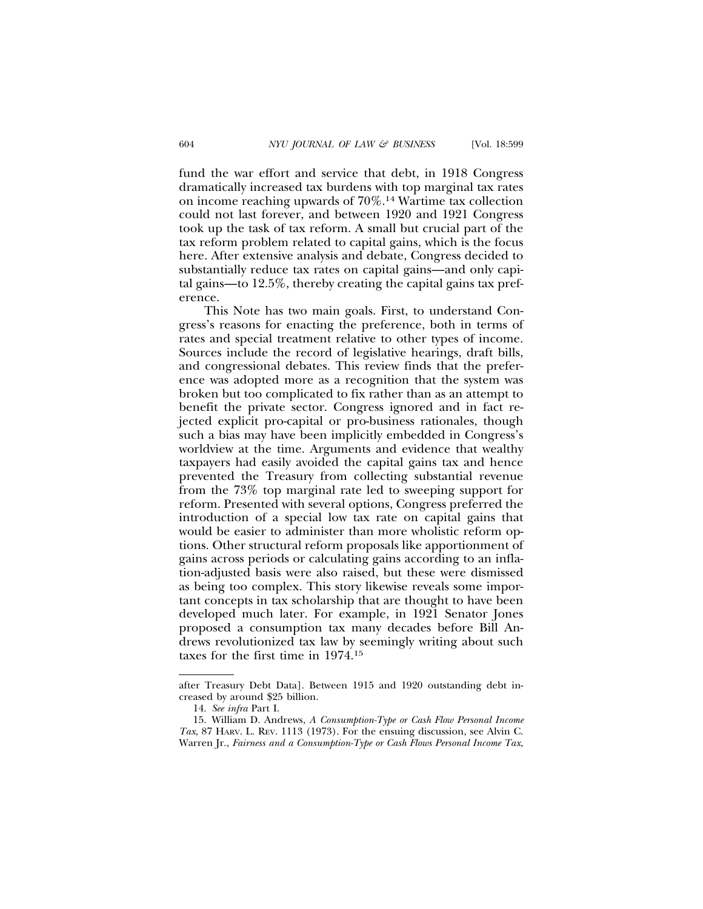fund the war effort and service that debt, in 1918 Congress dramatically increased tax burdens with top marginal tax rates on income reaching upwards of 70%.[14] Wartime tax collection could not last forever, and between 1920 and 1921 Congress took up the task of tax reform. A small but crucial part of the tax reform problem related to capital gains, which is the focus here. After extensive analysis and debate, Congress decided to substantially reduce tax rates on capital gains—and only capital gains—to 12.5%, thereby creating the capital gains tax preference.

This Note has two main goals. First, to understand Congress's reasons for enacting the preference, both in terms of rates and special treatment relative to other types of income. Sources include the record of legislative hearings, draft bills, and congressional debates. This review finds that the preference was adopted more as a recognition that the system was broken but too complicated to fix rather than as an attempt to benefit the private sector. Congress ignored and in fact rejected explicit pro-capital or pro-business rationales, though such a bias may have been implicitly embedded in Congress's worldview at the time. Arguments and evidence that wealthy taxpayers had easily avoided the capital gains tax and hence prevented the Treasury from collecting substantial revenue from the 73% top marginal rate led to sweeping support for reform. Presented with several options, Congress preferred the introduction of a special low tax rate on capital gains that would be easier to administer than more wholistic reform options. Other structural reform proposals like apportionment of gains across periods or calculating gains according to an inflation-adjusted basis were also raised, but these were dismissed as being too complex. This story likewise reveals some important concepts in tax scholarship that are thought to have been developed much later. For example, in 1921 Senator Jones proposed a consumption tax many decades before Bill Andrews revolutionized tax law by seemingly writing about such taxes for the first time in 1974.[15]

---

after Treasury Debt Data]. Between 1915 and 1920 outstanding debt increased by around $25 billion.

14. *See infra* Part I.

15. William D. Andrews, *A Consumption-Type or Cash Flow Personal Income Tax*, 87 HARV. L. REV. 1113 (1973). For the ensuing discussion, see Alvin C. Warren Jr., *Fairness and a Consumption-Type or Cash Flows Personal Income Tax*,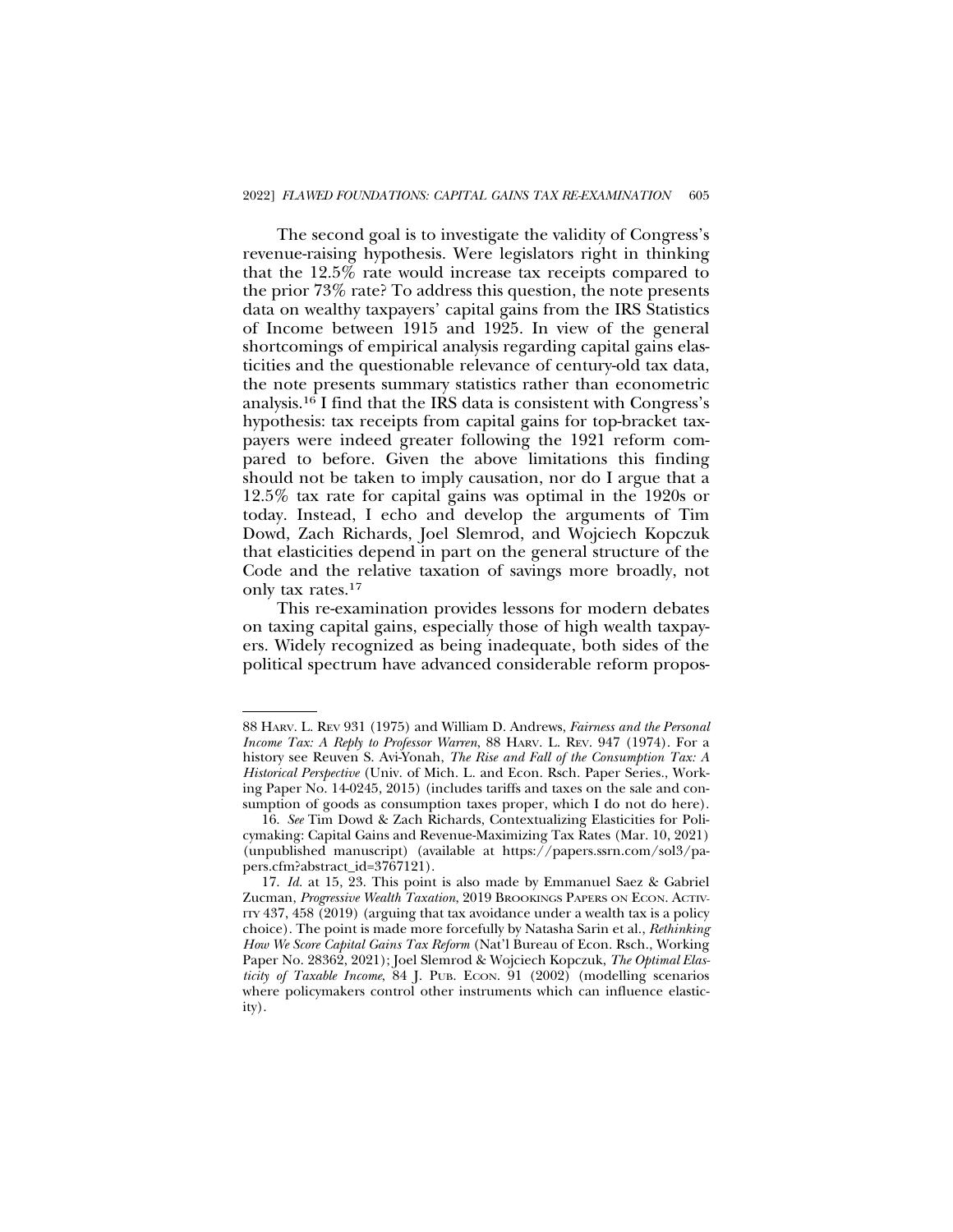The second goal is to investigate the validity of Congress's revenue-raising hypothesis. Were legislators right in thinking that the 12.5% rate would increase tax receipts compared to the prior 73% rate? To address this question, the note presents data on wealthy taxpayers' capital gains from the IRS Statistics of Income between 1915 and 1925. In view of the general shortcomings of empirical analysis regarding capital gains elasticities and the questionable relevance of century-old tax data, the note presents summary statistics rather than econometric analysis.[16] I find that the IRS data is consistent with Congress's hypothesis: tax receipts from capital gains for top-bracket taxpayers were indeed greater following the 1921 reform compared to before. Given the above limitations this finding should not be taken to imply causation, nor do I argue that a 12.5% tax rate for capital gains was optimal in the 1920s or today. Instead, I echo and develop the arguments of Tim Dowd, Zach Richards, Joel Slemrod, and Wojciech Kopczuk that elasticities depend in part on the general structure of the Code and the relative taxation of savings more broadly, not only tax rates.[17]

This re-examination provides lessons for modern debates on taxing capital gains, especially those of high wealth taxpayers. Widely recognized as being inadequate, both sides of the political spectrum have advanced considerable reform propos-

---

88 HARV. L. REV 931 (1975) and William D. Andrews, *Fairness and the Personal Income Tax: A Reply to Professor Warren*, 88 HARV. L. REV. 947 (1974). For a history see Reuven S. Avi-Yonah, *The Rise and Fall of the Consumption Tax: A Historical Perspective* (Univ. of Mich. L. and Econ. Rsch. Paper Series., Working Paper No. 14-0245, 2015) (includes tariffs and taxes on the sale and consumption of goods as consumption taxes proper, which I do not do here).

16. *See* Tim Dowd & Zach Richards, Contextualizing Elasticities for Policymaking: Capital Gains and Revenue-Maximizing Tax Rates (Mar. 10, 2021) (unpublished manuscript) (available at https://papers.ssrn.com/sol3/papers.cfm?abstract_id=3767121).

17. *Id.* at 15, 23. This point is also made by Emmanuel Saez & Gabriel Zucman, *Progressive Wealth Taxation*, 2019 BROOKINGS PAPERS ON ECON. ACTIVITY 437, 458 (2019) (arguing that tax avoidance under a wealth tax is a policy choice). The point is made more forcefully by Natasha Sarin et al., *Rethinking How We Score Capital Gains Tax Reform* (Nat'l Bureau of Econ. Rsch., Working Paper No. 28362, 2021); Joel Slemrod & Wojciech Kopczuk, *The Optimal Elasticity of Taxable Income*, 84 J. PUB. ECON. 91 (2002) (modelling scenarios where policymakers control other instruments which can influence elasticity).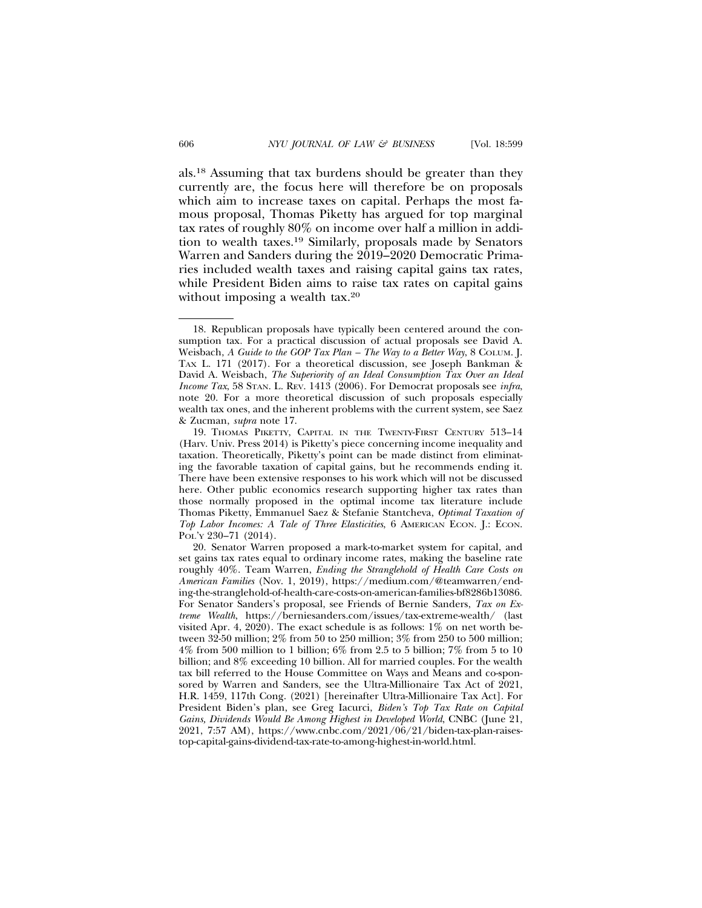als.[18] Assuming that tax burdens should be greater than they currently are, the focus here will therefore be on proposals which aim to increase taxes on capital. Perhaps the most famous proposal, Thomas Piketty has argued for top marginal tax rates of roughly 80% on income over half a million in addition to wealth taxes.[19] Similarly, proposals made by Senators Warren and Sanders during the 2019–2020 Democratic Primaries included wealth taxes and raising capital gains tax rates, while President Biden aims to raise tax rates on capital gains without imposing a wealth tax.[20]

---

18. Republican proposals have typically been centered around the consumption tax. For a practical discussion of actual proposals see David A. Weisbach, *A Guide to the GOP Tax Plan – The Way to a Better Way*, 8 COLUM. J. TAX L. 171 (2017). For a theoretical discussion, see Joseph Bankman & David A. Weisbach, *The Superiority of an Ideal Consumption Tax Over an Ideal Income Tax*, 58 STAN. L. REV. 1413 (2006). For Democrat proposals see *infra*, note 20. For a more theoretical discussion of such proposals especially wealth tax ones, and the inherent problems with the current system, see Saez & Zucman, *supra* note 17.

19. THOMAS PIKETTY, CAPITAL IN THE TWENTY-FIRST CENTURY 513–14 (Harv. Univ. Press 2014) is Piketty's piece concerning income inequality and taxation. Theoretically, Piketty's point can be made distinct from eliminating the favorable taxation of capital gains, but he recommends ending it. There have been extensive responses to his work which will not be discussed here. Other public economics research supporting higher tax rates than those normally proposed in the optimal income tax literature include Thomas Piketty, Emmanuel Saez & Stefanie Stantcheva, *Optimal Taxation of Top Labor Incomes: A Tale of Three Elasticities*, 6 AMERICAN ECON. J.: ECON. POL'Y 230–71 (2014).

20. Senator Warren proposed a mark-to-market system for capital, and set gains tax rates equal to ordinary income rates, making the baseline rate roughly 40%. Team Warren, *Ending the Stranglehold of Health Care Costs on American Families* (Nov. 1, 2019), https://medium.com/@teamwarren/ending-the-stranglehold-of-health-care-costs-on-american-families-bf8286b13086. For Senator Sanders's proposal, see Friends of Bernie Sanders, *Tax on Extreme Wealth*, https://berniesanders.com/issues/tax-extreme-wealth/ (last visited Apr. 4, 2020). The exact schedule is as follows: 1% on net worth between 32-50 million; 2% from 50 to 250 million; 3% from 250 to 500 million; 4% from 500 million to 1 billion; 6% from 2.5 to 5 billion; 7% from 5 to 10 billion; and 8% exceeding 10 billion. All for married couples. For the wealth tax bill referred to the House Committee on Ways and Means and co-sponsored by Warren and Sanders, see the Ultra-Millionaire Tax Act of 2021, H.R. 1459, 117th Cong. (2021) [hereinafter Ultra-Millionaire Tax Act]. For President Biden's plan, see Greg Iacurci, *Biden's Top Tax Rate on Capital Gains, Dividends Would Be Among Highest in Developed World*, CNBC (June 21, 2021, 7:57 AM), https://www.cnbc.com/2021/06/21/biden-tax-plan-raises-top-capital-gains-dividend-tax-rate-to-among-highest-in-world.html.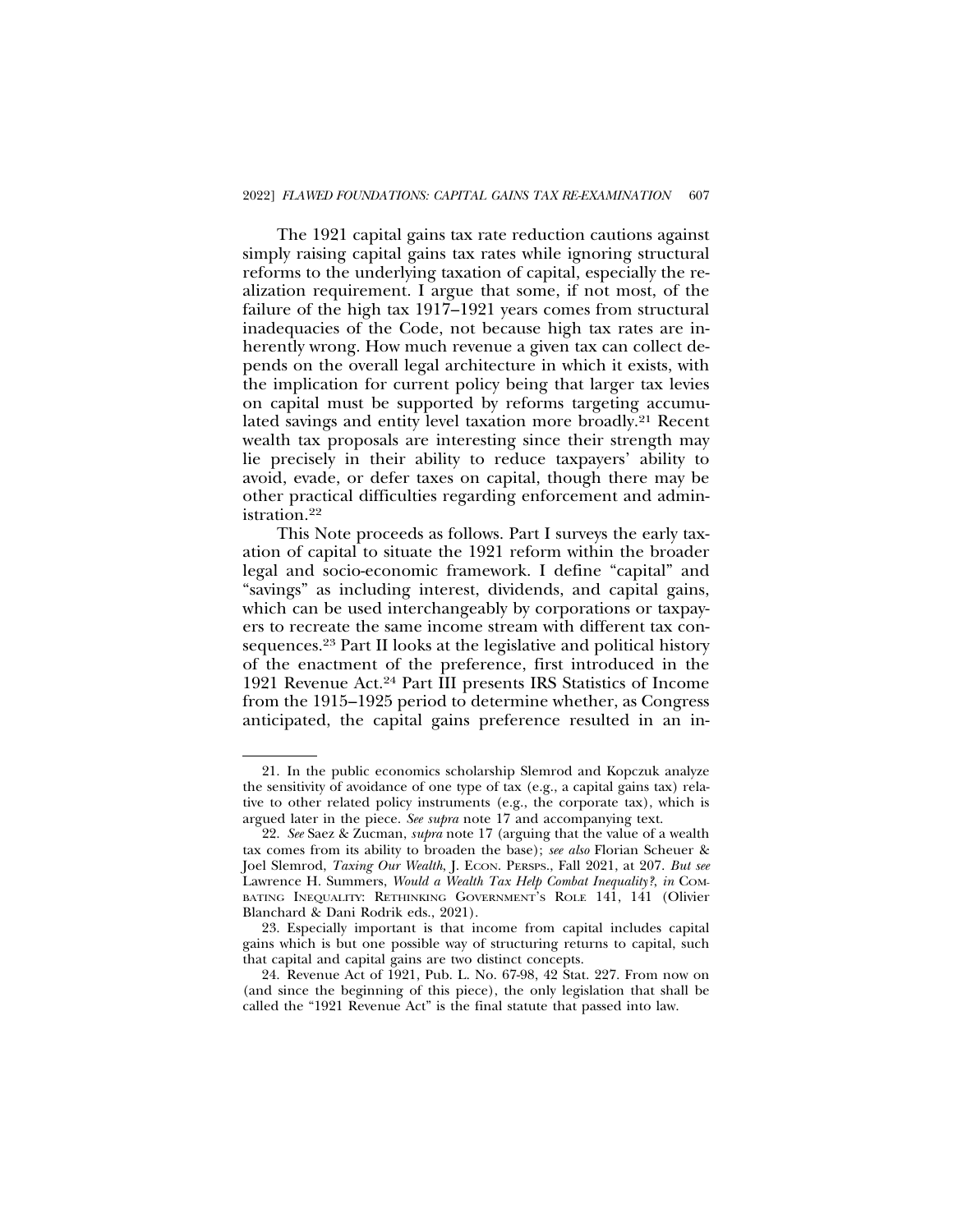The 1921 capital gains tax rate reduction cautions against simply raising capital gains tax rates while ignoring structural reforms to the underlying taxation of capital, especially the realization requirement. I argue that some, if not most, of the failure of the high tax 1917–1921 years comes from structural inadequacies of the Code, not because high tax rates are inherently wrong. How much revenue a given tax can collect depends on the overall legal architecture in which it exists, with the implication for current policy being that larger tax levies on capital must be supported by reforms targeting accumulated savings and entity level taxation more broadly.[21] Recent wealth tax proposals are interesting since their strength may lie precisely in their ability to reduce taxpayers' ability to avoid, evade, or defer taxes on capital, though there may be other practical difficulties regarding enforcement and administration.[22]

This Note proceeds as follows. Part I surveys the early taxation of capital to situate the 1921 reform within the broader legal and socio-economic framework. I define "capital" and "savings" as including interest, dividends, and capital gains, which can be used interchangeably by corporations or taxpayers to recreate the same income stream with different tax consequences.[23] Part II looks at the legislative and political history of the enactment of the preference, first introduced in the 1921 Revenue Act.[24] Part III presents IRS Statistics of Income from the 1915–1925 period to determine whether, as Congress anticipated, the capital gains preference resulted in an in-

---

21. In the public economics scholarship Slemrod and Kopczuk analyze the sensitivity of avoidance of one type of tax (e.g., a capital gains tax) relative to other related policy instruments (e.g., the corporate tax), which is argued later in the piece. *See supra* note 17 and accompanying text.

22. *See* Saez & Zucman, *supra* note 17 (arguing that the value of a wealth tax comes from its ability to broaden the base); *see also* Florian Scheuer & Joel Slemrod, *Taxing Our Wealth*, J. ECON. PERSPS., Fall 2021, at 207. *But see* Lawrence H. Summers, *Would a Wealth Tax Help Combat Inequality?*, *in* COMBATING INEQUALITY: RETHINKING GOVERNMENT'S ROLE 141, 141 (Olivier Blanchard & Dani Rodrik eds., 2021).

23. Especially important is that income from capital includes capital gains which is but one possible way of structuring returns to capital, such that capital and capital gains are two distinct concepts.

24. Revenue Act of 1921, Pub. L. No. 67-98, 42 Stat. 227. From now on (and since the beginning of this piece), the only legislation that shall be called the "1921 Revenue Act" is the final statute that passed into law.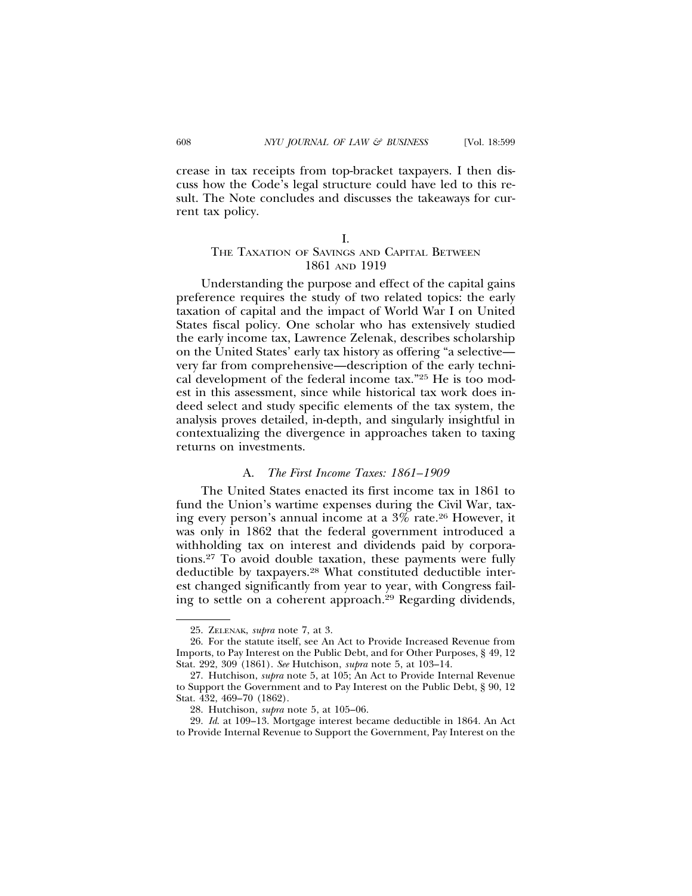crease in tax receipts from top-bracket taxpayers. I then discuss how the Code's legal structure could have led to this result. The Note concludes and discusses the takeaways for current tax policy.

## I. THE TAXATION OF SAVINGS AND CAPITAL BETWEEN 1861 AND 1919

Understanding the purpose and effect of the capital gains preference requires the study of two related topics: the early taxation of capital and the impact of World War I on United States fiscal policy. One scholar who has extensively studied the early income tax, Lawrence Zelenak, describes scholarship on the United States' early tax history as offering "a selective—very far from comprehensive—description of the early technical development of the federal income tax."[25] He is too modest in this assessment, since while historical tax work does indeed select and study specific elements of the tax system, the analysis proves detailed, in-depth, and singularly insightful in contextualizing the divergence in approaches taken to taxing returns on investments.

### A. *The First Income Taxes: 1861–1909*

The United States enacted its first income tax in 1861 to fund the Union's wartime expenses during the Civil War, taxing every person's annual income at a 3% rate.[26] However, it was only in 1862 that the federal government introduced a withholding tax on interest and dividends paid by corporations.[27] To avoid double taxation, these payments were fully deductible by taxpayers.[28] What constituted deductible interest changed significantly from year to year, with Congress failing to settle on a coherent approach.[29] Regarding dividends,

---

25. ZELENAK, *supra* note 7, at 3.

26. For the statute itself, see An Act to Provide Increased Revenue from Imports, to Pay Interest on the Public Debt, and for Other Purposes, § 49, 12 Stat. 292, 309 (1861). *See* Hutchison, *supra* note 5, at 103–14.

27. Hutchison, *supra* note 5, at 105; An Act to Provide Internal Revenue to Support the Government and to Pay Interest on the Public Debt, § 90, 12 Stat. 432, 469–70 (1862).

28. Hutchison, *supra* note 5, at 105–06.

29. *Id.* at 109–13. Mortgage interest became deductible in 1864. An Act to Provide Internal Revenue to Support the Government, Pay Interest on the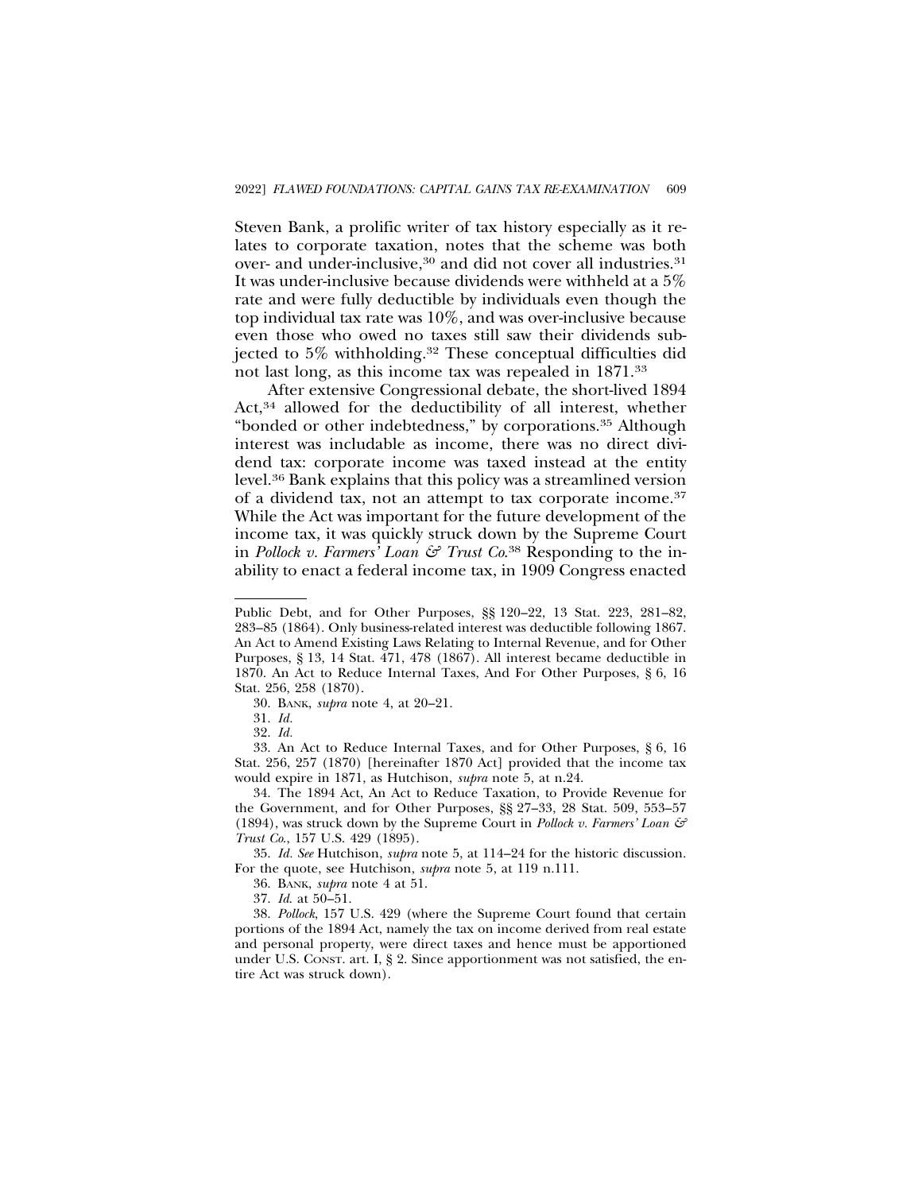Steven Bank, a prolific writer of tax history especially as it relates to corporate taxation, notes that the scheme was both over- and under-inclusive,[30] and did not cover all industries.[31] It was under-inclusive because dividends were withheld at a 5% rate and were fully deductible by individuals even though the top individual tax rate was 10%, and was over-inclusive because even those who owed no taxes still saw their dividends subjected to 5% withholding.[32] These conceptual difficulties did not last long, as this income tax was repealed in 1871.[33]

After extensive Congressional debate, the short-lived 1894 Act,[34] allowed for the deductibility of all interest, whether "bonded or other indebtedness," by corporations.[35] Although interest was includable as income, there was no direct dividend tax: corporate income was taxed instead at the entity level.[36] Bank explains that this policy was a streamlined version of a dividend tax, not an attempt to tax corporate income.[37] While the Act was important for the future development of the income tax, it was quickly struck down by the Supreme Court in *Pollock v. Farmers' Loan & Trust Co.*[38] Responding to the inability to enact a federal income tax, in 1909 Congress enacted

---

Public Debt, and for Other Purposes, §§ 120–22, 13 Stat. 223, 281–82, 283–85 (1864). Only business-related interest was deductible following 1867. An Act to Amend Existing Laws Relating to Internal Revenue, and for Other Purposes, § 13, 14 Stat. 471, 478 (1867). All interest became deductible in 1870. An Act to Reduce Internal Taxes, And For Other Purposes, § 6, 16 Stat. 256, 258 (1870).

30. BANK, *supra* note 4, at 20–21.

31. *Id.*

32. *Id.*

33. An Act to Reduce Internal Taxes, and for Other Purposes, § 6, 16 Stat. 256, 257 (1870) [hereinafter 1870 Act] provided that the income tax would expire in 1871, as Hutchison, *supra* note 5, at n.24.

34. The 1894 Act, An Act to Reduce Taxation, to Provide Revenue for the Government, and for Other Purposes, §§ 27–33, 28 Stat. 509, 553–57 (1894), was struck down by the Supreme Court in *Pollock v. Farmers' Loan & Trust Co.*, 157 U.S. 429 (1895).

35. *Id. See* Hutchison, *supra* note 5, at 114–24 for the historic discussion. For the quote, see Hutchison, *supra* note 5, at 119 n.111.

36. BANK, *supra* note 4 at 51.

37. *Id.* at 50–51.

38. *Pollock*, 157 U.S. 429 (where the Supreme Court found that certain portions of the 1894 Act, namely the tax on income derived from real estate and personal property, were direct taxes and hence must be apportioned under U.S. CONST. art. I, § 2. Since apportionment was not satisfied, the entire Act was struck down).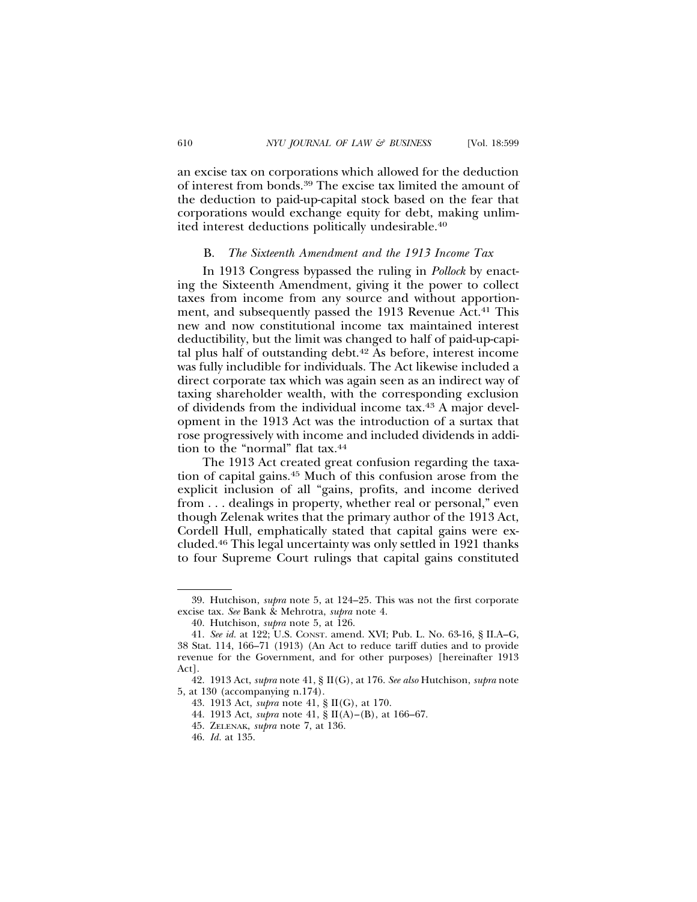an excise tax on corporations which allowed for the deduction of interest from bonds.[39] The excise tax limited the amount of the deduction to paid-up-capital stock based on the fear that corporations would exchange equity for debt, making unlimited interest deductions politically undesirable.[40]

### B. *The Sixteenth Amendment and the 1913 Income Tax*

In 1913 Congress bypassed the ruling in *Pollock* by enacting the Sixteenth Amendment, giving it the power to collect taxes from income from any source and without apportionment, and subsequently passed the 1913 Revenue Act.[41] This new and now constitutional income tax maintained interest deductibility, but the limit was changed to half of paid-up-capital plus half of outstanding debt.[42] As before, interest income was fully includible for individuals. The Act likewise included a direct corporate tax which was again seen as an indirect way of taxing shareholder wealth, with the corresponding exclusion of dividends from the individual income tax.[43] A major development in the 1913 Act was the introduction of a surtax that rose progressively with income and included dividends in addition to the "normal" flat tax.[44]

The 1913 Act created great confusion regarding the taxation of capital gains.[45] Much of this confusion arose from the explicit inclusion of all "gains, profits, and income derived from . . . dealings in property, whether real or personal," even though Zelenak writes that the primary author of the 1913 Act, Cordell Hull, emphatically stated that capital gains were excluded.[46] This legal uncertainty was only settled in 1921 thanks to four Supreme Court rulings that capital gains constituted

---

39. Hutchison, *supra* note 5, at 124–25. This was not the first corporate excise tax. *See* Bank & Mehrotra, *supra* note 4.

40. Hutchison, *supra* note 5, at 126.

41. *See id.* at 122; U.S. CONST. amend. XVI; Pub. L. No. 63-16, § II.A–G, 38 Stat. 114, 166–71 (1913) (An Act to reduce tariff duties and to provide revenue for the Government, and for other purposes) [hereinafter 1913 Act].

42. 1913 Act, *supra* note 41, § II(G), at 176. *See also* Hutchison, *supra* note 5, at 130 (accompanying n.174).

43. 1913 Act, *supra* note 41, § II(G), at 170.

44. 1913 Act, *supra* note 41, § II(A)–(B), at 166–67.

45. ZELENAK, *supra* note 7, at 136.

46. *Id.* at 135.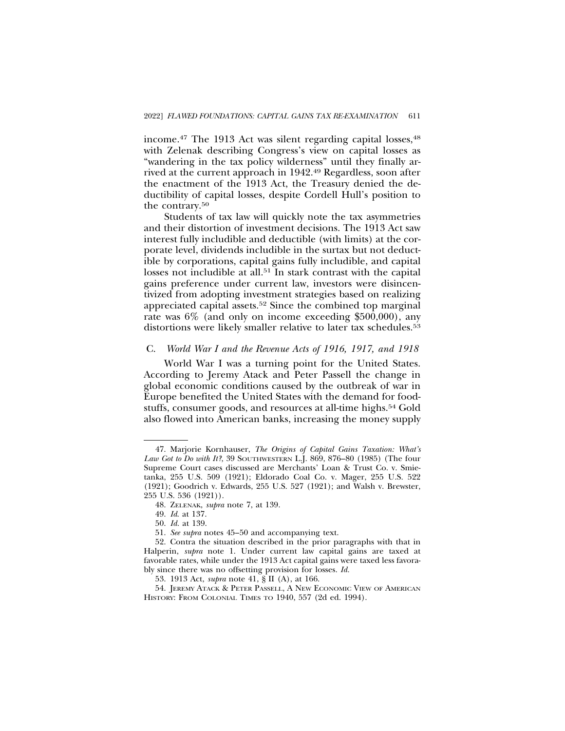income.[47] The 1913 Act was silent regarding capital losses,[48] with Zelenak describing Congress's view on capital losses as "wandering in the tax policy wilderness" until they finally arrived at the current approach in 1942.[49] Regardless, soon after the enactment of the 1913 Act, the Treasury denied the deductibility of capital losses, despite Cordell Hull's position to the contrary.[50]

Students of tax law will quickly note the tax asymmetries and their distortion of investment decisions. The 1913 Act saw interest fully includible and deductible (with limits) at the corporate level, dividends includible in the surtax but not deductible by corporations, capital gains fully includible, and capital losses not includible at all.[51] In stark contrast with the capital gains preference under current law, investors were disincentivized from adopting investment strategies based on realizing appreciated capital assets.[52] Since the combined top marginal rate was 6% (and only on income exceeding $500,000), any distortions were likely smaller relative to later tax schedules.[53]

### C. *World War I and the Revenue Acts of 1916, 1917, and 1918*

World War I was a turning point for the United States. According to Jeremy Atack and Peter Passell the change in global economic conditions caused by the outbreak of war in Europe benefited the United States with the demand for foodstuffs, consumer goods, and resources at all-time highs.[54] Gold also flowed into American banks, increasing the money supply

---

47. Marjorie Kornhauser, *The Origins of Capital Gains Taxation: What's Law Got to Do with It?*, 39 SOUTHWESTERN L.J. 869, 876–80 (1985) (The four Supreme Court cases discussed are Merchants' Loan & Trust Co. v. Smietanka, 255 U.S. 509 (1921); Eldorado Coal Co. v. Mager, 255 U.S. 522 (1921); Goodrich v. Edwards, 255 U.S. 527 (1921); and Walsh v. Brewster, 255 U.S. 536 (1921)).

48. ZELENAK, *supra* note 7, at 139.

49. *Id.* at 137.

50. *Id.* at 139.

51. *See supra* notes 45–50 and accompanying text.

52. Contra the situation described in the prior paragraphs with that in Halperin, *supra* note 1. Under current law capital gains are taxed at favorable rates, while under the 1913 Act capital gains were taxed less favorably since there was no offsetting provision for losses. *Id.*

53. 1913 Act, *supra* note 41, § II (A), at 166.

54. JEREMY ATACK & PETER PASSELL, A NEW ECONOMIC VIEW OF AMERICAN HISTORY: FROM COLONIAL TIMES TO 1940, 557 (2d ed. 1994).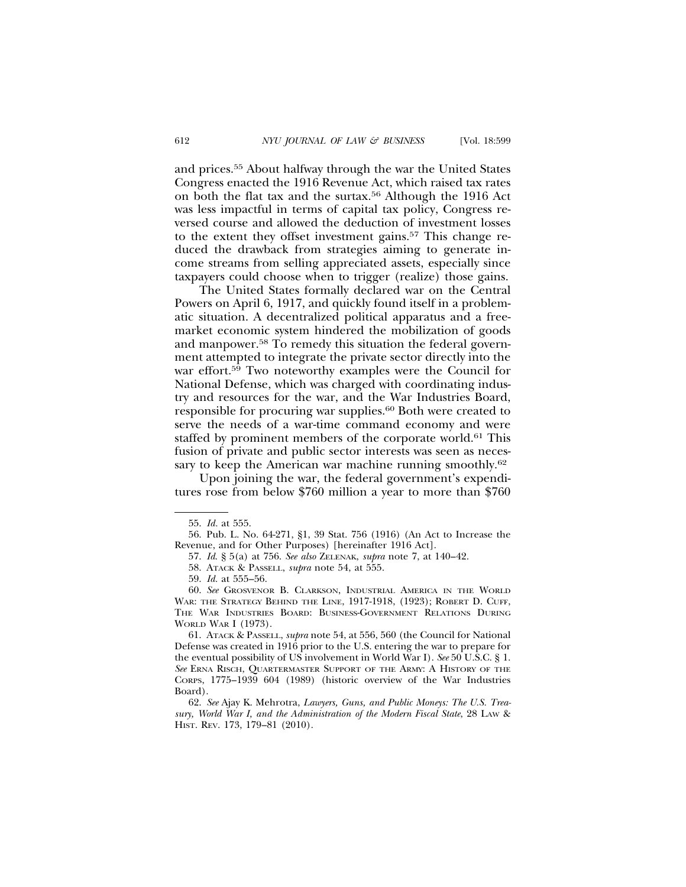and prices.[55] About halfway through the war the United States Congress enacted the 1916 Revenue Act, which raised tax rates on both the flat tax and the surtax.[56] Although the 1916 Act was less impactful in terms of capital tax policy, Congress reversed course and allowed the deduction of investment losses to the extent they offset investment gains.[57] This change reduced the drawback from strategies aiming to generate income streams from selling appreciated assets, especially since taxpayers could choose when to trigger (realize) those gains.

The United States formally declared war on the Central Powers on April 6, 1917, and quickly found itself in a problematic situation. A decentralized political apparatus and a free-market economic system hindered the mobilization of goods and manpower.[58] To remedy this situation the federal government attempted to integrate the private sector directly into the war effort.[59] Two noteworthy examples were the Council for National Defense, which was charged with coordinating industry and resources for the war, and the War Industries Board, responsible for procuring war supplies.[60] Both were created to serve the needs of a war-time command economy and were staffed by prominent members of the corporate world.[61] This fusion of private and public sector interests was seen as necessary to keep the American war machine running smoothly.[62]

Upon joining the war, the federal government's expenditures rose from below $760 million a year to more than $760

---

55. *Id.* at 555.

56. Pub. L. No. 64-271, §1, 39 Stat. 756 (1916) (An Act to Increase the Revenue, and for Other Purposes) [hereinafter 1916 Act].

57. *Id.* § 5(a) at 756. *See also* ZELENAK, *supra* note 7, at 140–42.

58. ATACK & PASSELL, *supra* note 54, at 555.

59. *Id.* at 555–56.

60. *See* GROSVENOR B. CLARKSON, INDUSTRIAL AMERICA IN THE WORLD WAR: THE STRATEGY BEHIND THE LINE, 1917-1918, (1923); ROBERT D. CUFF, THE WAR INDUSTRIES BOARD: BUSINESS-GOVERNMENT RELATIONS DURING WORLD WAR I (1973).

61. ATACK & PASSELL, *supra* note 54, at 556, 560 (the Council for National Defense was created in 1916 prior to the U.S. entering the war to prepare for the eventual possibility of US involvement in World War I). *See* 50 U.S.C. § 1. *See* ERNA RISCH, QUARTERMASTER SUPPORT OF THE ARMY: A HISTORY OF THE CORPS, 1775–1939 604 (1989) (historic overview of the War Industries Board).

62. *See* Ajay K. Mehrotra, *Lawyers, Guns, and Public Moneys: The U.S. Treasury, World War I, and the Administration of the Modern Fiscal State*, 28 LAW & HIST. REV. 173, 179–81 (2010).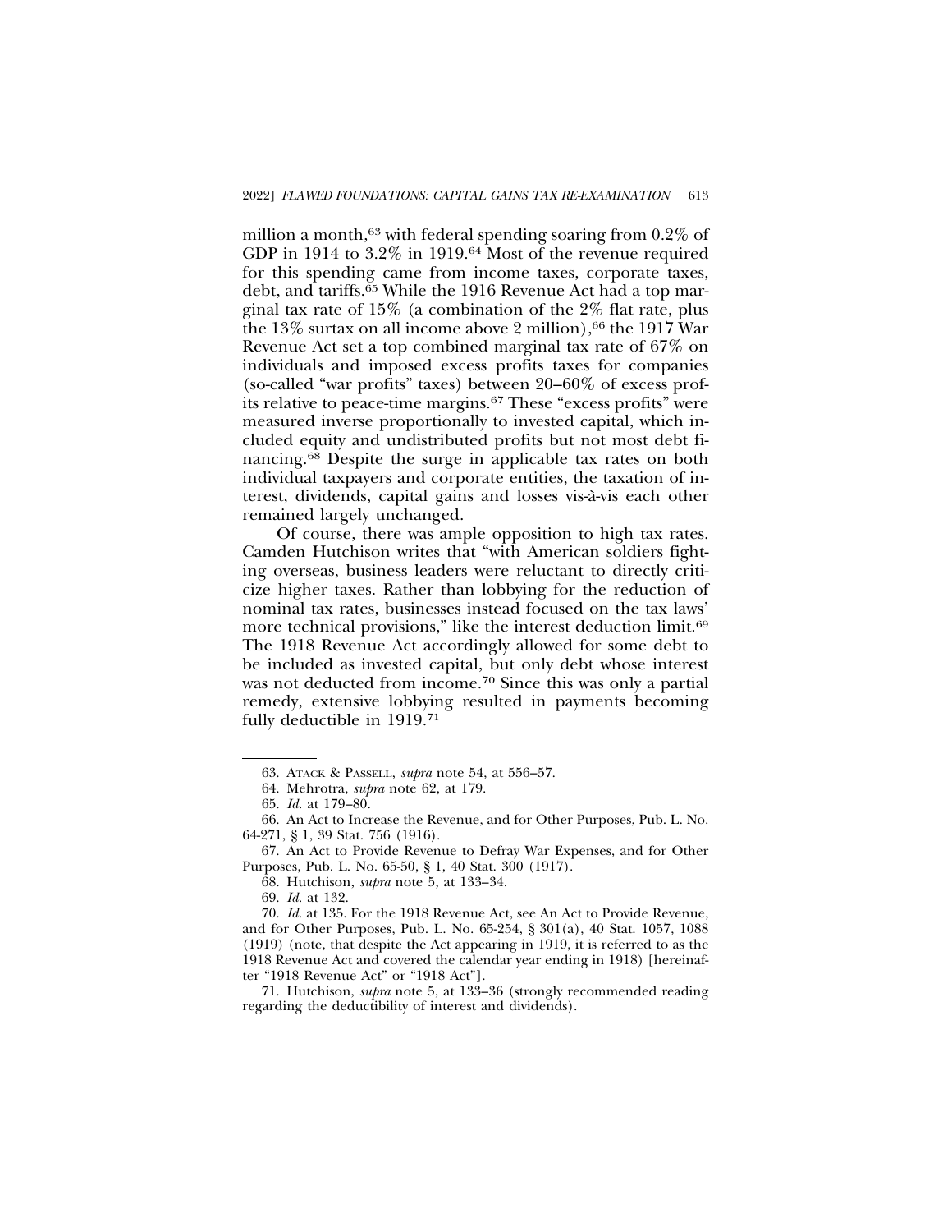million a month,[63] with federal spending soaring from 0.2% of GDP in 1914 to 3.2% in 1919.[64] Most of the revenue required for this spending came from income taxes, corporate taxes, debt, and tariffs.[65] While the 1916 Revenue Act had a top marginal tax rate of 15% (a combination of the 2% flat rate, plus the 13% surtax on all income above 2 million),[66] the 1917 War Revenue Act set a top combined marginal tax rate of 67% on individuals and imposed excess profits taxes for companies (so-called "war profits" taxes) between 20–60% of excess profits relative to peace-time margins.[67] These "excess profits" were measured inverse proportionally to invested capital, which included equity and undistributed profits but not most debt financing.[68] Despite the surge in applicable tax rates on both individual taxpayers and corporate entities, the taxation of interest, dividends, capital gains and losses vis-à-vis each other remained largely unchanged.

Of course, there was ample opposition to high tax rates. Camden Hutchison writes that "with American soldiers fighting overseas, business leaders were reluctant to directly criticize higher taxes. Rather than lobbying for the reduction of nominal tax rates, businesses instead focused on the tax laws' more technical provisions," like the interest deduction limit.[69] The 1918 Revenue Act accordingly allowed for some debt to be included as invested capital, but only debt whose interest was not deducted from income.[70] Since this was only a partial remedy, extensive lobbying resulted in payments becoming fully deductible in 1919.[71]

---

63. Atack & Passell, *supra* note 54, at 556–57.

64. Mehrotra, *supra* note 62, at 179.

65. *Id.* at 179–80.

66. An Act to Increase the Revenue, and for Other Purposes, Pub. L. No. 64-271, § 1, 39 Stat. 756 (1916).

67. An Act to Provide Revenue to Defray War Expenses, and for Other Purposes, Pub. L. No. 65-50, § 1, 40 Stat. 300 (1917).

68. Hutchison, *supra* note 5, at 133–34.

69. *Id.* at 132.

70. *Id.* at 135. For the 1918 Revenue Act, see An Act to Provide Revenue, and for Other Purposes, Pub. L. No. 65-254, § 301(a), 40 Stat. 1057, 1088 (1919) (note, that despite the Act appearing in 1919, it is referred to as the 1918 Revenue Act and covered the calendar year ending in 1918) [hereinafter "1918 Revenue Act" or "1918 Act"].

71. Hutchison, *supra* note 5, at 133–36 (strongly recommended reading regarding the deductibility of interest and dividends).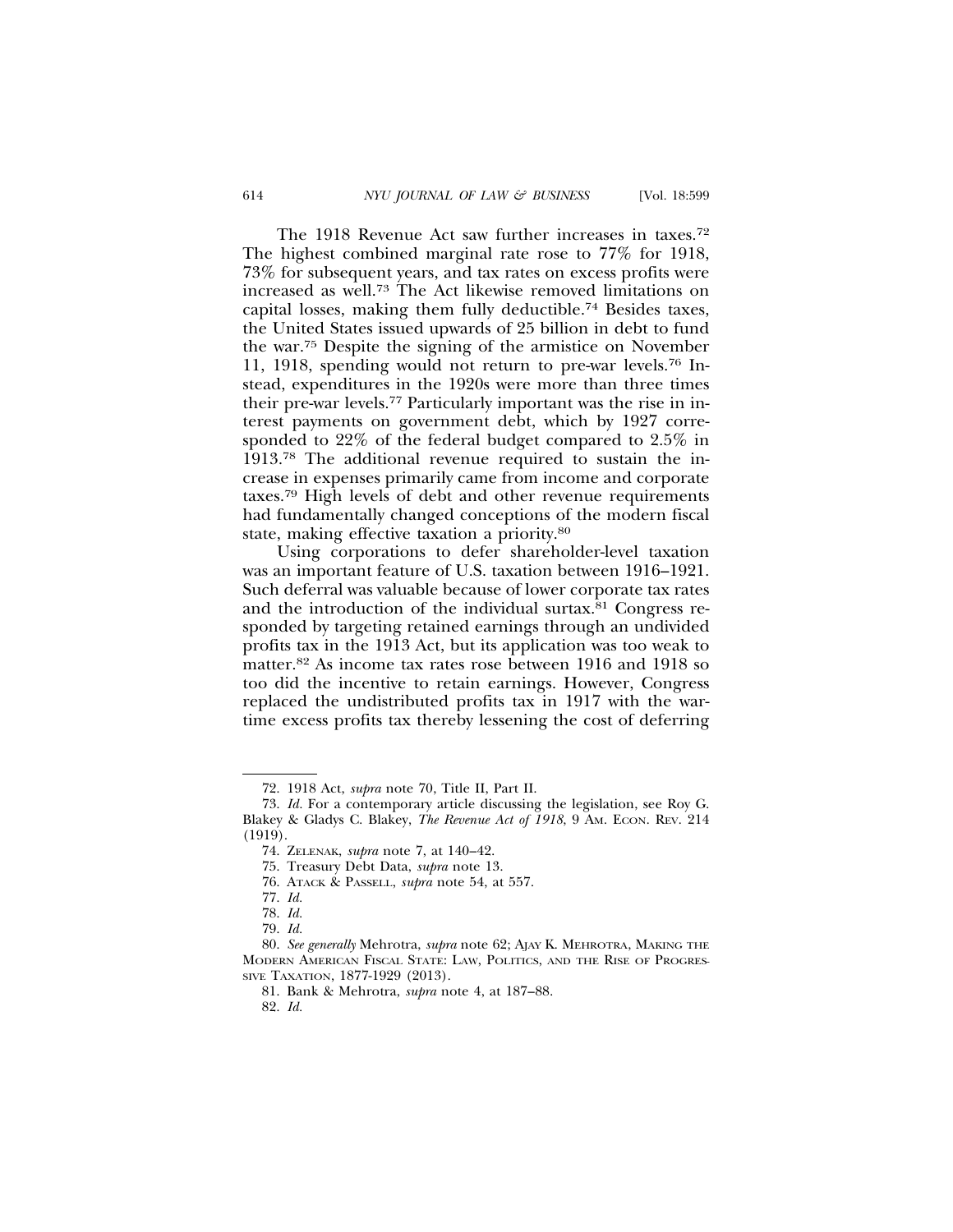The 1918 Revenue Act saw further increases in taxes.[72] The highest combined marginal rate rose to 77% for 1918, 73% for subsequent years, and tax rates on excess profits were increased as well.[73] The Act likewise removed limitations on capital losses, making them fully deductible.[74] Besides taxes, the United States issued upwards of 25 billion in debt to fund the war.[75] Despite the signing of the armistice on November 11, 1918, spending would not return to pre-war levels.[76] Instead, expenditures in the 1920s were more than three times their pre-war levels.[77] Particularly important was the rise in interest payments on government debt, which by 1927 corresponded to 22% of the federal budget compared to 2.5% in 1913.[78] The additional revenue required to sustain the increase in expenses primarily came from income and corporate taxes.[79] High levels of debt and other revenue requirements had fundamentally changed conceptions of the modern fiscal state, making effective taxation a priority.[80]

Using corporations to defer shareholder-level taxation was an important feature of U.S. taxation between 1916–1921. Such deferral was valuable because of lower corporate tax rates and the introduction of the individual surtax.[81] Congress responded by targeting retained earnings through an undivided profits tax in the 1913 Act, but its application was too weak to matter.[82] As income tax rates rose between 1916 and 1918 so too did the incentive to retain earnings. However, Congress replaced the undistributed profits tax in 1917 with the wartime excess profits tax thereby lessening the cost of deferring

---

72. 1918 Act, *supra* note 70, Title II, Part II.

73. *Id.* For a contemporary article discussing the legislation, see Roy G. Blakey & Gladys C. Blakey, *The Revenue Act of 1918*, 9 AM. ECON. REV. 214 (1919).

74. ZELENAK, *supra* note 7, at 140–42.

75. Treasury Debt Data, *supra* note 13.

76. ATACK & PASSELL, *supra* note 54, at 557.

77. *Id.*

78. *Id.*

79. *Id.*

80. *See generally* Mehrotra, *supra* note 62; AJAY K. MEHROTRA, MAKING THE MODERN AMERICAN FISCAL STATE: LAW, POLITICS, AND THE RISE OF PROGRESSIVE TAXATION, 1877-1929 (2013).

81. Bank & Mehrotra, *supra* note 4, at 187–88.

82. *Id.*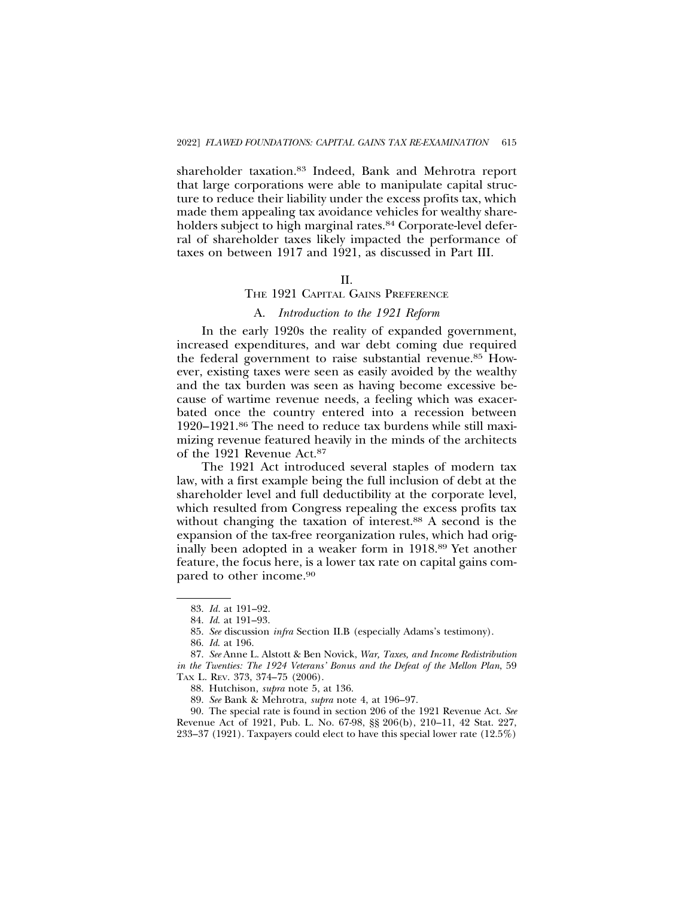shareholder taxation.[83] Indeed, Bank and Mehrotra report that large corporations were able to manipulate capital structure to reduce their liability under the excess profits tax, which made them appealing tax avoidance vehicles for wealthy shareholders subject to high marginal rates.[84] Corporate-level deferral of shareholder taxes likely impacted the performance of taxes on between 1917 and 1921, as discussed in Part III.

## II.
## THE 1921 CAPITAL GAINS PREFERENCE

### A. *Introduction to the 1921 Reform*

In the early 1920s the reality of expanded government, increased expenditures, and war debt coming due required the federal government to raise substantial revenue.[85] However, existing taxes were seen as easily avoided by the wealthy and the tax burden was seen as having become excessive because of wartime revenue needs, a feeling which was exacerbated once the country entered into a recession between 1920–1921.[86] The need to reduce tax burdens while still maximizing revenue featured heavily in the minds of the architects of the 1921 Revenue Act.[87]

The 1921 Act introduced several staples of modern tax law, with a first example being the full inclusion of debt at the shareholder level and full deductibility at the corporate level, which resulted from Congress repealing the excess profits tax without changing the taxation of interest.[88] A second is the expansion of the tax-free reorganization rules, which had originally been adopted in a weaker form in 1918.[89] Yet another feature, the focus here, is a lower tax rate on capital gains compared to other income.[90]

---

83. *Id.* at 191–92.

84. *Id.* at 191–93.

85. *See* discussion *infra* Section II.B (especially Adams's testimony).

86. *Id.* at 196.

87. *See* Anne L. Alstott & Ben Novick, *War, Taxes, and Income Redistribution in the Twenties: The 1924 Veterans' Bonus and the Defeat of the Mellon Plan*, 59 TAX L. REV. 373, 374–75 (2006).

88. Hutchison, *supra* note 5, at 136.

89. *See* Bank & Mehrotra, *supra* note 4, at 196–97.

90. The special rate is found in section 206 of the 1921 Revenue Act. *See* Revenue Act of 1921, Pub. L. No. 67-98, §§ 206(b), 210–11, 42 Stat. 227, 233–37 (1921). Taxpayers could elect to have this special lower rate (12.5%)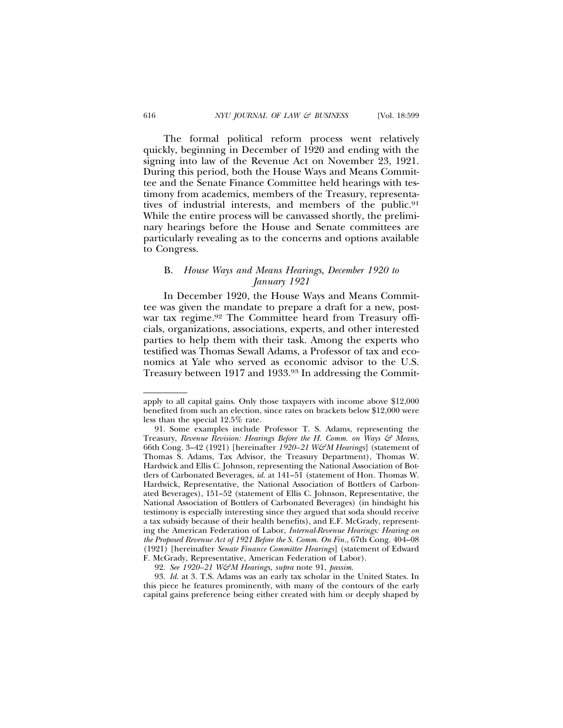The formal political reform process went relatively quickly, beginning in December of 1920 and ending with the signing into law of the Revenue Act on November 23, 1921. During this period, both the House Ways and Means Committee and the Senate Finance Committee held hearings with testimony from academics, members of the Treasury, representatives of industrial interests, and members of the public.[91] While the entire process will be canvassed shortly, the preliminary hearings before the House and Senate committees are particularly revealing as to the concerns and options available to Congress.

### B. *House Ways and Means Hearings, December 1920 to January 1921*

In December 1920, the House Ways and Means Committee was given the mandate to prepare a draft for a new, post-war tax regime.[92] The Committee heard from Treasury officials, organizations, associations, experts, and other interested parties to help them with their task. Among the experts who testified was Thomas Sewall Adams, a Professor of tax and economics at Yale who served as economic advisor to the U.S. Treasury between 1917 and 1933.[93] In addressing the Commit-

---

apply to all capital gains. Only those taxpayers with income above $12,000 benefited from such an election, since rates on brackets below $12,000 were less than the special 12.5% rate.

91. Some examples include Professor T. S. Adams, representing the Treasury, *Revenue Revision: Hearings Before the H. Comm. on Ways & Means*, 66th Cong. 3–42 (1921) [hereinafter *1920–21 W&M Hearings*] (statement of Thomas S. Adams, Tax Advisor, the Treasury Department), Thomas W. Hardwick and Ellis C. Johnson, representing the National Association of Bottlers of Carbonated Beverages, *id.* at 141–51 (statement of Hon. Thomas W. Hardwick, Representative, the National Association of Bottlers of Carbonated Beverages), 151–52 (statement of Ellis C. Johnson, Representative, the National Association of Bottlers of Carbonated Beverages) (in hindsight his testimony is especially interesting since they argued that soda should receive a tax subsidy because of their health benefits), and E.F. McGrady, representing the American Federation of Labor, *Internal-Revenue Hearings: Hearing on the Proposed Revenue Act of 1921 Before the S. Comm. On Fin.*, 67th Cong. 404–08 (1921) [hereinafter *Senate Finance Committee Hearings*] (statement of Edward F. McGrady, Representative, American Federation of Labor).

92. *See 1920–21 W&M Hearings*, *supra* note 91, *passim*.

93. *Id.* at 3. T.S. Adams was an early tax scholar in the United States. In this piece he features prominently, with many of the contours of the early capital gains preference being either created with him or deeply shaped by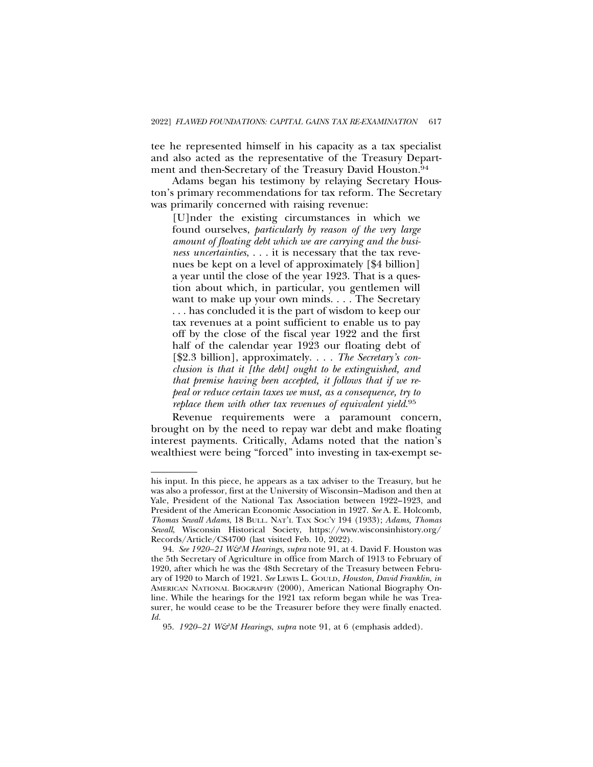tee he represented himself in his capacity as a tax specialist and also acted as the representative of the Treasury Department and then-Secretary of the Treasury David Houston.[94]

Adams began his testimony by relaying Secretary Houston's primary recommendations for tax reform. The Secretary was primarily concerned with raising revenue:

> [U]nder the existing circumstances in which we found ourselves, *particularly by reason of the very large amount of floating debt which we are carrying and the business uncertainties*, . . . it is necessary that the tax revenues be kept on a level of approximately [$4 billion] a year until the close of the year 1923. That is a question about which, in particular, you gentlemen will want to make up your own minds. . . . The Secretary . . . has concluded it is the part of wisdom to keep our tax revenues at a point sufficient to enable us to pay off by the close of the fiscal year 1922 and the first half of the calendar year 1923 our floating debt of [$2.3 billion], approximately. . . . *The Secretary's conclusion is that it [the debt] ought to be extinguished, and that premise having been accepted, it follows that if we repeal or reduce certain taxes we must, as a consequence, try to replace them with other tax revenues of equivalent yield*.[95]

Revenue requirements were a paramount concern, brought on by the need to repay war debt and make floating interest payments. Critically, Adams noted that the nation's wealthiest were being "forced" into investing in tax-exempt se-

---

his input. In this piece, he appears as a tax adviser to the Treasury, but he was also a professor, first at the University of Wisconsin–Madison and then at Yale, President of the National Tax Association between 1922–1923, and President of the American Economic Association in 1927. *See* A. E. Holcomb, *Thomas Sewall Adams*, 18 BULL. NAT'L TAX SOC'Y 194 (1933); *Adams, Thomas Sewall*, Wisconsin Historical Society, https://www.wisconsinhistory.org/Records/Article/CS4700 (last visited Feb. 10, 2022).

94. *See 1920–21 W&M Hearings*, *supra* note 91, at 4. David F. Houston was the 5th Secretary of Agriculture in office from March of 1913 to February of 1920, after which he was the 48th Secretary of the Treasury between February of 1920 to March of 1921. *See* LEWIS L. GOULD, *Houston, David Franklin*, *in* AMERICAN NATIONAL BIOGRAPHY (2000), American National Biography Online. While the hearings for the 1921 tax reform began while he was Treasurer, he would cease to be the Treasurer before they were finally enacted. *Id.*

95. *1920–21 W&M Hearings*, *supra* note 91, at 6 (emphasis added).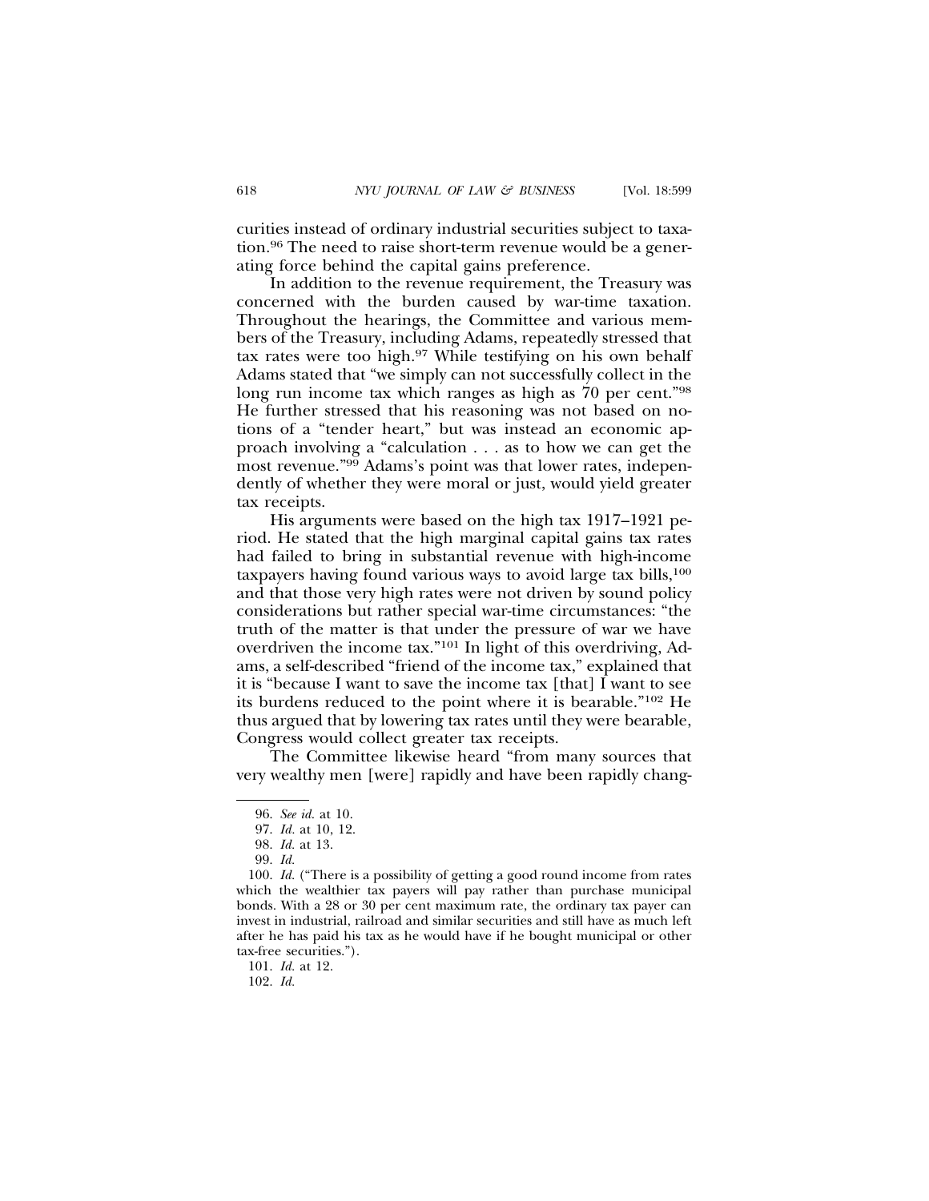curities instead of ordinary industrial securities subject to taxation.[96] The need to raise short-term revenue would be a generating force behind the capital gains preference.

In addition to the revenue requirement, the Treasury was concerned with the burden caused by war-time taxation. Throughout the hearings, the Committee and various members of the Treasury, including Adams, repeatedly stressed that tax rates were too high.[97] While testifying on his own behalf Adams stated that "we simply can not successfully collect in the long run income tax which ranges as high as 70 per cent."[98] He further stressed that his reasoning was not based on notions of a "tender heart," but was instead an economic approach involving a "calculation . . . as to how we can get the most revenue."[99] Adams's point was that lower rates, independently of whether they were moral or just, would yield greater tax receipts.

His arguments were based on the high tax 1917–1921 period. He stated that the high marginal capital gains tax rates had failed to bring in substantial revenue with high-income taxpayers having found various ways to avoid large tax bills,[100] and that those very high rates were not driven by sound policy considerations but rather special war-time circumstances: "the truth of the matter is that under the pressure of war we have overdriven the income tax."[101] In light of this overdriving, Adams, a self-described "friend of the income tax," explained that it is "because I want to save the income tax [that] I want to see its burdens reduced to the point where it is bearable."[102] He thus argued that by lowering tax rates until they were bearable, Congress would collect greater tax receipts.

The Committee likewise heard "from many sources that very wealthy men [were] rapidly and have been rapidly chang-

---

96. *See id.* at 10.

97. *Id.* at 10, 12.

98. *Id.* at 13.

99. *Id.*

100. *Id.* ("There is a possibility of getting a good round income from rates which the wealthier tax payers will pay rather than purchase municipal bonds. With a 28 or 30 per cent maximum rate, the ordinary tax payer can invest in industrial, railroad and similar securities and still have as much left after he has paid his tax as he would have if he bought municipal or other tax-free securities.").

101. *Id.* at 12.

102. *Id.*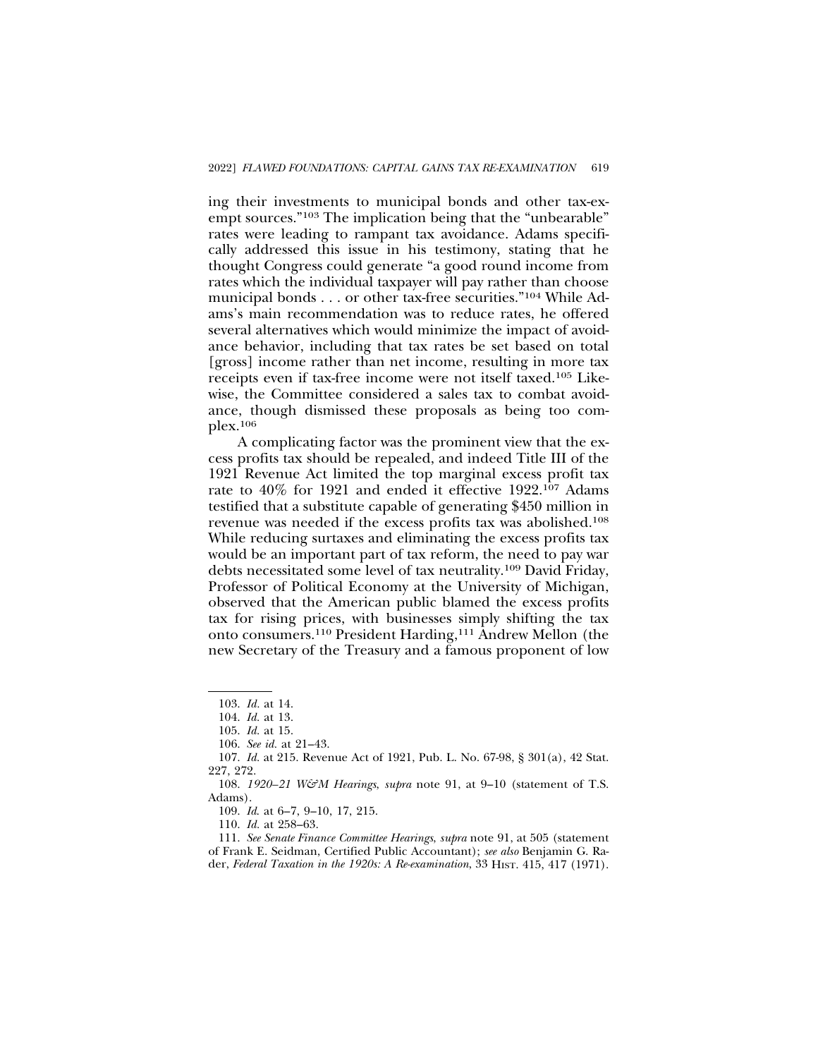ing their investments to municipal bonds and other tax-exempt sources."[103] The implication being that the "unbearable" rates were leading to rampant tax avoidance. Adams specifically addressed this issue in his testimony, stating that he thought Congress could generate "a good round income from rates which the individual taxpayer will pay rather than choose municipal bonds . . . or other tax-free securities."[104] While Adams's main recommendation was to reduce rates, he offered several alternatives which would minimize the impact of avoidance behavior, including that tax rates be set based on total [gross] income rather than net income, resulting in more tax receipts even if tax-free income were not itself taxed.[105] Likewise, the Committee considered a sales tax to combat avoidance, though dismissed these proposals as being too complex.[106]

A complicating factor was the prominent view that the excess profits tax should be repealed, and indeed Title III of the 1921 Revenue Act limited the top marginal excess profit tax rate to 40% for 1921 and ended it effective 1922.[107] Adams testified that a substitute capable of generating $450 million in revenue was needed if the excess profits tax was abolished.[108] While reducing surtaxes and eliminating the excess profits tax would be an important part of tax reform, the need to pay war debts necessitated some level of tax neutrality.[109] David Friday, Professor of Political Economy at the University of Michigan, observed that the American public blamed the excess profits tax for rising prices, with businesses simply shifting the tax onto consumers.[110] President Harding,[111] Andrew Mellon (the new Secretary of the Treasury and a famous proponent of low

---

103. *Id.* at 14.

104. *Id.* at 13.

105. *Id.* at 15.

106. *See id.* at 21–43.

107. *Id.* at 215. Revenue Act of 1921, Pub. L. No. 67-98, § 301(a), 42 Stat. 227, 272.

108. *1920–21 W&M Hearings*, *supra* note 91, at 9–10 (statement of T.S. Adams).

109. *Id.* at 6–7, 9–10, 17, 215.

110. *Id.* at 258–63.

111. *See Senate Finance Committee Hearings*, *supra* note 91, at 505 (statement of Frank E. Seidman, Certified Public Accountant); *see also* Benjamin G. Rader, *Federal Taxation in the 1920s: A Re-examination*, 33 Hist. 415, 417 (1971).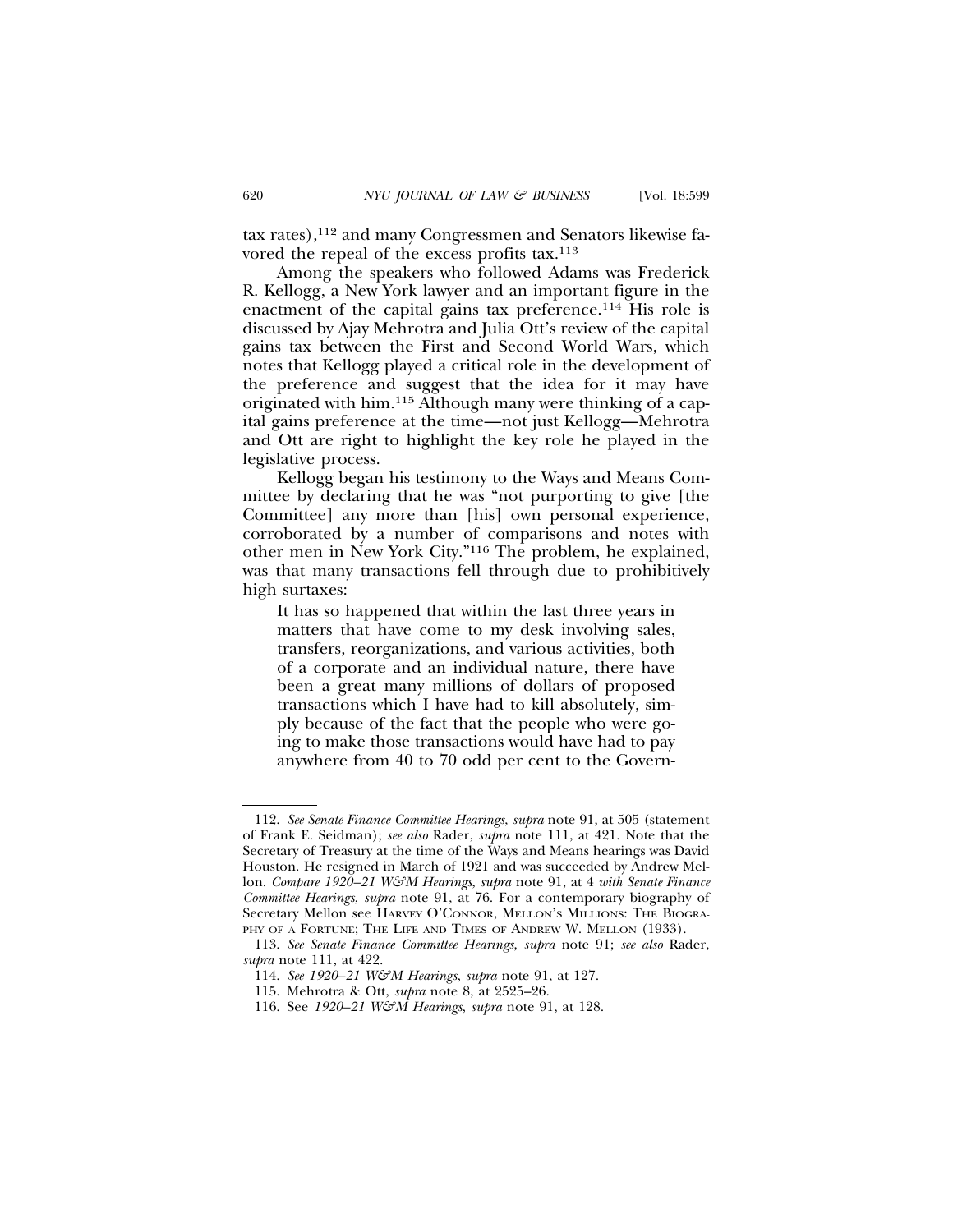tax rates),[112] and many Congressmen and Senators likewise favored the repeal of the excess profits tax.[113]

Among the speakers who followed Adams was Frederick R. Kellogg, a New York lawyer and an important figure in the enactment of the capital gains tax preference.[114] His role is discussed by Ajay Mehrotra and Julia Ott's review of the capital gains tax between the First and Second World Wars, which notes that Kellogg played a critical role in the development of the preference and suggest that the idea for it may have originated with him.[115] Although many were thinking of a capital gains preference at the time—not just Kellogg—Mehrotra and Ott are right to highlight the key role he played in the legislative process.

Kellogg began his testimony to the Ways and Means Committee by declaring that he was "not purporting to give [the Committee] any more than [his] own personal experience, corroborated by a number of comparisons and notes with other men in New York City."[116] The problem, he explained, was that many transactions fell through due to prohibitively high surtaxes:

> It has so happened that within the last three years in matters that have come to my desk involving sales, transfers, reorganizations, and various activities, both of a corporate and an individual nature, there have been a great many millions of dollars of proposed transactions which I have had to kill absolutely, simply because of the fact that the people who were going to make those transactions would have had to pay anywhere from 40 to 70 odd per cent to the Govern-

---

112. *See Senate Finance Committee Hearings*, *supra* note 91, at 505 (statement of Frank E. Seidman); *see also* Rader, *supra* note 111, at 421. Note that the Secretary of Treasury at the time of the Ways and Means hearings was David Houston. He resigned in March of 1921 and was succeeded by Andrew Mellon. *Compare 1920–21 W&M Hearings*, *supra* note 91, at 4 *with Senate Finance Committee Hearings*, *supra* note 91, at 76. For a contemporary biography of Secretary Mellon see HARVEY O'CONNOR, MELLON'S MILLIONS: THE BIOGRAPHY OF A FORTUNE; THE LIFE AND TIMES OF ANDREW W. MELLON (1933).

113. *See Senate Finance Committee Hearings*, *supra* note 91; *see also* Rader, *supra* note 111, at 422.

114. *See 1920–21 W&M Hearings*, *supra* note 91, at 127.

115. Mehrotra & Ott, *supra* note 8, at 2525–26.

116. See *1920–21 W&M Hearings*, *supra* note 91, at 128.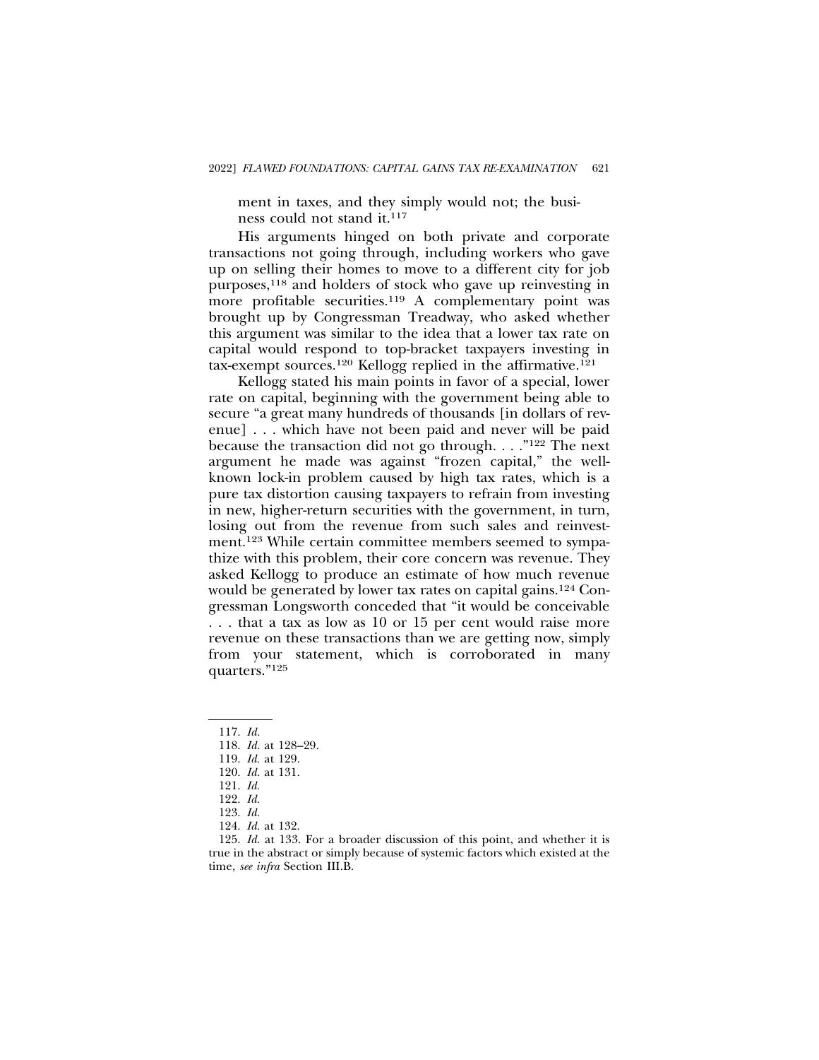ment in taxes, and they simply would not; the business could not stand it.[117]

His arguments hinged on both private and corporate transactions not going through, including workers who gave up on selling their homes to move to a different city for job purposes,[118] and holders of stock who gave up reinvesting in more profitable securities.[119] A complementary point was brought up by Congressman Treadway, who asked whether this argument was similar to the idea that a lower tax rate on capital would respond to top-bracket taxpayers investing in tax-exempt sources.[120] Kellogg replied in the affirmative.[121]

Kellogg stated his main points in favor of a special, lower rate on capital, beginning with the government being able to secure "a great many hundreds of thousands [in dollars of revenue] . . . which have not been paid and never will be paid because the transaction did not go through. . . ."[122] The next argument he made was against "frozen capital," the well-known lock-in problem caused by high tax rates, which is a pure tax distortion causing taxpayers to refrain from investing in new, higher-return securities with the government, in turn, losing out from the revenue from such sales and reinvestment.[123] While certain committee members seemed to sympathize with this problem, their core concern was revenue. They asked Kellogg to produce an estimate of how much revenue would be generated by lower tax rates on capital gains.[124] Congressman Longsworth conceded that "it would be conceivable . . . that a tax as low as 10 or 15 per cent would raise more revenue on these transactions than we are getting now, simply from your statement, which is corroborated in many quarters."[125]

---

117. *Id.*

118. *Id.* at 128–29.

119. *Id.* at 129.

120. *Id.* at 131.

121. *Id.*

122. *Id.*

123. *Id.*

124. *Id.* at 132.

125. *Id.* at 133. For a broader discussion of this point, and whether it is true in the abstract or simply because of systemic factors which existed at the time, *see infra* Section III.B.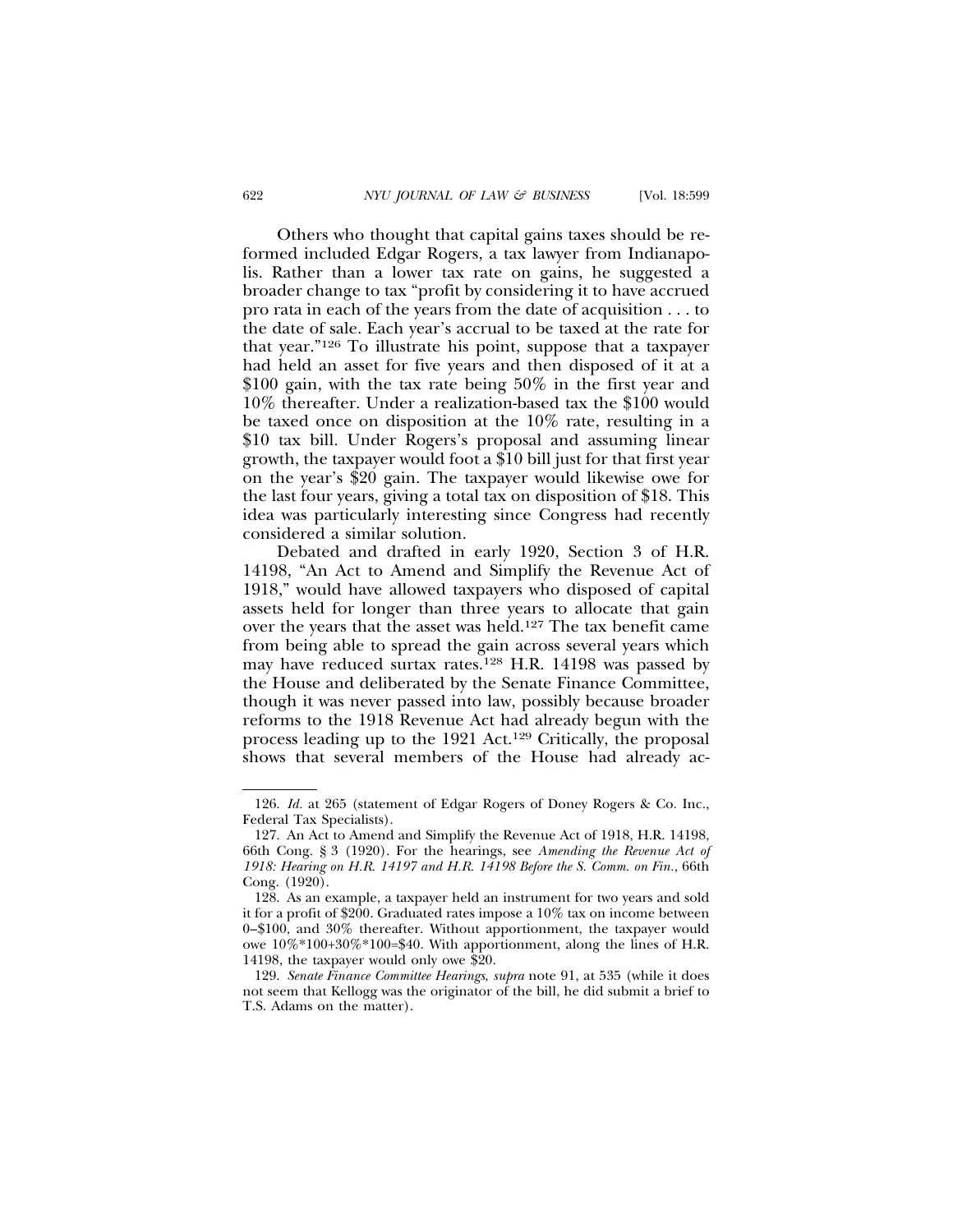Others who thought that capital gains taxes should be reformed included Edgar Rogers, a tax lawyer from Indianapolis. Rather than a lower tax rate on gains, he suggested a broader change to tax "profit by considering it to have accrued pro rata in each of the years from the date of acquisition . . . to the date of sale. Each year's accrual to be taxed at the rate for that year."[126] To illustrate his point, suppose that a taxpayer had held an asset for five years and then disposed of it at a \$100 gain, with the tax rate being 50% in the first year and 10% thereafter. Under a realization-based tax the \$100 would be taxed once on disposition at the 10% rate, resulting in a \$10 tax bill. Under Rogers's proposal and assuming linear growth, the taxpayer would foot a \$10 bill just for that first year on the year's \$20 gain. The taxpayer would likewise owe for the last four years, giving a total tax on disposition of \$18. This idea was particularly interesting since Congress had recently considered a similar solution.

Debated and drafted in early 1920, Section 3 of H.R. 14198, "An Act to Amend and Simplify the Revenue Act of 1918," would have allowed taxpayers who disposed of capital assets held for longer than three years to allocate that gain over the years that the asset was held.[127] The tax benefit came from being able to spread the gain across several years which may have reduced surtax rates.[128] H.R. 14198 was passed by the House and deliberated by the Senate Finance Committee, though it was never passed into law, possibly because broader reforms to the 1918 Revenue Act had already begun with the process leading up to the 1921 Act.[129] Critically, the proposal shows that several members of the House had already ac-

126. *Id.* at 265 (statement of Edgar Rogers of Doney Rogers & Co. Inc., Federal Tax Specialists).

127. An Act to Amend and Simplify the Revenue Act of 1918, H.R. 14198, 66th Cong. § 3 (1920). For the hearings, see *Amending the Revenue Act of 1918: Hearing on H.R. 14197 and H.R. 14198 Before the S. Comm. on Fin.*, 66th Cong. (1920).

128. As an example, a taxpayer held an instrument for two years and sold it for a profit of \$200. Graduated rates impose a 10% tax on income between 0–\$100, and 30% thereafter. Without apportionment, the taxpayer would owe $10\%*100+30\%*100=\$40$. With apportionment, along the lines of H.R. 14198, the taxpayer would only owe \$20.

129. *Senate Finance Committee Hearings*, *supra* note 91, at 535 (while it does not seem that Kellogg was the originator of the bill, he did submit a brief to T.S. Adams on the matter).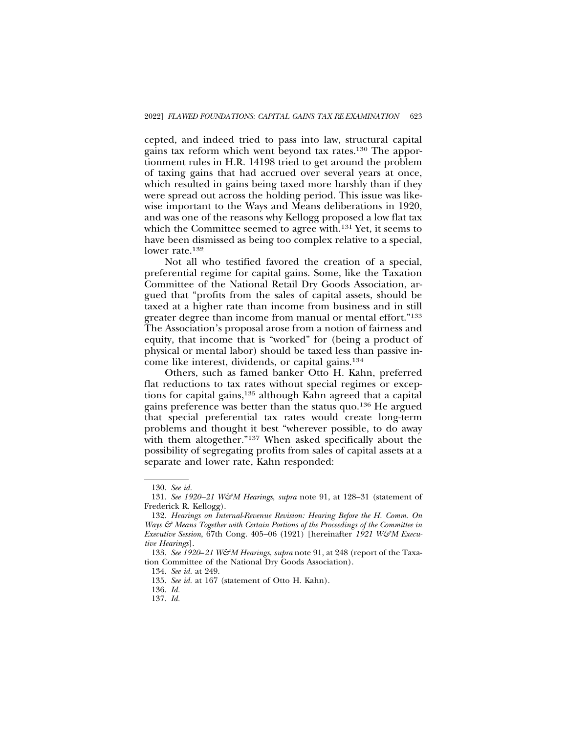cepted, and indeed tried to pass into law, structural capital gains tax reform which went beyond tax rates.[130] The apportionment rules in H.R. 14198 tried to get around the problem of taxing gains that had accrued over several years at once, which resulted in gains being taxed more harshly than if they were spread out across the holding period. This issue was likewise important to the Ways and Means deliberations in 1920, and was one of the reasons why Kellogg proposed a low flat tax which the Committee seemed to agree with.[131] Yet, it seems to have been dismissed as being too complex relative to a special, lower rate.[132]

Not all who testified favored the creation of a special, preferential regime for capital gains. Some, like the Taxation Committee of the National Retail Dry Goods Association, argued that "profits from the sales of capital assets, should be taxed at a higher rate than income from business and in still greater degree than income from manual or mental effort."[133] The Association's proposal arose from a notion of fairness and equity, that income that is "worked" for (being a product of physical or mental labor) should be taxed less than passive income like interest, dividends, or capital gains.[134]

Others, such as famed banker Otto H. Kahn, preferred flat reductions to tax rates without special regimes or exceptions for capital gains,[135] although Kahn agreed that a capital gains preference was better than the status quo.[136] He argued that special preferential tax rates would create long-term problems and thought it best "wherever possible, to do away with them altogether."[137] When asked specifically about the possibility of segregating profits from sales of capital assets at a separate and lower rate, Kahn responded:

---

130. *See id.*

131. *See 1920–21 W&M Hearings*, *supra* note 91, at 128–31 (statement of Frederick R. Kellogg).

132. *Hearings on Internal-Revenue Revision: Hearing Before the H. Comm. On Ways & Means Together with Certain Portions of the Proceedings of the Committee in Executive Session*, 67th Cong. 405–06 (1921) [hereinafter *1921 W&M Executive Hearings*].

133. *See 1920–21 W&M Hearings*, *supra* note 91, at 248 (report of the Taxation Committee of the National Dry Goods Association).

134. *See id.* at 249.

135. *See id.* at 167 (statement of Otto H. Kahn).

136. *Id.*

137. *Id.*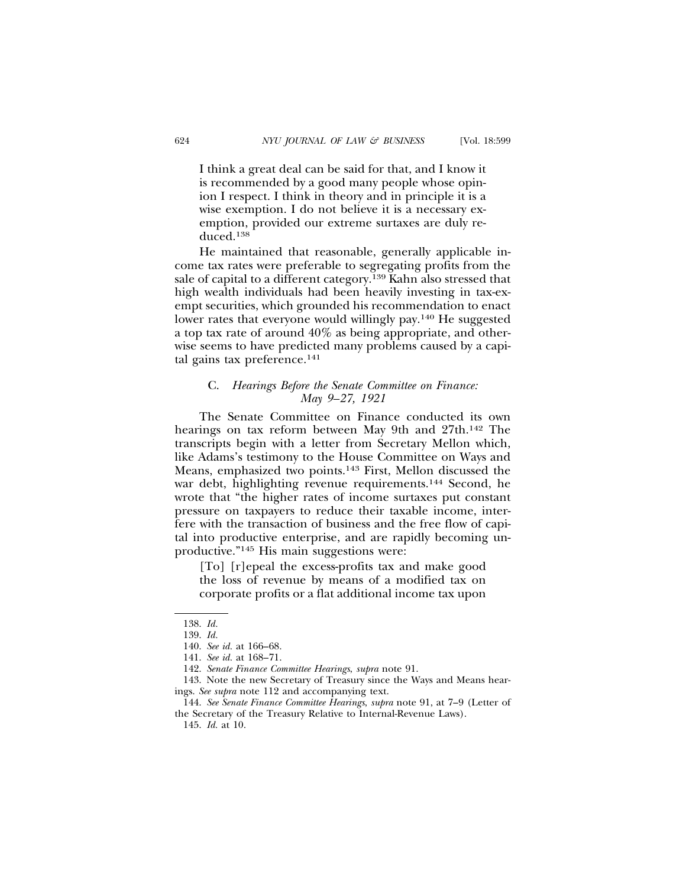> I think a great deal can be said for that, and I know it is recommended by a good many people whose opinion I respect. I think in theory and in principle it is a wise exemption. I do not believe it is a necessary exemption, provided our extreme surtaxes are duly reduced.[138]

He maintained that reasonable, generally applicable income tax rates were preferable to segregating profits from the sale of capital to a different category.[139] Kahn also stressed that high wealth individuals had been heavily investing in tax-exempt securities, which grounded his recommendation to enact lower rates that everyone would willingly pay.[140] He suggested a top tax rate of around 40% as being appropriate, and otherwise seems to have predicted many problems caused by a capital gains tax preference.[141]

### C. *Hearings Before the Senate Committee on Finance: May 9–27, 1921*

The Senate Committee on Finance conducted its own hearings on tax reform between May 9th and 27th.[142] The transcripts begin with a letter from Secretary Mellon which, like Adams's testimony to the House Committee on Ways and Means, emphasized two points.[143] First, Mellon discussed the war debt, highlighting revenue requirements.[144] Second, he wrote that "the higher rates of income surtaxes put constant pressure on taxpayers to reduce their taxable income, interfere with the transaction of business and the free flow of capital into productive enterprise, and are rapidly becoming unproductive."[145] His main suggestions were:

> [To] [r]epeal the excess-profits tax and make good the loss of revenue by means of a modified tax on corporate profits or a flat additional income tax upon

---

138. *Id.*

139. *Id.*

140. *See id.* at 166–68.

141. *See id.* at 168–71.

142. *Senate Finance Committee Hearings*, *supra* note 91.

143. Note the new Secretary of Treasury since the Ways and Means hearings. *See supra* note 112 and accompanying text.

144. *See Senate Finance Committee Hearings*, *supra* note 91, at 7–9 (Letter of the Secretary of the Treasury Relative to Internal-Revenue Laws).

145. *Id.* at 10.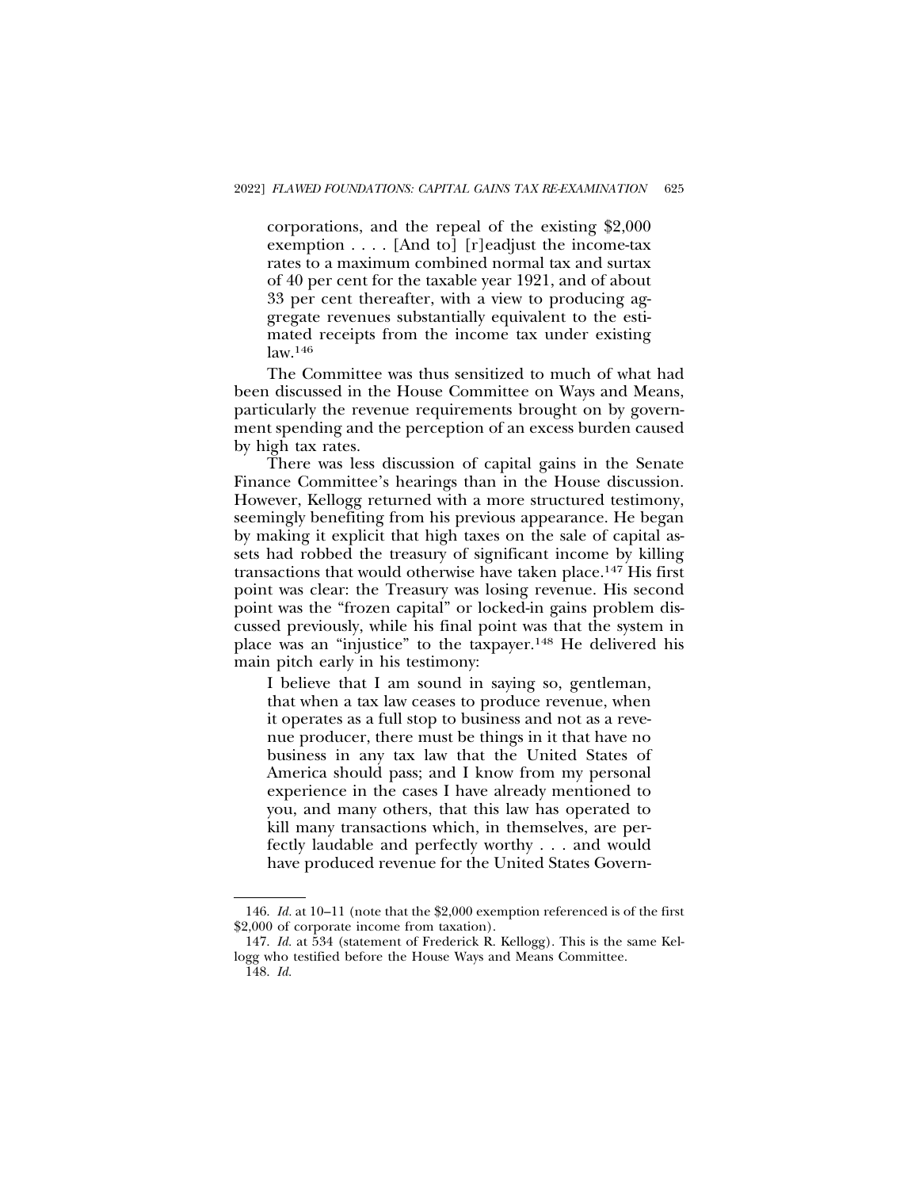> corporations, and the repeal of the existing $2,000 exemption . . . . [And to] [r]eadjust the income-tax rates to a maximum combined normal tax and surtax of 40 per cent for the taxable year 1921, and of about 33 per cent thereafter, with a view to producing aggregate revenues substantially equivalent to the estimated receipts from the income tax under existing law.[146]

The Committee was thus sensitized to much of what had been discussed in the House Committee on Ways and Means, particularly the revenue requirements brought on by government spending and the perception of an excess burden caused by high tax rates.

There was less discussion of capital gains in the Senate Finance Committee's hearings than in the House discussion. However, Kellogg returned with a more structured testimony, seemingly benefiting from his previous appearance. He began by making it explicit that high taxes on the sale of capital assets had robbed the treasury of significant income by killing transactions that would otherwise have taken place.[147] His first point was clear: the Treasury was losing revenue. His second point was the "frozen capital" or locked-in gains problem discussed previously, while his final point was that the system in place was an "injustice" to the taxpayer.[148] He delivered his main pitch early in his testimony:

> I believe that I am sound in saying so, gentleman, that when a tax law ceases to produce revenue, when it operates as a full stop to business and not as a revenue producer, there must be things in it that have no business in any tax law that the United States of America should pass; and I know from my personal experience in the cases I have already mentioned to you, and many others, that this law has operated to kill many transactions which, in themselves, are perfectly laudable and perfectly worthy . . . and would have produced revenue for the United States Govern-

146. *Id.* at 10–11 (note that the $2,000 exemption referenced is of the first $2,000 of corporate income from taxation).

147. *Id.* at 534 (statement of Frederick R. Kellogg). This is the same Kellogg who testified before the House Ways and Means Committee.

148. *Id.*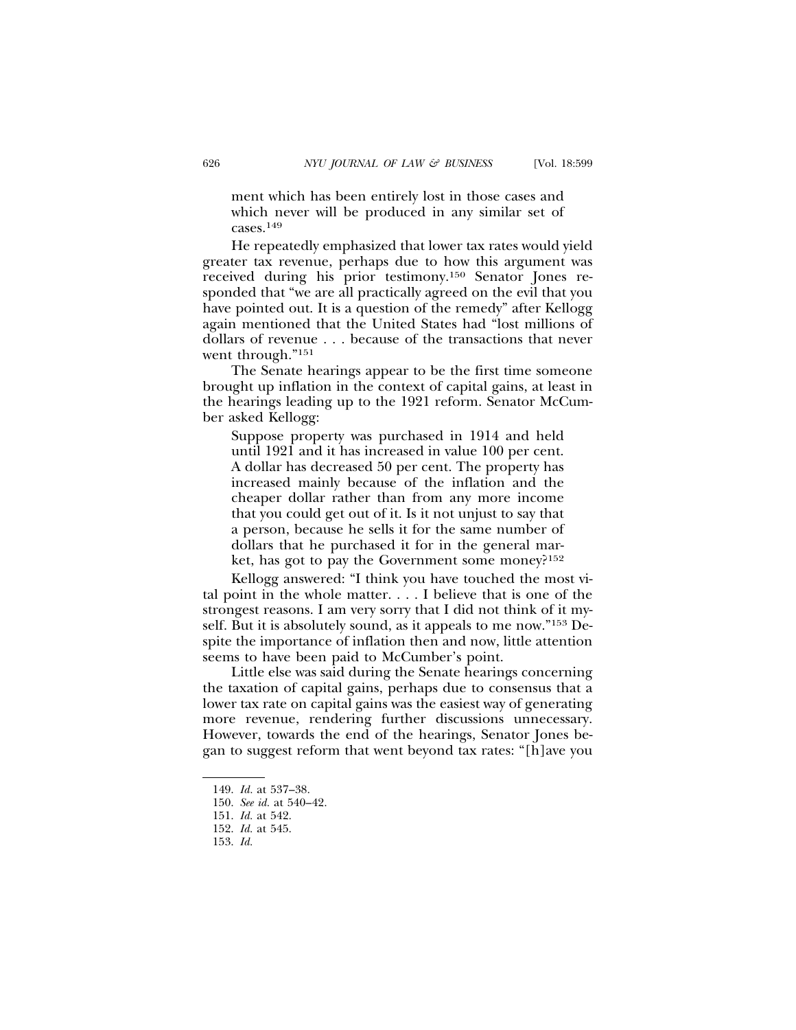> ment which has been entirely lost in those cases and which never will be produced in any similar set of cases.[149]

He repeatedly emphasized that lower tax rates would yield greater tax revenue, perhaps due to how this argument was received during his prior testimony.[150] Senator Jones responded that "we are all practically agreed on the evil that you have pointed out. It is a question of the remedy" after Kellogg again mentioned that the United States had "lost millions of dollars of revenue . . . because of the transactions that never went through."[151]

The Senate hearings appear to be the first time someone brought up inflation in the context of capital gains, at least in the hearings leading up to the 1921 reform. Senator McCumber asked Kellogg:

> Suppose property was purchased in 1914 and held until 1921 and it has increased in value 100 per cent. A dollar has decreased 50 per cent. The property has increased mainly because of the inflation and the cheaper dollar rather than from any more income that you could get out of it. Is it not unjust to say that a person, because he sells it for the same number of dollars that he purchased it for in the general market, has got to pay the Government some money?[152]

Kellogg answered: "I think you have touched the most vital point in the whole matter. . . . I believe that is one of the strongest reasons. I am very sorry that I did not think of it myself. But it is absolutely sound, as it appeals to me now."[153] Despite the importance of inflation then and now, little attention seems to have been paid to McCumber's point.

Little else was said during the Senate hearings concerning the taxation of capital gains, perhaps due to consensus that a lower tax rate on capital gains was the easiest way of generating more revenue, rendering further discussions unnecessary. However, towards the end of the hearings, Senator Jones began to suggest reform that went beyond tax rates: "[h]ave you

---

149. *Id.* at 537–38.

150. *See id.* at 540–42.

151. *Id.* at 542.

152. *Id.* at 545.

153. *Id.*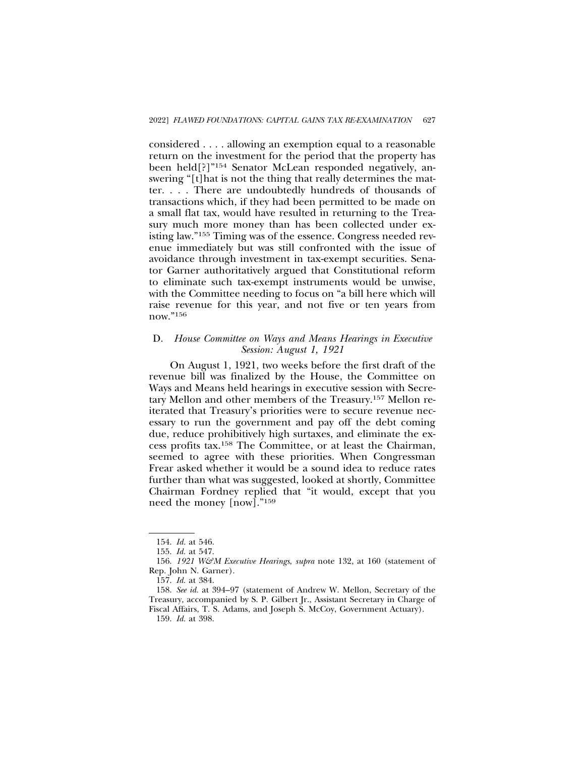considered . . . . allowing an exemption equal to a reasonable return on the investment for the period that the property has been held[?]"[154] Senator McLean responded negatively, answering "[t]hat is not the thing that really determines the matter. . . . There are undoubtedly hundreds of thousands of transactions which, if they had been permitted to be made on a small flat tax, would have resulted in returning to the Treasury much more money than has been collected under existing law."[155] Timing was of the essence. Congress needed revenue immediately but was still confronted with the issue of avoidance through investment in tax-exempt securities. Senator Garner authoritatively argued that Constitutional reform to eliminate such tax-exempt instruments would be unwise, with the Committee needing to focus on "a bill here which will raise revenue for this year, and not five or ten years from now."[156]

### D. *House Committee on Ways and Means Hearings in Executive Session: August 1, 1921*

On August 1, 1921, two weeks before the first draft of the revenue bill was finalized by the House, the Committee on Ways and Means held hearings in executive session with Secretary Mellon and other members of the Treasury.[157] Mellon reiterated that Treasury's priorities were to secure revenue necessary to run the government and pay off the debt coming due, reduce prohibitively high surtaxes, and eliminate the excess profits tax.[158] The Committee, or at least the Chairman, seemed to agree with these priorities. When Congressman Frear asked whether it would be a sound idea to reduce rates further than what was suggested, looked at shortly, Committee Chairman Fordney replied that "it would, except that you need the money [now]."[159]

---

154. *Id.* at 546.

155. *Id.* at 547.

156. *1921 W&M Executive Hearings*, *supra* note 132, at 160 (statement of Rep. John N. Garner).

157. *Id.* at 384.

158. *See id.* at 394–97 (statement of Andrew W. Mellon, Secretary of the Treasury, accompanied by S. P. Gilbert Jr., Assistant Secretary in Charge of Fiscal Affairs, T. S. Adams, and Joseph S. McCoy, Government Actuary).

159. *Id.* at 398.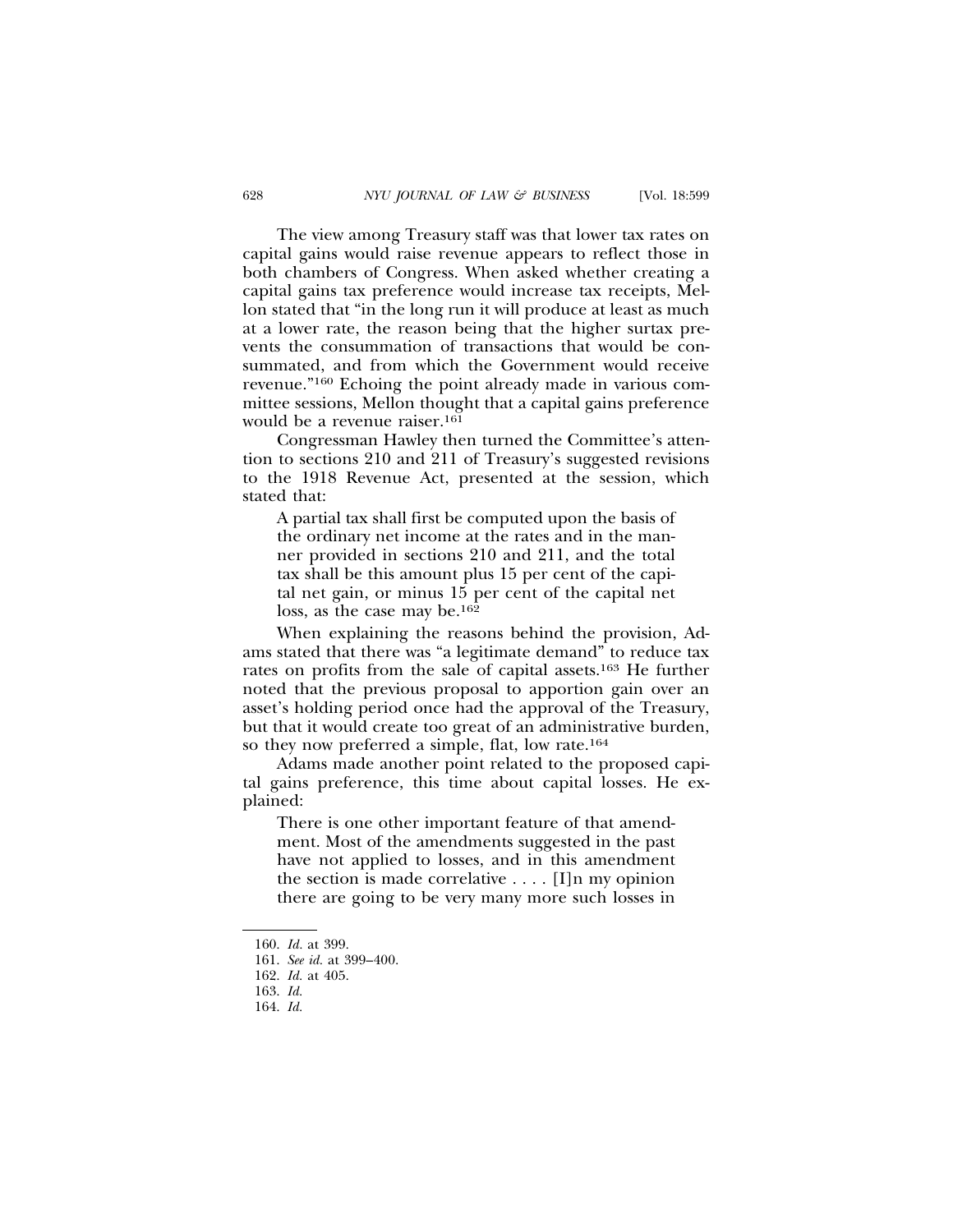The view among Treasury staff was that lower tax rates on capital gains would raise revenue appears to reflect those in both chambers of Congress. When asked whether creating a capital gains tax preference would increase tax receipts, Mellon stated that "in the long run it will produce at least as much at a lower rate, the reason being that the higher surtax prevents the consummation of transactions that would be consummated, and from which the Government would receive revenue."[160] Echoing the point already made in various committee sessions, Mellon thought that a capital gains preference would be a revenue raiser.[161]

Congressman Hawley then turned the Committee's attention to sections 210 and 211 of Treasury's suggested revisions to the 1918 Revenue Act, presented at the session, which stated that:

> A partial tax shall first be computed upon the basis of the ordinary net income at the rates and in the manner provided in sections 210 and 211, and the total tax shall be this amount plus 15 per cent of the capital net gain, or minus 15 per cent of the capital net loss, as the case may be.[162]

When explaining the reasons behind the provision, Adams stated that there was "a legitimate demand" to reduce tax rates on profits from the sale of capital assets.[163] He further noted that the previous proposal to apportion gain over an asset's holding period once had the approval of the Treasury, but that it would create too great of an administrative burden, so they now preferred a simple, flat, low rate.[164]

Adams made another point related to the proposed capital gains preference, this time about capital losses. He explained:

> There is one other important feature of that amendment. Most of the amendments suggested in the past have not applied to losses, and in this amendment the section is made correlative . . . . [I]n my opinion there are going to be very many more such losses in

---

160. *Id.* at 399.

161. *See id.* at 399–400.

162. *Id.* at 405.

163. *Id.*

164. *Id.*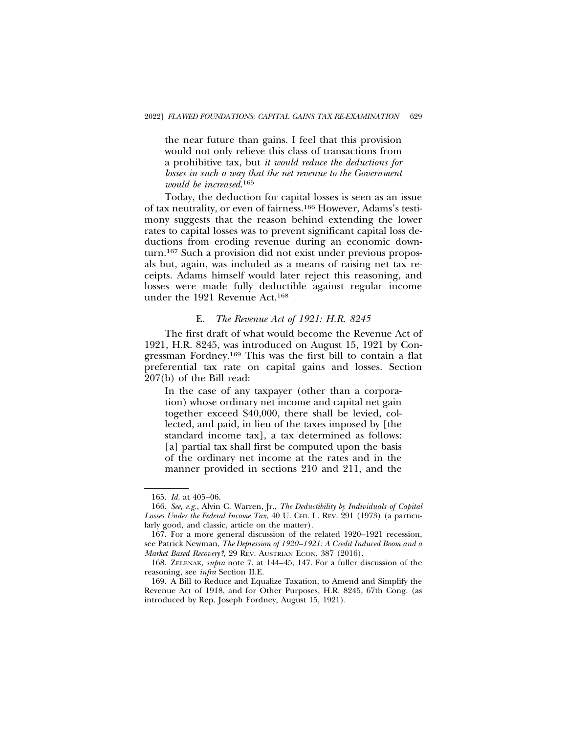> the near future than gains. I feel that this provision would not only relieve this class of transactions from a prohibitive tax, but *it would reduce the deductions for losses in such a way that the net revenue to the Government would be increased*.[165]

Today, the deduction for capital losses is seen as an issue of tax neutrality, or even of fairness.[166] However, Adams's testimony suggests that the reason behind extending the lower rates to capital losses was to prevent significant capital loss deductions from eroding revenue during an economic downturn.[167] Such a provision did not exist under previous proposals but, again, was included as a means of raising net tax receipts. Adams himself would later reject this reasoning, and losses were made fully deductible against regular income under the 1921 Revenue Act.[168]

### E. *The Revenue Act of 1921: H.R. 8245*

The first draft of what would become the Revenue Act of 1921, H.R. 8245, was introduced on August 15, 1921 by Congressman Fordney.[169] This was the first bill to contain a flat preferential tax rate on capital gains and losses. Section 207(b) of the Bill read:

> In the case of any taxpayer (other than a corporation) whose ordinary net income and capital net gain together exceed $40,000, there shall be levied, collected, and paid, in lieu of the taxes imposed by [the standard income tax], a tax determined as follows: [a] partial tax shall first be computed upon the basis of the ordinary net income at the rates and in the manner provided in sections 210 and 211, and the

---

165. *Id.* at 405–06.

166. *See, e.g.*, Alvin C. Warren, Jr., *The Deductibility by Individuals of Capital Losses Under the Federal Income Tax*, 40 U. CHI. L. REV. 291 (1973) (a particularly good, and classic, article on the matter).

167. For a more general discussion of the related 1920–1921 recession, see Patrick Newman, *The Depression of 1920–1921: A Credit Induced Boom and a Market Based Recovery?*, 29 REV. AUSTRIAN ECON. 387 (2016).

168. ZELENAK, *supra* note 7, at 144–45, 147. For a fuller discussion of the reasoning, see *infra* Section II.E.

169. A Bill to Reduce and Equalize Taxation, to Amend and Simplify the Revenue Act of 1918, and for Other Purposes, H.R. 8245, 67th Cong. (as introduced by Rep. Joseph Fordney, August 15, 1921).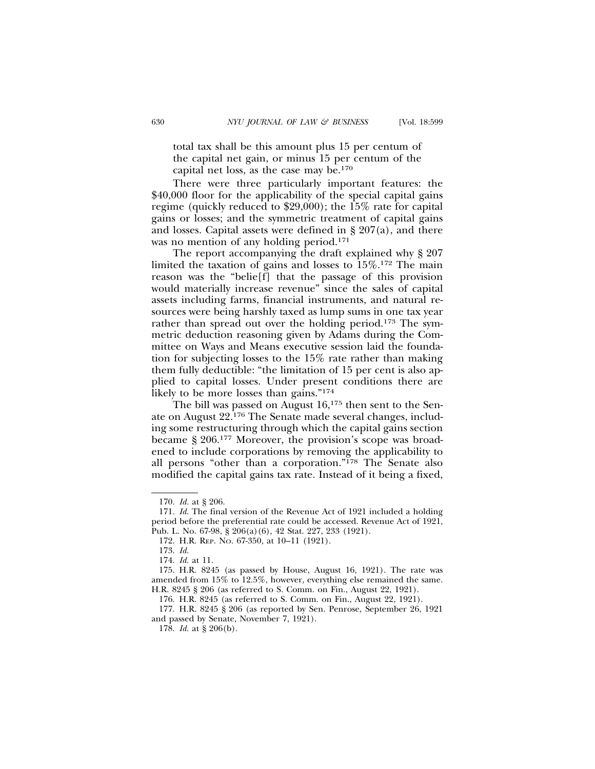> total tax shall be this amount plus 15 per centum of the capital net gain, or minus 15 per centum of the capital net loss, as the case may be.[170]

There were three particularly important features: the $40,000 floor for the applicability of the special capital gains regime (quickly reduced to $29,000); the 15% rate for capital gains or losses; and the symmetric treatment of capital gains and losses. Capital assets were defined in § 207(a), and there was no mention of any holding period.[171]

The report accompanying the draft explained why § 207 limited the taxation of gains and losses to 15%.[172] The main reason was the "belie[f] that the passage of this provision would materially increase revenue" since the sales of capital assets including farms, financial instruments, and natural resources were being harshly taxed as lump sums in one tax year rather than spread out over the holding period.[173] The symmetric deduction reasoning given by Adams during the Committee on Ways and Means executive session laid the foundation for subjecting losses to the 15% rate rather than making them fully deductible: "the limitation of 15 per cent is also applied to capital losses. Under present conditions there are likely to be more losses than gains."[174]

The bill was passed on August 16,[175] then sent to the Senate on August 22.[176] The Senate made several changes, including some restructuring through which the capital gains section became § 206.[177] Moreover, the provision's scope was broadened to include corporations by removing the applicability to all persons "other than a corporation."[178] The Senate also modified the capital gains tax rate. Instead of it being a fixed,

---

170. *Id.* at § 206.

171. *Id.* The final version of the Revenue Act of 1921 included a holding period before the preferential rate could be accessed. Revenue Act of 1921, Pub. L. No. 67-98, § 206(a)(6), 42 Stat. 227, 233 (1921).

172. H.R. REP. NO. 67-350, at 10–11 (1921).

173. *Id.*

174. *Id.* at 11.

175. H.R. 8245 (as passed by House, August 16, 1921). The rate was amended from 15% to 12.5%, however, everything else remained the same. H.R. 8245 § 206 (as referred to S. Comm. on Fin., August 22, 1921).

176. H.R. 8245 (as referred to S. Comm. on Fin., August 22, 1921).

177. H.R. 8245 § 206 (as reported by Sen. Penrose, September 26, 1921 and passed by Senate, November 7, 1921).

178. *Id.* at § 206(b).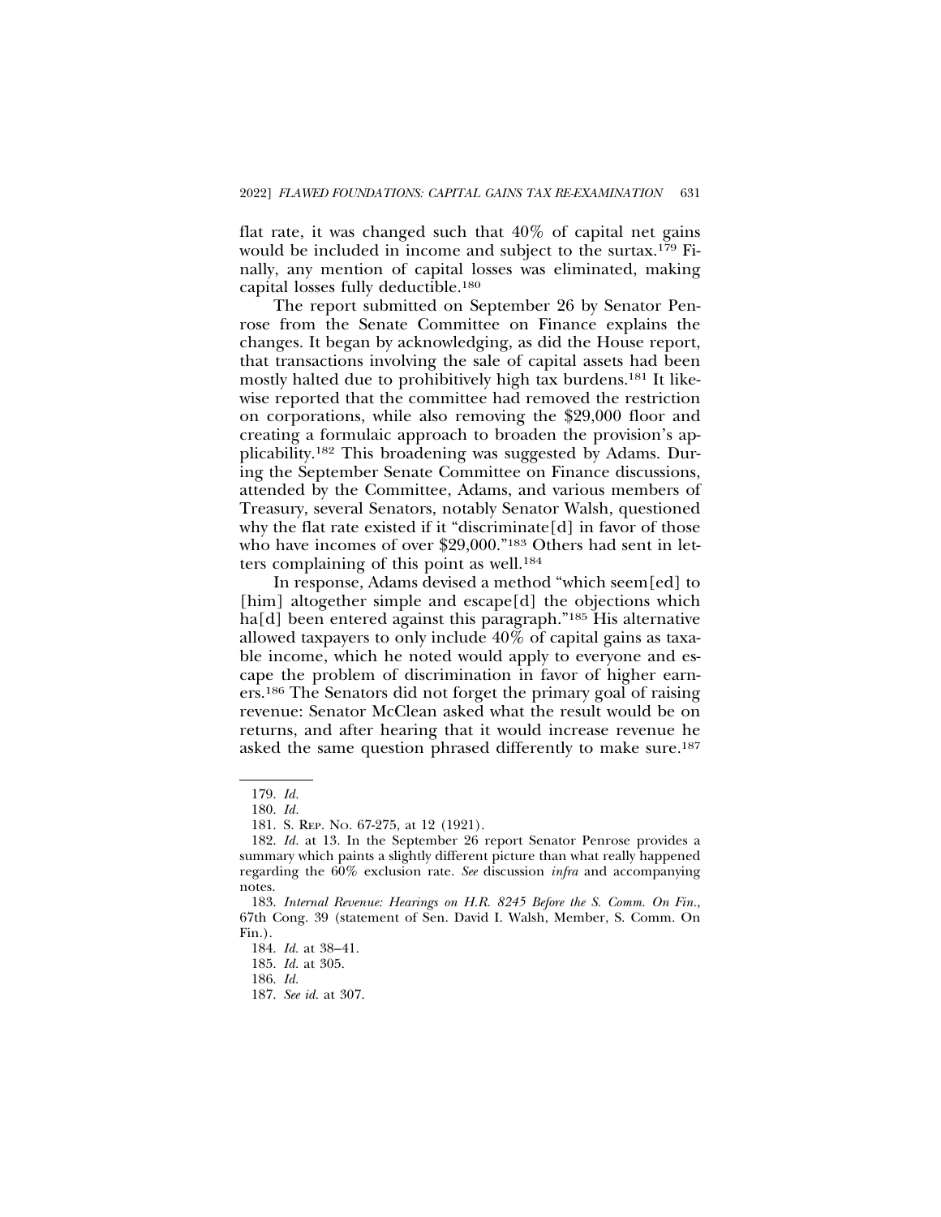flat rate, it was changed such that 40% of capital net gains would be included in income and subject to the surtax.[179] Finally, any mention of capital losses was eliminated, making capital losses fully deductible.[180]

The report submitted on September 26 by Senator Penrose from the Senate Committee on Finance explains the changes. It began by acknowledging, as did the House report, that transactions involving the sale of capital assets had been mostly halted due to prohibitively high tax burdens.[181] It likewise reported that the committee had removed the restriction on corporations, while also removing the $29,000 floor and creating a formulaic approach to broaden the provision's applicability.[182] This broadening was suggested by Adams. During the September Senate Committee on Finance discussions, attended by the Committee, Adams, and various members of Treasury, several Senators, notably Senator Walsh, questioned why the flat rate existed if it "discriminate[d] in favor of those who have incomes of over $29,000."[183] Others had sent in letters complaining of this point as well.[184]

In response, Adams devised a method "which seem[ed] to [him] altogether simple and escape[d] the objections which ha[d] been entered against this paragraph."[185] His alternative allowed taxpayers to only include 40% of capital gains as taxable income, which he noted would apply to everyone and escape the problem of discrimination in favor of higher earners.[186] The Senators did not forget the primary goal of raising revenue: Senator McClean asked what the result would be on returns, and after hearing that it would increase revenue he asked the same question phrased differently to make sure.[187]

---

179. *Id.*

180. *Id.*

181. S. Rep. No. 67-275, at 12 (1921).

182. *Id.* at 13. In the September 26 report Senator Penrose provides a summary which paints a slightly different picture than what really happened regarding the 60% exclusion rate. *See* discussion *infra* and accompanying notes.

183. *Internal Revenue: Hearings on H.R. 8245 Before the S. Comm. On Fin.*, 67th Cong. 39 (statement of Sen. David I. Walsh, Member, S. Comm. On Fin.).

184. *Id.* at 38–41.

185. *Id.* at 305.

186. *Id.*

187. *See id.* at 307.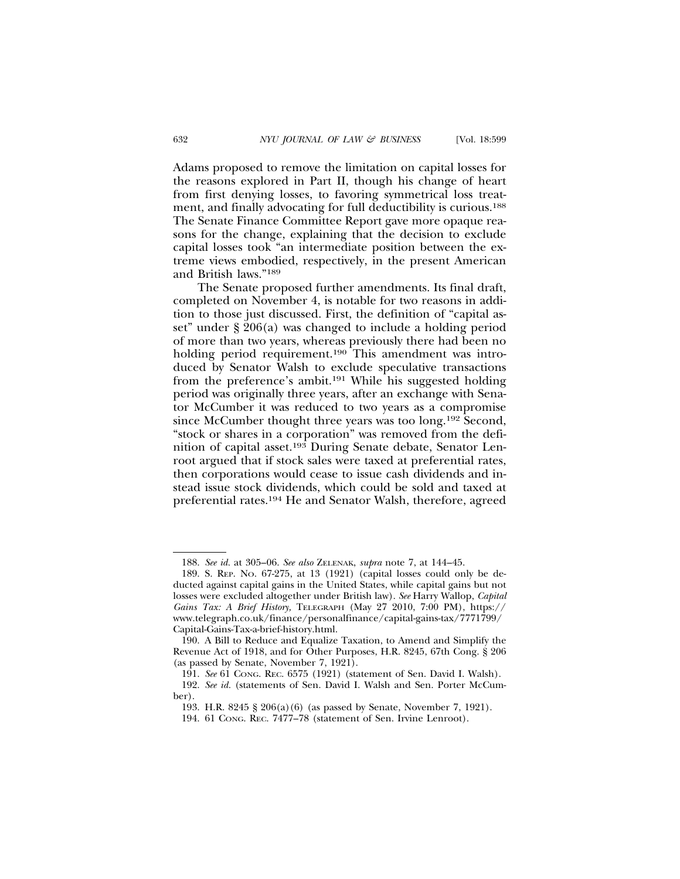Adams proposed to remove the limitation on capital losses for the reasons explored in Part II, though his change of heart from first denying losses, to favoring symmetrical loss treatment, and finally advocating for full deductibility is curious.[188] The Senate Finance Committee Report gave more opaque reasons for the change, explaining that the decision to exclude capital losses took "an intermediate position between the extreme views embodied, respectively, in the present American and British laws."[189]

The Senate proposed further amendments. Its final draft, completed on November 4, is notable for two reasons in addition to those just discussed. First, the definition of "capital asset" under § 206(a) was changed to include a holding period of more than two years, whereas previously there had been no holding period requirement.[190] This amendment was introduced by Senator Walsh to exclude speculative transactions from the preference's ambit.[191] While his suggested holding period was originally three years, after an exchange with Senator McCumber it was reduced to two years as a compromise since McCumber thought three years was too long.[192] Second, "stock or shares in a corporation" was removed from the definition of capital asset.[193] During Senate debate, Senator Lenroot argued that if stock sales were taxed at preferential rates, then corporations would cease to issue cash dividends and instead issue stock dividends, which could be sold and taxed at preferential rates.[194] He and Senator Walsh, therefore, agreed

---

188. *See id.* at 305–06. *See also* ZELENAK, *supra* note 7, at 144–45.

189. S. REP. NO. 67-275, at 13 (1921) (capital losses could only be deducted against capital gains in the United States, while capital gains but not losses were excluded altogether under British law). *See* Harry Wallop, *Capital Gains Tax: A Brief History,* TELEGRAPH (May 27 2010, 7:00 PM), https://www.telegraph.co.uk/finance/personalfinance/capital-gains-tax/7771799/Capital-Gains-Tax-a-brief-history.html.

190. A Bill to Reduce and Equalize Taxation, to Amend and Simplify the Revenue Act of 1918, and for Other Purposes, H.R. 8245, 67th Cong. § 206 (as passed by Senate, November 7, 1921).

191. *See* 61 CONG. REC. 6575 (1921) (statement of Sen. David I. Walsh).

192. *See id.* (statements of Sen. David I. Walsh and Sen. Porter McCumber).

193. H.R. 8245 § 206(a)(6) (as passed by Senate, November 7, 1921).

194. 61 CONG. REC. 7477–78 (statement of Sen. Irvine Lenroot).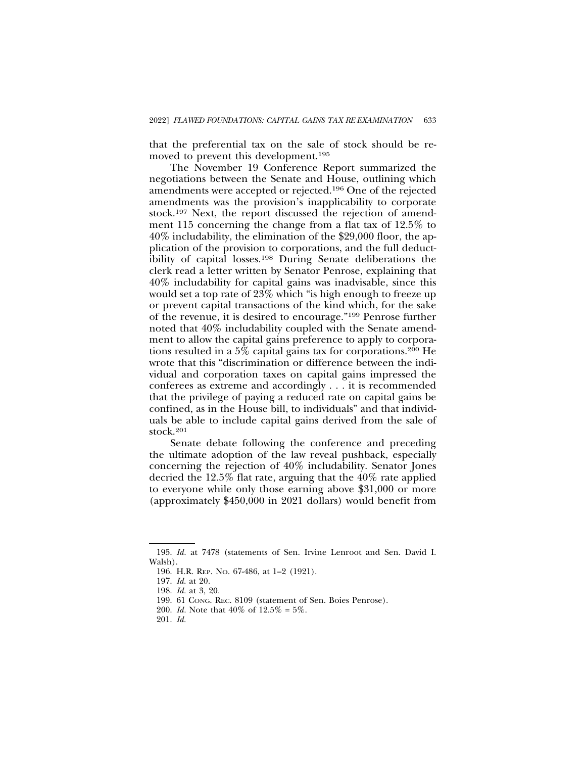that the preferential tax on the sale of stock should be removed to prevent this development.[195]

The November 19 Conference Report summarized the negotiations between the Senate and House, outlining which amendments were accepted or rejected.[196] One of the rejected amendments was the provision's inapplicability to corporate stock.[197] Next, the report discussed the rejection of amendment 115 concerning the change from a flat tax of 12.5% to 40% includability, the elimination of the $29,000 floor, the application of the provision to corporations, and the full deductibility of capital losses.[198] During Senate deliberations the clerk read a letter written by Senator Penrose, explaining that 40% includability for capital gains was inadvisable, since this would set a top rate of 23% which "is high enough to freeze up or prevent capital transactions of the kind which, for the sake of the revenue, it is desired to encourage."[199] Penrose further noted that 40% includability coupled with the Senate amendment to allow the capital gains preference to apply to corporations resulted in a 5% capital gains tax for corporations.[200] He wrote that this "discrimination or difference between the individual and corporation taxes on capital gains impressed the conferees as extreme and accordingly . . . it is recommended that the privilege of paying a reduced rate on capital gains be confined, as in the House bill, to individuals" and that individuals be able to include capital gains derived from the sale of stock.[201]

Senate debate following the conference and preceding the ultimate adoption of the law reveal pushback, especially concerning the rejection of 40% includability. Senator Jones decried the 12.5% flat rate, arguing that the 40% rate applied to everyone while only those earning above $31,000 or more (approximately $450,000 in 2021 dollars) would benefit from

---

195. *Id.* at 7478 (statements of Sen. Irvine Lenroot and Sen. David I. Walsh).

196. H.R. REP. NO. 67-486, at 1–2 (1921).

197. *Id.* at 20.

198. *Id.* at 3, 20.

199. 61 CONG. REC. 8109 (statement of Sen. Boies Penrose).

200. *Id.* Note that 40% of 12.5% = 5%.

201. *Id.*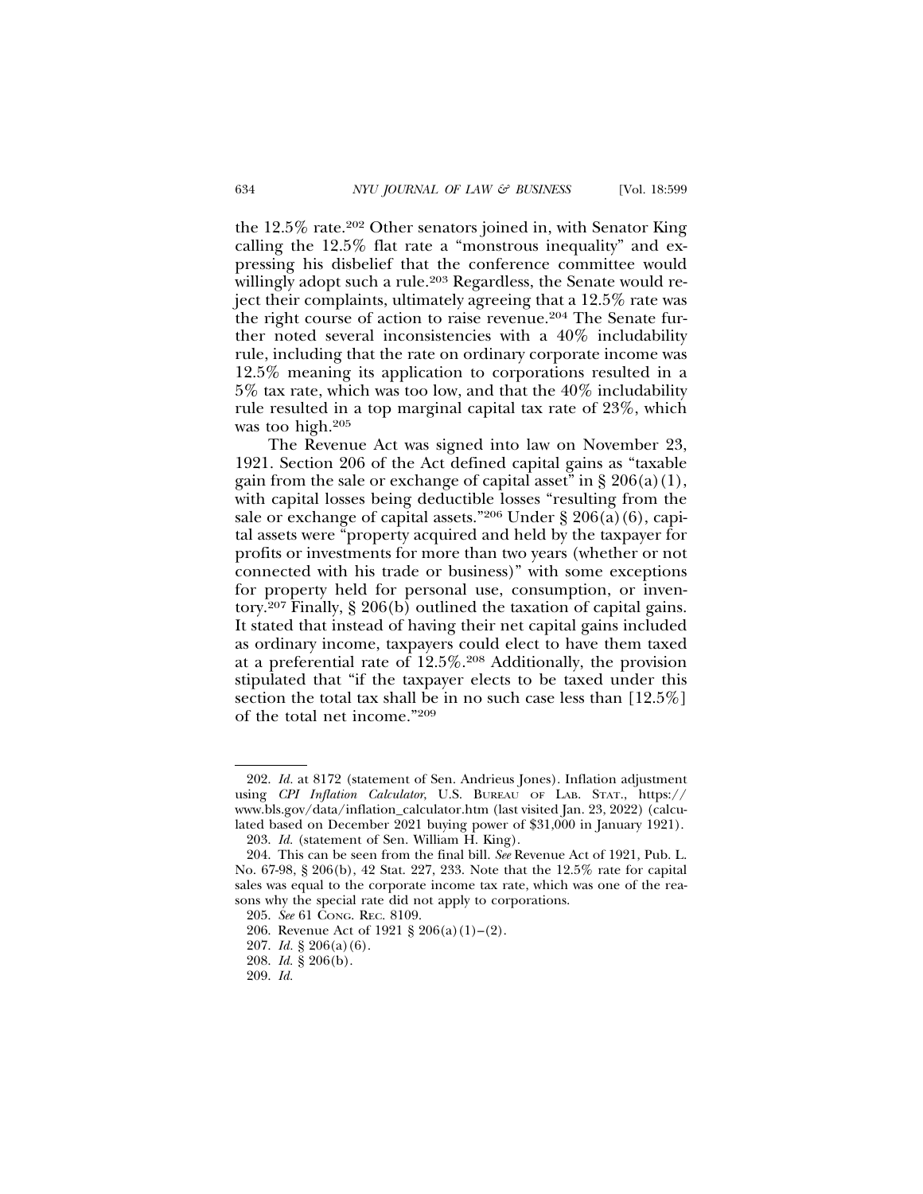the 12.5% rate.[202] Other senators joined in, with Senator King calling the 12.5% flat rate a "monstrous inequality" and expressing his disbelief that the conference committee would willingly adopt such a rule.[203] Regardless, the Senate would reject their complaints, ultimately agreeing that a 12.5% rate was the right course of action to raise revenue.[204] The Senate further noted several inconsistencies with a 40% includability rule, including that the rate on ordinary corporate income was 12.5% meaning its application to corporations resulted in a 5% tax rate, which was too low, and that the 40% includability rule resulted in a top marginal capital tax rate of 23%, which was too high.[205]

The Revenue Act was signed into law on November 23, 1921. Section 206 of the Act defined capital gains as "taxable gain from the sale or exchange of capital asset" in § 206(a)(1), with capital losses being deductible losses "resulting from the sale or exchange of capital assets."[206] Under § 206(a)(6), capital assets were "property acquired and held by the taxpayer for profits or investments for more than two years (whether or not connected with his trade or business)" with some exceptions for property held for personal use, consumption, or inventory.[207] Finally, § 206(b) outlined the taxation of capital gains. It stated that instead of having their net capital gains included as ordinary income, taxpayers could elect to have them taxed at a preferential rate of 12.5%.[208] Additionally, the provision stipulated that "if the taxpayer elects to be taxed under this section the total tax shall be in no such case less than [12.5%] of the total net income."[209]

---

202. *Id.* at 8172 (statement of Sen. Andrieus Jones). Inflation adjustment using *CPI Inflation Calculator*, U.S. BUREAU OF LAB. STAT., https://www.bls.gov/data/inflation_calculator.htm (last visited Jan. 23, 2022) (calculated based on December 2021 buying power of $31,000 in January 1921).

203. *Id.* (statement of Sen. William H. King).

204. This can be seen from the final bill. *See* Revenue Act of 1921, Pub. L. No. 67-98, § 206(b), 42 Stat. 227, 233. Note that the 12.5% rate for capital sales was equal to the corporate income tax rate, which was one of the reasons why the special rate did not apply to corporations.

205. *See* 61 CONG. REC. 8109.

206. Revenue Act of 1921 § 206(a)(1)–(2).

207. *Id.* § 206(a)(6).

208. *Id.* § 206(b).

209. *Id.*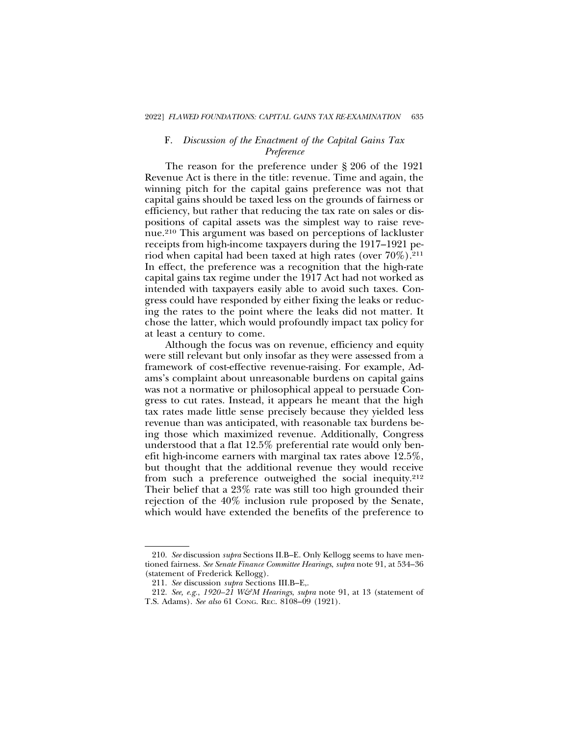### F. *Discussion of the Enactment of the Capital Gains Tax Preference*

The reason for the preference under § 206 of the 1921 Revenue Act is there in the title: revenue. Time and again, the winning pitch for the capital gains preference was not that capital gains should be taxed less on the grounds of fairness or efficiency, but rather that reducing the tax rate on sales or dispositions of capital assets was the simplest way to raise revenue.[210] This argument was based on perceptions of lackluster receipts from high-income taxpayers during the 1917–1921 period when capital had been taxed at high rates (over 70%).[211] In effect, the preference was a recognition that the high-rate capital gains tax regime under the 1917 Act had not worked as intended with taxpayers easily able to avoid such taxes. Congress could have responded by either fixing the leaks or reducing the rates to the point where the leaks did not matter. It chose the latter, which would profoundly impact tax policy for at least a century to come.

Although the focus was on revenue, efficiency and equity were still relevant but only insofar as they were assessed from a framework of cost-effective revenue-raising. For example, Adams's complaint about unreasonable burdens on capital gains was not a normative or philosophical appeal to persuade Congress to cut rates. Instead, it appears he meant that the high tax rates made little sense precisely because they yielded less revenue than was anticipated, with reasonable tax burdens being those which maximized revenue. Additionally, Congress understood that a flat 12.5% preferential rate would only benefit high-income earners with marginal tax rates above 12.5%, but thought that the additional revenue they would receive from such a preference outweighed the social inequity.[212] Their belief that a 23% rate was still too high grounded their rejection of the 40% inclusion rule proposed by the Senate, which would have extended the benefits of the preference to

---

210. *See* discussion *supra* Sections II.B–E. Only Kellogg seems to have mentioned fairness. *See Senate Finance Committee Hearings*, *supra* note 91, at 534–36 (statement of Frederick Kellogg).

211. *See* discussion *supra* Sections III.B–E,.

212. *See, e.g.*, *1920–21 W&M Hearings*, *supra* note 91, at 13 (statement of T.S. Adams). *See also* 61 CONG. REC. 8108–09 (1921).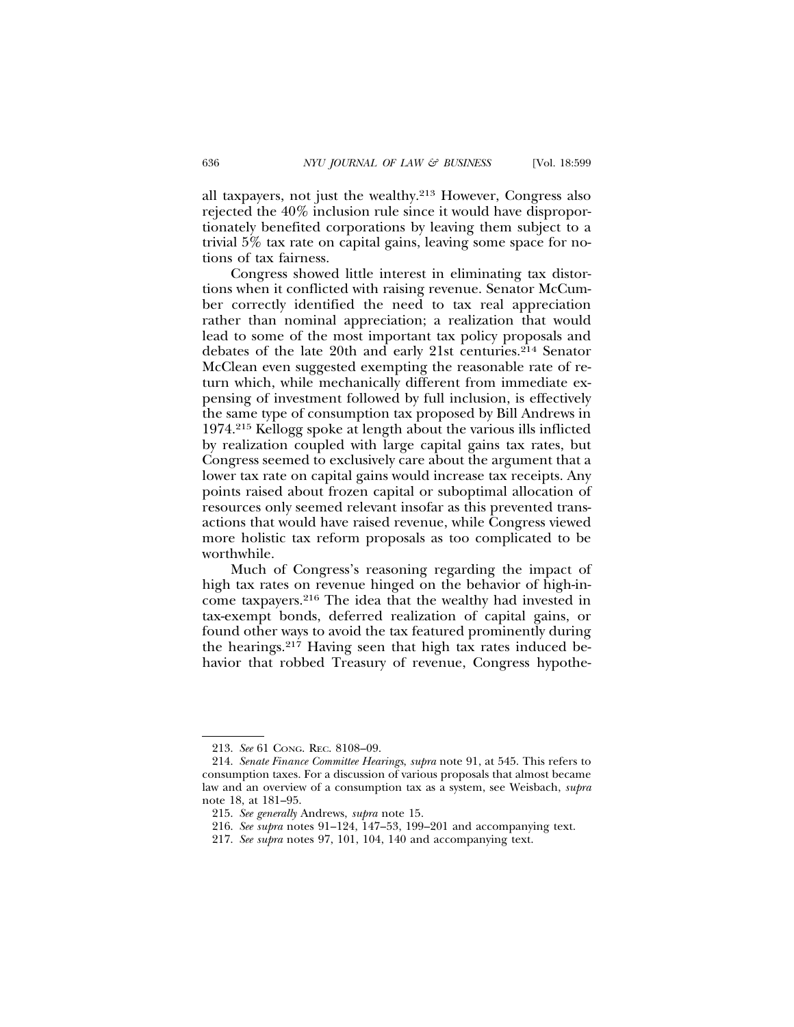all taxpayers, not just the wealthy.[213] However, Congress also rejected the 40% inclusion rule since it would have disproportionately benefited corporations by leaving them subject to a trivial 5% tax rate on capital gains, leaving some space for notions of tax fairness.

Congress showed little interest in eliminating tax distortions when it conflicted with raising revenue. Senator McCumber correctly identified the need to tax real appreciation rather than nominal appreciation; a realization that would lead to some of the most important tax policy proposals and debates of the late 20th and early 21st centuries.[214] Senator McClean even suggested exempting the reasonable rate of return which, while mechanically different from immediate expensing of investment followed by full inclusion, is effectively the same type of consumption tax proposed by Bill Andrews in 1974.[215] Kellogg spoke at length about the various ills inflicted by realization coupled with large capital gains tax rates, but Congress seemed to exclusively care about the argument that a lower tax rate on capital gains would increase tax receipts. Any points raised about frozen capital or suboptimal allocation of resources only seemed relevant insofar as this prevented transactions that would have raised revenue, while Congress viewed more holistic tax reform proposals as too complicated to be worthwhile.

Much of Congress's reasoning regarding the impact of high tax rates on revenue hinged on the behavior of high-income taxpayers.[216] The idea that the wealthy had invested in tax-exempt bonds, deferred realization of capital gains, or found other ways to avoid the tax featured prominently during the hearings.[217] Having seen that high tax rates induced behavior that robbed Treasury of revenue, Congress hypothe-

---

213. *See* 61 CONG. REC. 8108–09.

214. *Senate Finance Committee Hearings*, *supra* note 91, at 545. This refers to consumption taxes. For a discussion of various proposals that almost became law and an overview of a consumption tax as a system, see Weisbach, *supra* note 18, at 181–95.

215. *See generally* Andrews, *supra* note 15.

216. *See supra* notes 91–124, 147–53, 199–201 and accompanying text.

217. *See supra* notes 97, 101, 104, 140 and accompanying text.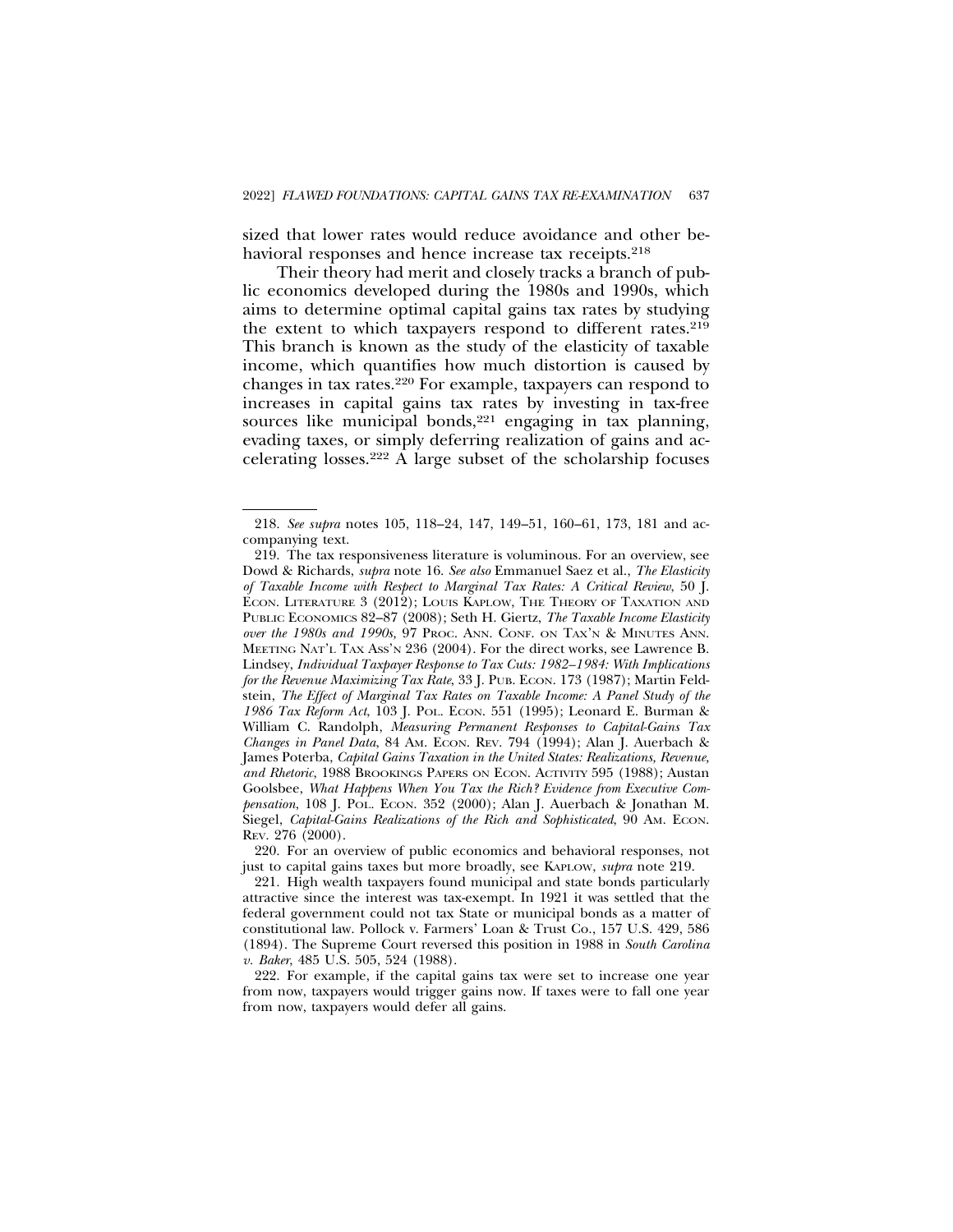sized that lower rates would reduce avoidance and other behavioral responses and hence increase tax receipts.[218]

Their theory had merit and closely tracks a branch of public economics developed during the 1980s and 1990s, which aims to determine optimal capital gains tax rates by studying the extent to which taxpayers respond to different rates.[219] This branch is known as the study of the elasticity of taxable income, which quantifies how much distortion is caused by changes in tax rates.[220] For example, taxpayers can respond to increases in capital gains tax rates by investing in tax-free sources like municipal bonds,[221] engaging in tax planning, evading taxes, or simply deferring realization of gains and accelerating losses.[222] A large subset of the scholarship focuses

---

218. *See supra* notes 105, 118–24, 147, 149–51, 160–61, 173, 181 and accompanying text.

219. The tax responsiveness literature is voluminous. For an overview, see Dowd & Richards, *supra* note 16. *See also* Emmanuel Saez et al., *The Elasticity of Taxable Income with Respect to Marginal Tax Rates: A Critical Review*, 50 J. ECON. LITERATURE 3 (2012); LOUIS KAPLOW, THE THEORY OF TAXATION AND PUBLIC ECONOMICS 82–87 (2008); Seth H. Giertz, *The Taxable Income Elasticity over the 1980s and 1990s,* 97 PROC. ANN. CONF. ON TAX'N & MINUTES ANN. MEETING NAT'L TAX ASS'N 236 (2004). For the direct works, see Lawrence B. Lindsey, *Individual Taxpayer Response to Tax Cuts: 1982–1984: With Implications for the Revenue Maximizing Tax Rate*, 33 J. PUB. ECON. 173 (1987); Martin Feldstein, *The Effect of Marginal Tax Rates on Taxable Income: A Panel Study of the 1986 Tax Reform Act*, 103 J. POL. ECON. 551 (1995); Leonard E. Burman & William C. Randolph, *Measuring Permanent Responses to Capital-Gains Tax Changes in Panel Data*, 84 AM. ECON. REV. 794 (1994); Alan J. Auerbach & James Poterba, *Capital Gains Taxation in the United States: Realizations, Revenue, and Rhetoric*, 1988 BROOKINGS PAPERS ON ECON. ACTIVITY 595 (1988); Austan Goolsbee, *What Happens When You Tax the Rich? Evidence from Executive Compensation*, 108 J. POL. ECON. 352 (2000); Alan J. Auerbach & Jonathan M. Siegel, *Capital-Gains Realizations of the Rich and Sophisticated*, 90 AM. ECON. REV. 276 (2000).

220. For an overview of public economics and behavioral responses, not just to capital gains taxes but more broadly, see KAPLOW, *supra* note 219.

221. High wealth taxpayers found municipal and state bonds particularly attractive since the interest was tax-exempt. In 1921 it was settled that the federal government could not tax State or municipal bonds as a matter of constitutional law. Pollock v. Farmers' Loan & Trust Co., 157 U.S. 429, 586 (1894). The Supreme Court reversed this position in 1988 in *South Carolina v. Baker*, 485 U.S. 505, 524 (1988).

222. For example, if the capital gains tax were set to increase one year from now, taxpayers would trigger gains now. If taxes were to fall one year from now, taxpayers would defer all gains.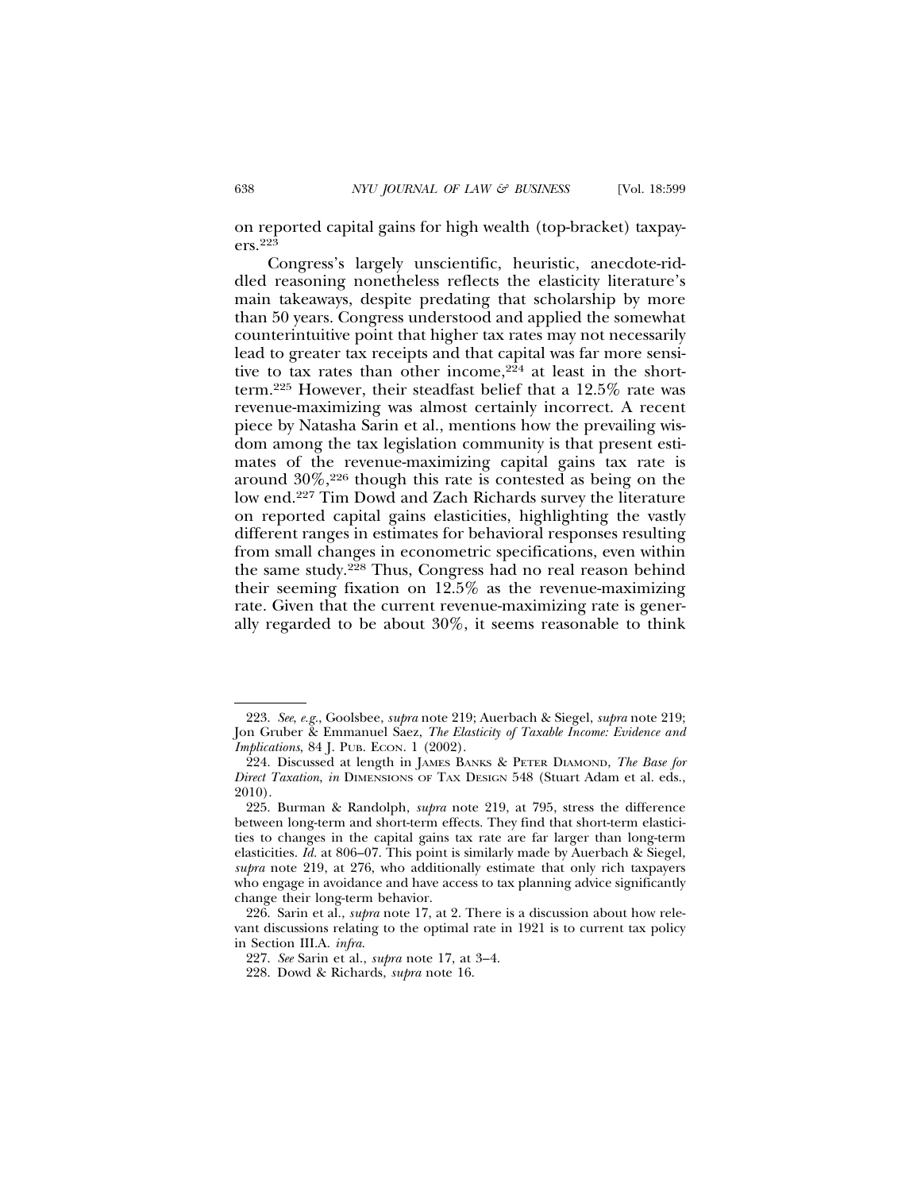on reported capital gains for high wealth (top-bracket) taxpayers.[223]

Congress's largely unscientific, heuristic, anecdote-riddled reasoning nonetheless reflects the elasticity literature's main takeaways, despite predating that scholarship by more than 50 years. Congress understood and applied the somewhat counterintuitive point that higher tax rates may not necessarily lead to greater tax receipts and that capital was far more sensitive to tax rates than other income,[224] at least in the short-term.[225] However, their steadfast belief that a 12.5% rate was revenue-maximizing was almost certainly incorrect. A recent piece by Natasha Sarin et al., mentions how the prevailing wisdom among the tax legislation community is that present estimates of the revenue-maximizing capital gains tax rate is around 30%,[226] though this rate is contested as being on the low end.[227] Tim Dowd and Zach Richards survey the literature on reported capital gains elasticities, highlighting the vastly different ranges in estimates for behavioral responses resulting from small changes in econometric specifications, even within the same study.[228] Thus, Congress had no real reason behind their seeming fixation on 12.5% as the revenue-maximizing rate. Given that the current revenue-maximizing rate is generally regarded to be about 30%, it seems reasonable to think

---

223. *See, e.g.*, Goolsbee, *supra* note 219; Auerbach & Siegel, *supra* note 219; Jon Gruber & Emmanuel Saez, *The Elasticity of Taxable Income: Evidence and Implications*, 84 J. PUB. ECON. 1 (2002).

224. Discussed at length in JAMES BANKS & PETER DIAMOND, *The Base for Direct Taxation*, *in* DIMENSIONS OF TAX DESIGN 548 (Stuart Adam et al. eds., 2010).

225. Burman & Randolph, *supra* note 219, at 795, stress the difference between long-term and short-term effects. They find that short-term elasticities to changes in the capital gains tax rate are far larger than long-term elasticities. *Id.* at 806–07. This point is similarly made by Auerbach & Siegel, *supra* note 219, at 276, who additionally estimate that only rich taxpayers who engage in avoidance and have access to tax planning advice significantly change their long-term behavior.

226. Sarin et al., *supra* note 17, at 2. There is a discussion about how relevant discussions relating to the optimal rate in 1921 is to current tax policy in Section III.A. *infra*.

227. *See* Sarin et al., *supra* note 17, at 3–4.

228. Dowd & Richards, *supra* note 16.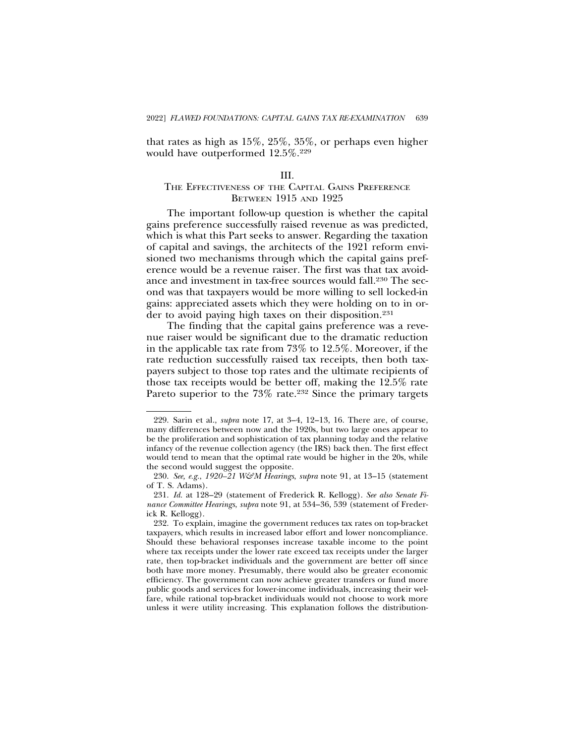that rates as high as 15%, 25%, 35%, or perhaps even higher would have outperformed 12.5%.[229]

## III.
## The Effectiveness of the Capital Gains Preference Between 1915 and 1925

The important follow-up question is whether the capital gains preference successfully raised revenue as was predicted, which is what this Part seeks to answer. Regarding the taxation of capital and savings, the architects of the 1921 reform envisioned two mechanisms through which the capital gains preference would be a revenue raiser. The first was that tax avoidance and investment in tax-free sources would fall.[230] The second was that taxpayers would be more willing to sell locked-in gains: appreciated assets which they were holding on to in order to avoid paying high taxes on their disposition.[231]

The finding that the capital gains preference was a revenue raiser would be significant due to the dramatic reduction in the applicable tax rate from 73% to 12.5%. Moreover, if the rate reduction successfully raised tax receipts, then both taxpayers subject to those top rates and the ultimate recipients of those tax receipts would be better off, making the 12.5% rate Pareto superior to the 73% rate.[232] Since the primary targets

---

229. Sarin et al., *supra* note 17, at 3–4, 12–13, 16. There are, of course, many differences between now and the 1920s, but two large ones appear to be the proliferation and sophistication of tax planning today and the relative infancy of the revenue collection agency (the IRS) back then. The first effect would tend to mean that the optimal rate would be higher in the 20s, while the second would suggest the opposite.

230. *See, e.g.*, *1920–21 W&M Hearings*, *supra* note 91, at 13–15 (statement of T. S. Adams).

231. *Id.* at 128–29 (statement of Frederick R. Kellogg). *See also Senate Finance Committee Hearings*, *supra* note 91, at 534–36, 539 (statement of Frederick R. Kellogg).

232. To explain, imagine the government reduces tax rates on top-bracket taxpayers, which results in increased labor effort and lower noncompliance. Should these behavioral responses increase taxable income to the point where tax receipts under the lower rate exceed tax receipts under the larger rate, then top-bracket individuals and the government are better off since both have more money. Presumably, there would also be greater economic efficiency. The government can now achieve greater transfers or fund more public goods and services for lower-income individuals, increasing their welfare, while rational top-bracket individuals would not choose to work more unless it were utility increasing. This explanation follows the distribution-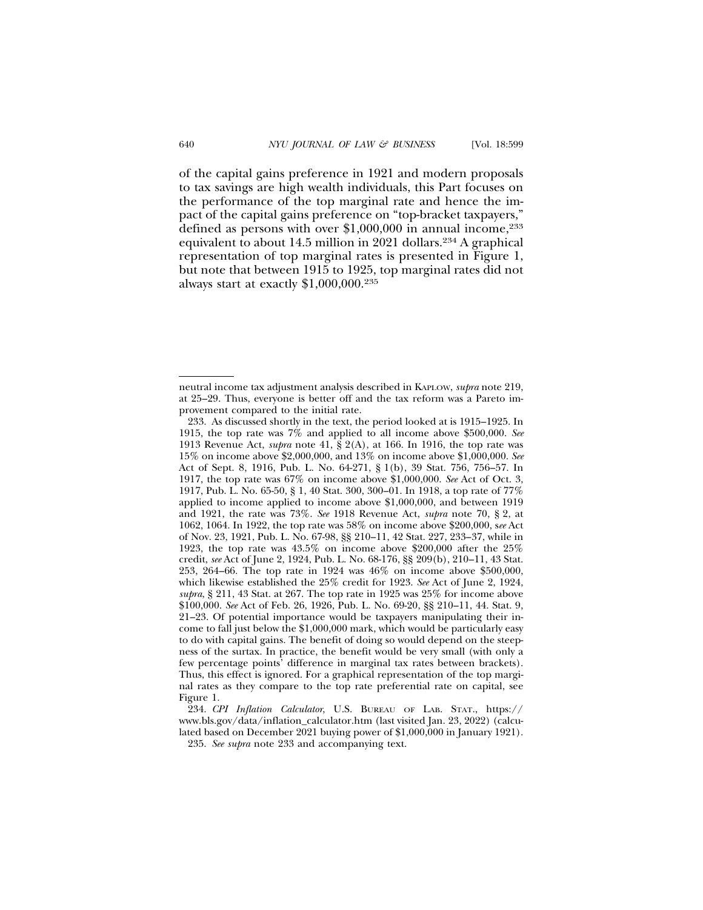of the capital gains preference in 1921 and modern proposals to tax savings are high wealth individuals, this Part focuses on the performance of the top marginal rate and hence the impact of the capital gains preference on "top-bracket taxpayers," defined as persons with over $1,000,000 in annual income,[233] equivalent to about 14.5 million in 2021 dollars.[234] A graphical representation of top marginal rates is presented in Figure 1, but note that between 1915 to 1925, top marginal rates did not always start at exactly $1,000,000.[235]

---

neutral income tax adjustment analysis described in KAPLOW, *supra* note 219, at 25–29. Thus, everyone is better off and the tax reform was a Pareto improvement compared to the initial rate.

233. As discussed shortly in the text, the period looked at is 1915–1925. In 1915, the top rate was 7% and applied to all income above $500,000. *See* 1913 Revenue Act, *supra* note 41, § 2(A), at 166. In 1916, the top rate was 15% on income above $2,000,000, and 13% on income above $1,000,000. *See* Act of Sept. 8, 1916, Pub. L. No. 64-271, § 1(b), 39 Stat. 756, 756–57. In 1917, the top rate was 67% on income above $1,000,000. *See* Act of Oct. 3, 1917, Pub. L. No. 65-50, § 1, 40 Stat. 300, 300–01. In 1918, a top rate of 77% applied to income applied to income above $1,000,000, and between 1919 and 1921, the rate was 73%. *See* 1918 Revenue Act, *supra* note 70, § 2, at 1062, 1064. In 1922, the top rate was 58% on income above $200,000, s*ee* Act of Nov. 23, 1921, Pub. L. No. 67-98, §§ 210–11, 42 Stat. 227, 233–37, while in 1923, the top rate was 43.5% on income above $200,000 after the 25% credit, *see* Act of June 2, 1924, Pub. L. No. 68-176, §§ 209(b), 210–11, 43 Stat. 253, 264–66. The top rate in 1924 was 46% on income above $500,000, which likewise established the 25% credit for 1923. *See* Act of June 2, 1924, *supra*, § 211, 43 Stat. at 267. The top rate in 1925 was 25% for income above $100,000. *See* Act of Feb. 26, 1926, Pub. L. No. 69-20, §§ 210–11, 44. Stat. 9, 21–23. Of potential importance would be taxpayers manipulating their income to fall just below the $1,000,000 mark, which would be particularly easy to do with capital gains. The benefit of doing so would depend on the steepness of the surtax. In practice, the benefit would be very small (with only a few percentage points' difference in marginal tax rates between brackets). Thus, this effect is ignored. For a graphical representation of the top marginal rates as they compare to the top rate preferential rate on capital, see Figure 1.

234. *CPI Inflation Calculator*, U.S. BUREAU OF LAB. STAT., https://www.bls.gov/data/inflation_calculator.htm (last visited Jan. 23, 2022) (calculated based on December 2021 buying power of $1,000,000 in January 1921).

235. *See supra* note 233 and accompanying text.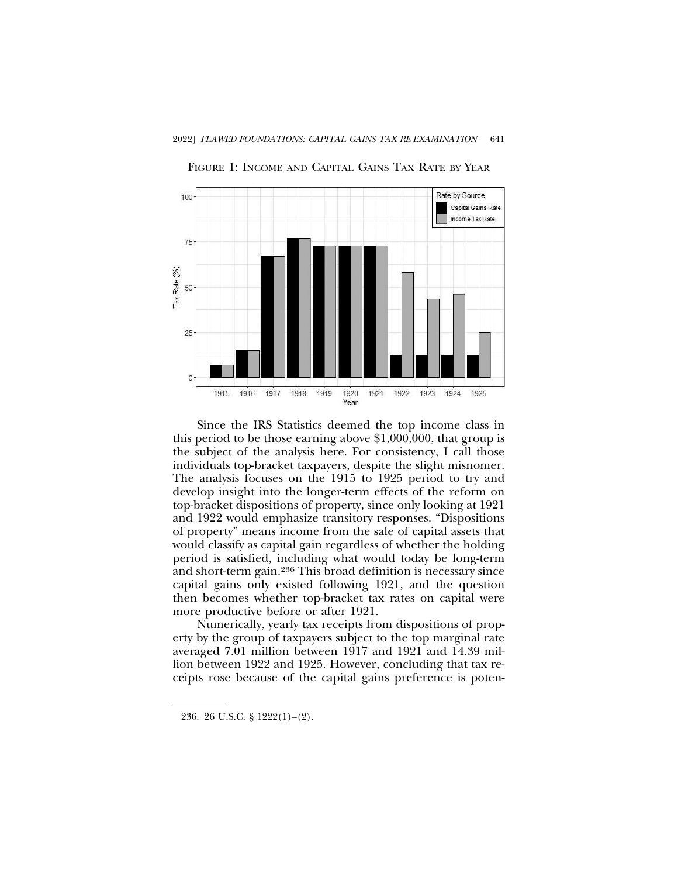FIGURE 1: INCOME AND CAPITAL GAINS TAX RATE BY YEAR

Since the IRS Statistics deemed the top income class in this period to be those earning above $1,000,000, that group is the subject of the analysis here. For consistency, I call those individuals top-bracket taxpayers, despite the slight misnomer. The analysis focuses on the 1915 to 1925 period to try and develop insight into the longer-term effects of the reform on top-bracket dispositions of property, since only looking at 1921 and 1922 would emphasize transitory responses. "Dispositions of property" means income from the sale of capital assets that would classify as capital gain regardless of whether the holding period is satisfied, including what would today be long-term and short-term gain.[236] This broad definition is necessary since capital gains only existed following 1921, and the question then becomes whether top-bracket tax rates on capital were more productive before or after 1921.

Numerically, yearly tax receipts from dispositions of property by the group of taxpayers subject to the top marginal rate averaged 7.01 million between 1917 and 1921 and 14.39 million between 1922 and 1925. However, concluding that tax receipts rose because of the capital gains preference is poten-

236. 26 U.S.C. § 1222(1)–(2).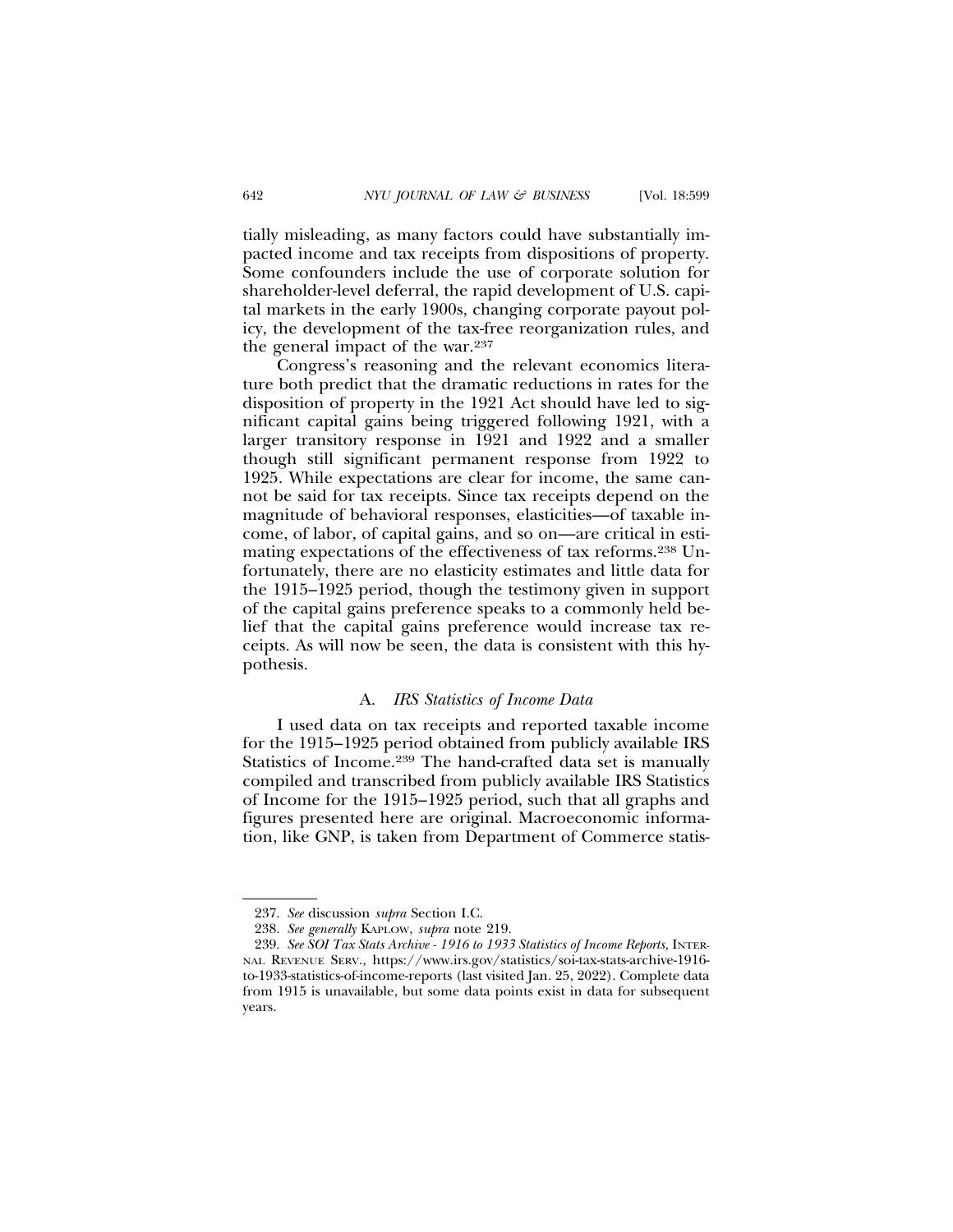tially misleading, as many factors could have substantially impacted income and tax receipts from dispositions of property. Some confounders include the use of corporate solution for shareholder-level deferral, the rapid development of U.S. capital markets in the early 1900s, changing corporate payout policy, the development of the tax-free reorganization rules, and the general impact of the war.[237]

Congress's reasoning and the relevant economics literature both predict that the dramatic reductions in rates for the disposition of property in the 1921 Act should have led to significant capital gains being triggered following 1921, with a larger transitory response in 1921 and 1922 and a smaller though still significant permanent response from 1922 to 1925. While expectations are clear for income, the same cannot be said for tax receipts. Since tax receipts depend on the magnitude of behavioral responses, elasticities—of taxable income, of labor, of capital gains, and so on—are critical in estimating expectations of the effectiveness of tax reforms.[238] Unfortunately, there are no elasticity estimates and little data for the 1915–1925 period, though the testimony given in support of the capital gains preference speaks to a commonly held belief that the capital gains preference would increase tax receipts. As will now be seen, the data is consistent with this hypothesis.

### A. *IRS Statistics of Income Data*

I used data on tax receipts and reported taxable income for the 1915–1925 period obtained from publicly available IRS Statistics of Income.[239] The hand-crafted data set is manually compiled and transcribed from publicly available IRS Statistics of Income for the 1915–1925 period, such that all graphs and figures presented here are original. Macroeconomic information, like GNP, is taken from Department of Commerce statis-

---

237. *See* discussion *supra* Section I.C.

238. *See generally* KAPLOW, *supra* note 219.

239. *See SOI Tax Stats Archive - 1916 to 1933 Statistics of Income Reports,* INTERNAL REVENUE SERV., https://www.irs.gov/statistics/soi-tax-stats-archive-1916-to-1933-statistics-of-income-reports (last visited Jan. 25, 2022). Complete data from 1915 is unavailable, but some data points exist in data for subsequent years.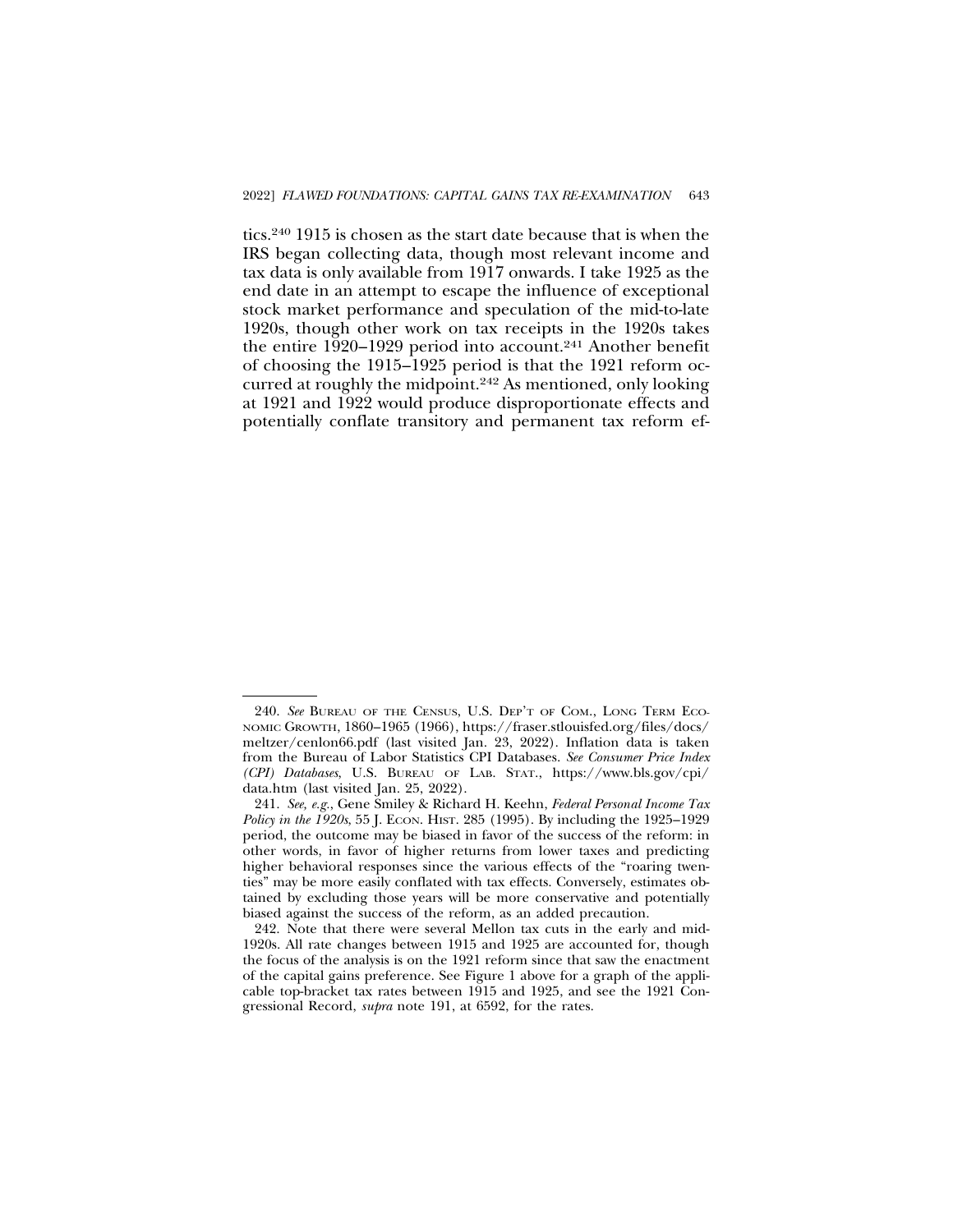tics.[240] 1915 is chosen as the start date because that is when the IRS began collecting data, though most relevant income and tax data is only available from 1917 onwards. I take 1925 as the end date in an attempt to escape the influence of exceptional stock market performance and speculation of the mid-to-late 1920s, though other work on tax receipts in the 1920s takes the entire 1920–1929 period into account.[241] Another benefit of choosing the 1915–1925 period is that the 1921 reform occurred at roughly the midpoint.[242] As mentioned, only looking at 1921 and 1922 would produce disproportionate effects and potentially conflate transitory and permanent tax reform ef-

---

240. *See* BUREAU OF THE CENSUS, U.S. DEP'T OF COM., LONG TERM ECONOMIC GROWTH, 1860–1965 (1966), https://fraser.stlouisfed.org/files/docs/meltzer/cenlon66.pdf (last visited Jan. 23, 2022). Inflation data is taken from the Bureau of Labor Statistics CPI Databases. *See Consumer Price Index (CPI) Databases*, U.S. BUREAU OF LAB. STAT., https://www.bls.gov/cpi/data.htm (last visited Jan. 25, 2022).

241. *See, e.g.*, Gene Smiley & Richard H. Keehn, *Federal Personal Income Tax Policy in the 1920s*, 55 J. ECON. HIST. 285 (1995). By including the 1925–1929 period, the outcome may be biased in favor of the success of the reform: in other words, in favor of higher returns from lower taxes and predicting higher behavioral responses since the various effects of the "roaring twenties" may be more easily conflated with tax effects. Conversely, estimates obtained by excluding those years will be more conservative and potentially biased against the success of the reform, as an added precaution.

242. Note that there were several Mellon tax cuts in the early and mid-1920s. All rate changes between 1915 and 1925 are accounted for, though the focus of the analysis is on the 1921 reform since that saw the enactment of the capital gains preference. See Figure 1 above for a graph of the applicable top-bracket tax rates between 1915 and 1925, and see the 1921 Congressional Record, *supra* note 191, at 6592, for the rates.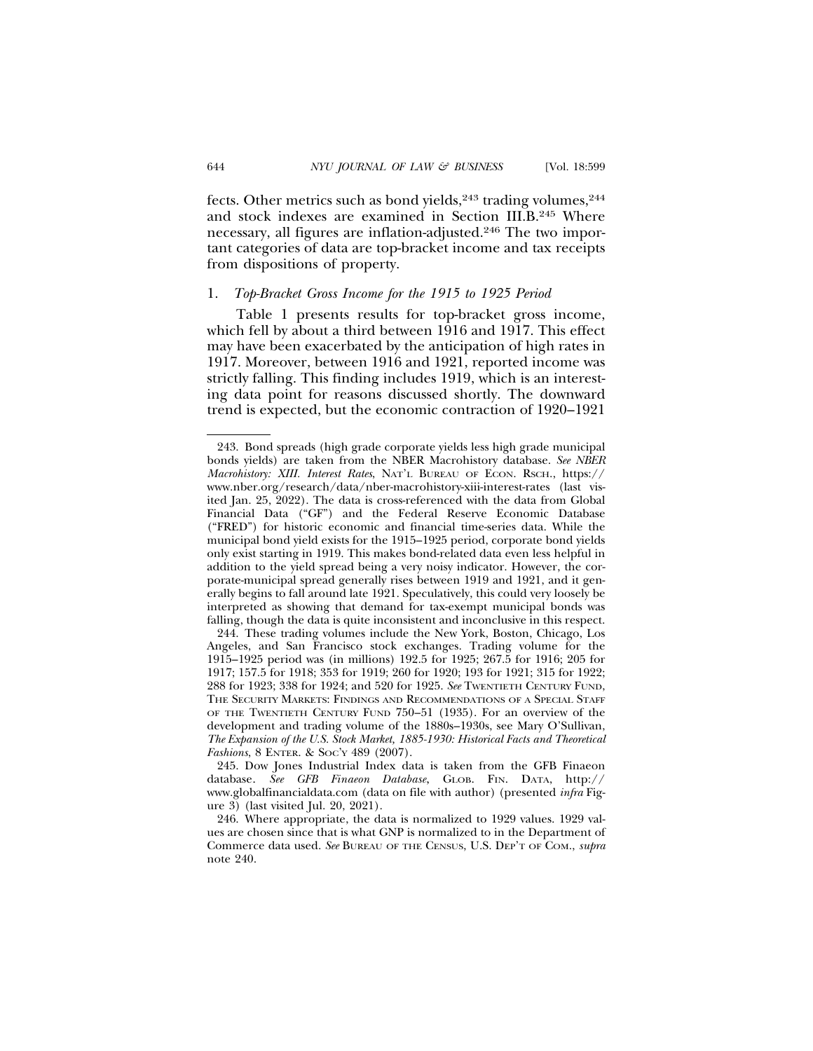fects. Other metrics such as bond yields,[243] trading volumes,[244] and stock indexes are examined in Section III.B.[245] Where necessary, all figures are inflation-adjusted.[246] The two important categories of data are top-bracket income and tax receipts from dispositions of property.

### 1. *Top-Bracket Gross Income for the 1915 to 1925 Period*

Table 1 presents results for top-bracket gross income, which fell by about a third between 1916 and 1917. This effect may have been exacerbated by the anticipation of high rates in 1917. Moreover, between 1916 and 1921, reported income was strictly falling. This finding includes 1919, which is an interesting data point for reasons discussed shortly. The downward trend is expected, but the economic contraction of 1920–1921

---

243. Bond spreads (high grade corporate yields less high grade municipal bonds yields) are taken from the NBER Macrohistory database. *See NBER Macrohistory: XIII. Interest Rates*, NAT'L BUREAU OF ECON. RSCH., https://www.nber.org/research/data/nber-macrohistory-xiii-interest-rates (last visited Jan. 25, 2022). The data is cross-referenced with the data from Global Financial Data ("GF") and the Federal Reserve Economic Database ("FRED") for historic economic and financial time-series data. While the municipal bond yield exists for the 1915–1925 period, corporate bond yields only exist starting in 1919. This makes bond-related data even less helpful in addition to the yield spread being a very noisy indicator. However, the corporate-municipal spread generally rises between 1919 and 1921, and it generally begins to fall around late 1921. Speculatively, this could very loosely be interpreted as showing that demand for tax-exempt municipal bonds was falling, though the data is quite inconsistent and inconclusive in this respect.

244. These trading volumes include the New York, Boston, Chicago, Los Angeles, and San Francisco stock exchanges. Trading volume for the 1915–1925 period was (in millions) 192.5 for 1925; 267.5 for 1916; 205 for 1917; 157.5 for 1918; 353 for 1919; 260 for 1920; 193 for 1921; 315 for 1922; 288 for 1923; 338 for 1924; and 520 for 1925. *See* TWENTIETH CENTURY FUND, THE SECURITY MARKETS: FINDINGS AND RECOMMENDATIONS OF A SPECIAL STAFF OF THE TWENTIETH CENTURY FUND 750–51 (1935). For an overview of the development and trading volume of the 1880s–1930s, see Mary O'Sullivan, *The Expansion of the U.S. Stock Market, 1885-1930: Historical Facts and Theoretical Fashions*, 8 ENTER. & SOC'Y 489 (2007).

245. Dow Jones Industrial Index data is taken from the GFB Finaeon database. *See GFB Finaeon Database*, GLOB. FIN. DATA, http://www.globalfinancialdata.com (data on file with author) (presented *infra* Figure 3) (last visited Jul. 20, 2021).

246. Where appropriate, the data is normalized to 1929 values. 1929 values are chosen since that is what GNP is normalized to in the Department of Commerce data used. *See* BUREAU OF THE CENSUS, U.S. DEP'T OF COM., *supra* note 240.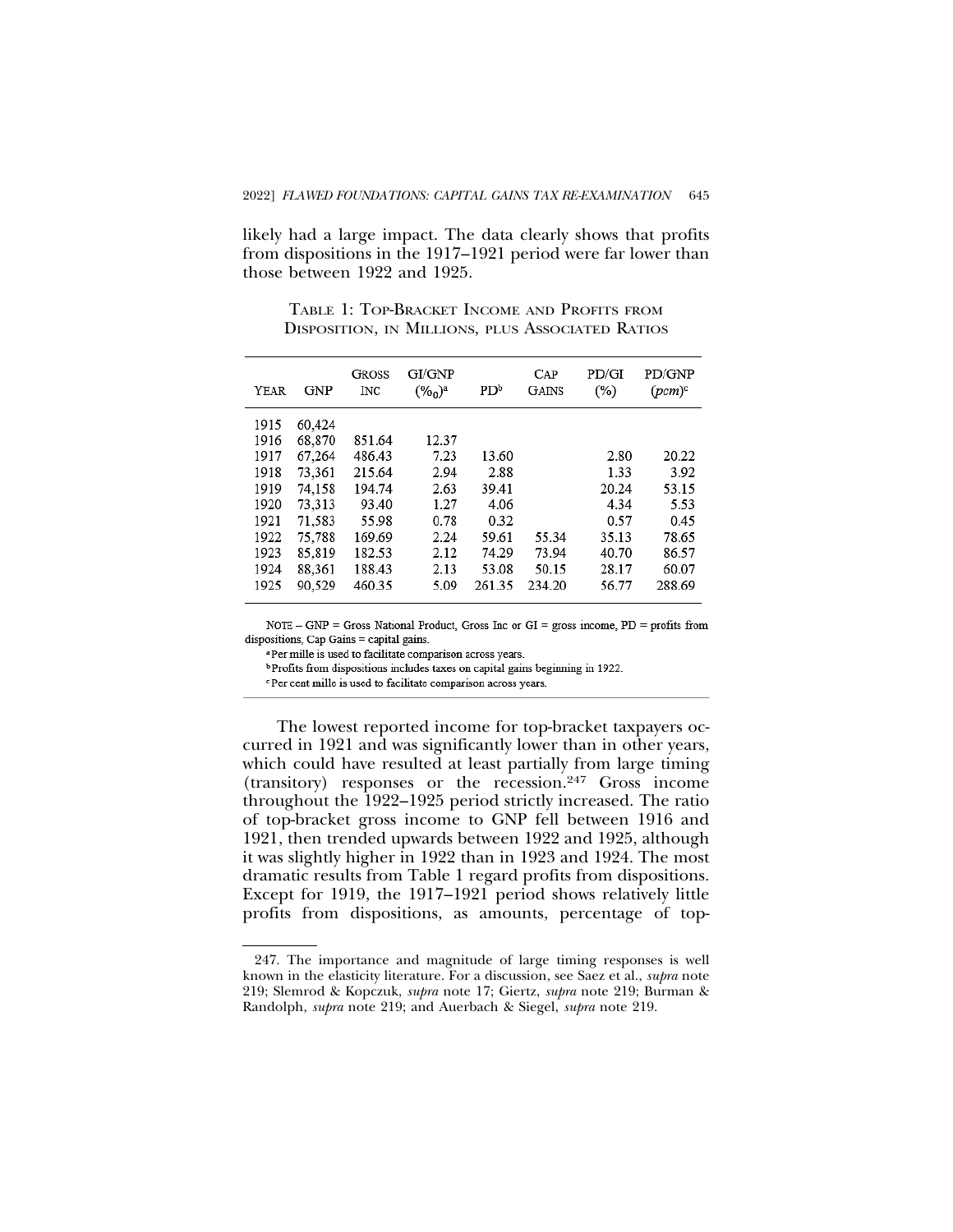likely had a large impact. The data clearly shows that profits from dispositions in the 1917–1921 period were far lower than those between 1922 and 1925.

TABLE 1: TOP-BRACKET INCOME AND PROFITS FROM DISPOSITION, IN MILLIONS, PLUS ASSOCIATED RATIOS

| YEAR | GNP | GROSS INC | GI/GNP (‰)[a] | PD[b] | CAP GAINS | PD/GI (%) | PD/GNP (pcm)[c] |
|---|---|---|---|---|---|---|---|
| 1915 | 60,424 | | | | | | |
| 1916 | 68,870 | 851.64 | 12.37 | | | | |
| 1917 | 67,264 | 486.43 | 7.23 | 13.60 | | 2.80 | 20.22 |
| 1918 | 73,361 | 215.64 | 2.94 | 2.88 | | 1.33 | 3.92 |
| 1919 | 74,158 | 194.74 | 2.63 | 39.41 | | 20.24 | 53.15 |
| 1920 | 73,313 | 93.40 | 1.27 | 4.06 | | 4.34 | 5.53 |
| 1921 | 71,583 | 55.98 | 0.78 | 0.32 | | 0.57 | 0.45 |
| 1922 | 75,788 | 169.69 | 2.24 | 59.61 | 55.34 | 35.13 | 78.65 |
| 1923 | 85,819 | 182.53 | 2.12 | 74.29 | 73.94 | 40.70 | 86.57 |
| 1924 | 88,361 | 188.43 | 2.13 | 53.08 | 50.15 | 28.17 | 60.07 |
| 1925 | 90,529 | 460.35 | 5.09 | 261.35 | 234.20 | 56.77 | 288.69 |

NOTE – GNP = Gross National Product, Gross Inc or GI = gross income, PD = profits from dispositions, Cap Gains = capital gains.

[a] Per mille is used to facilitate comparison across years.

[b] Profits from dispositions includes taxes on capital gains beginning in 1922.

[c] Per cent mille is used to facilitate comparison across years.

The lowest reported income for top-bracket taxpayers occurred in 1921 and was significantly lower than in other years, which could have resulted at least partially from large timing (transitory) responses or the recession.[247] Gross income throughout the 1922–1925 period strictly increased. The ratio of top-bracket gross income to GNP fell between 1916 and 1921, then trended upwards between 1922 and 1925, although it was slightly higher in 1922 than in 1923 and 1924. The most dramatic results from Table 1 regard profits from dispositions. Except for 1919, the 1917–1921 period shows relatively little profits from dispositions, as amounts, percentage of top-

247. The importance and magnitude of large timing responses is well known in the elasticity literature. For a discussion, see Saez et al., *supra* note 219; Slemrod & Kopczuk, *supra* note 17; Giertz, *supra* note 219; Burman & Randolph, *supra* note 219; and Auerbach & Siegel, *supra* note 219.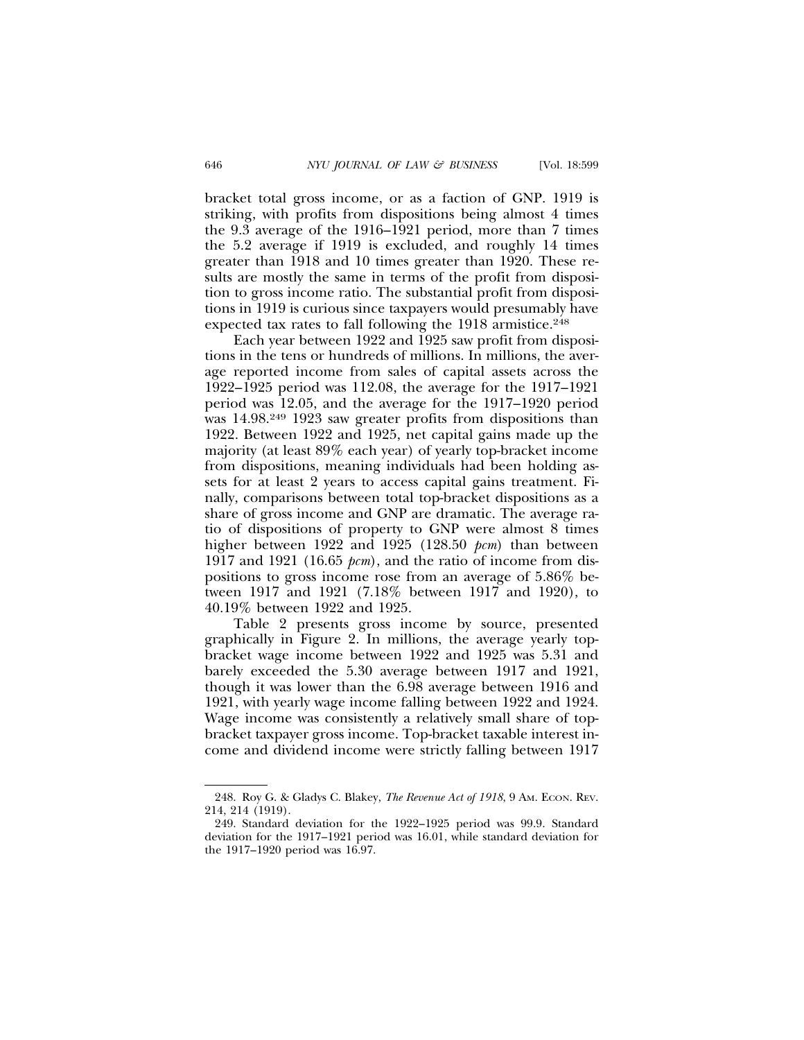bracket total gross income, or as a faction of GNP. 1919 is striking, with profits from dispositions being almost 4 times the 9.3 average of the 1916–1921 period, more than 7 times the 5.2 average if 1919 is excluded, and roughly 14 times greater than 1918 and 10 times greater than 1920. These results are mostly the same in terms of the profit from disposition to gross income ratio. The substantial profit from dispositions in 1919 is curious since taxpayers would presumably have expected tax rates to fall following the 1918 armistice.[248]

Each year between 1922 and 1925 saw profit from dispositions in the tens or hundreds of millions. In millions, the average reported income from sales of capital assets across the 1922–1925 period was 112.08, the average for the 1917–1921 period was 12.05, and the average for the 1917–1920 period was 14.98.[249] 1923 saw greater profits from dispositions than 1922. Between 1922 and 1925, net capital gains made up the majority (at least 89% each year) of yearly top-bracket income from dispositions, meaning individuals had been holding assets for at least 2 years to access capital gains treatment. Finally, comparisons between total top-bracket dispositions as a share of gross income and GNP are dramatic. The average ratio of dispositions of property to GNP were almost 8 times higher between 1922 and 1925 (128.50 *pcm*) than between 1917 and 1921 (16.65 *pcm*), and the ratio of income from dispositions to gross income rose from an average of 5.86% between 1917 and 1921 (7.18% between 1917 and 1920), to 40.19% between 1922 and 1925.

Table 2 presents gross income by source, presented graphically in Figure 2. In millions, the average yearly top-bracket wage income between 1922 and 1925 was 5.31 and barely exceeded the 5.30 average between 1917 and 1921, though it was lower than the 6.98 average between 1916 and 1921, with yearly wage income falling between 1922 and 1924. Wage income was consistently a relatively small share of top-bracket taxpayer gross income. Top-bracket taxable interest income and dividend income were strictly falling between 1917

---

248. Roy G. & Gladys C. Blakey, *The Revenue Act of 1918,* 9 AM. ECON. REV. 214, 214 (1919).

249. Standard deviation for the 1922–1925 period was 99.9. Standard deviation for the 1917–1921 period was 16.01, while standard deviation for the 1917–1920 period was 16.97.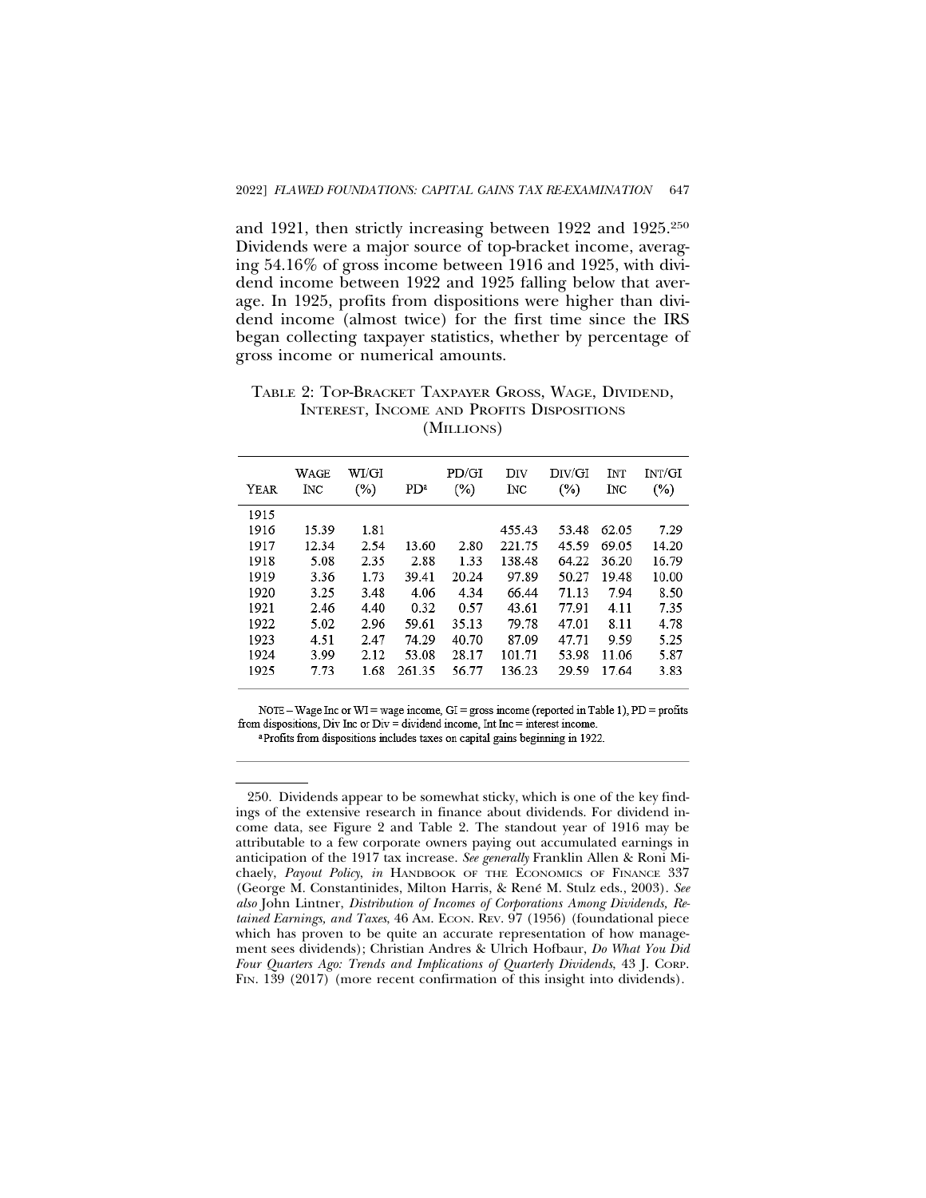and 1921, then strictly increasing between 1922 and 1925.[250] Dividends were a major source of top-bracket income, averaging 54.16% of gross income between 1916 and 1925, with dividend income between 1922 and 1925 falling below that average. In 1925, profits from dispositions were higher than dividend income (almost twice) for the first time since the IRS began collecting taxpayer statistics, whether by percentage of gross income or numerical amounts.

TABLE 2: TOP-BRACKET TAXPAYER GROSS, WAGE, DIVIDEND, INTEREST, INCOME AND PROFITS DISPOSITIONS (MILLIONS)

| YEAR | WAGE INC | WI/GI (%) | PD[a] | PD/GI (%) | DIV INC | DIV/GI (%) | INT INC | INT/GI (%) |
|---|---|---|---|---|---|---|---|---|
| 1915 | | | | | | | | |
| 1916 | 15.39 | 1.81 | | | 455.43 | 53.48 | 62.05 | 7.29 |
| 1917 | 12.34 | 2.54 | 13.60 | 2.80 | 221.75 | 45.59 | 69.05 | 14.20 |
| 1918 | 5.08 | 2.35 | 2.88 | 1.33 | 138.48 | 64.22 | 36.20 | 16.79 |
| 1919 | 3.36 | 1.73 | 39.41 | 20.24 | 97.89 | 50.27 | 19.48 | 10.00 |
| 1920 | 3.25 | 3.48 | 4.06 | 4.34 | 66.44 | 71.13 | 7.94 | 8.50 |
| 1921 | 2.46 | 4.40 | 0.32 | 0.57 | 43.61 | 77.91 | 4.11 | 7.35 |
| 1922 | 5.02 | 2.96 | 59.61 | 35.13 | 79.78 | 47.01 | 8.11 | 4.78 |
| 1923 | 4.51 | 2.47 | 74.29 | 40.70 | 87.09 | 47.71 | 9.59 | 5.25 |
| 1924 | 3.99 | 2.12 | 53.08 | 28.17 | 101.71 | 53.98 | 11.06 | 5.87 |
| 1925 | 7.73 | 1.68 | 261.35 | 56.77 | 136.23 | 29.59 | 17.64 | 3.83 |

NOTE – Wage Inc or WI = wage income, GI = gross income (reported in Table 1), PD = profits from dispositions, Div Inc or Div = dividend income, Int Inc = interest income.

[a] Profits from dispositions includes taxes on capital gains beginning in 1922.

---

250. Dividends appear to be somewhat sticky, which is one of the key findings of the extensive research in finance about dividends. For dividend income data, see Figure 2 and Table 2. The standout year of 1916 may be attributable to a few corporate owners paying out accumulated earnings in anticipation of the 1917 tax increase. *See generally* Franklin Allen & Roni Michaely, *Payout Policy*, *in* HANDBOOK OF THE ECONOMICS OF FINANCE 337 (George M. Constantinides, Milton Harris, & René M. Stulz eds., 2003). *See also* John Lintner, *Distribution of Incomes of Corporations Among Dividends, Retained Earnings, and Taxes*, 46 AM. ECON. REV. 97 (1956) (foundational piece which has proven to be quite an accurate representation of how management sees dividends); Christian Andres & Ulrich Hofbaur, *Do What You Did Four Quarters Ago: Trends and Implications of Quarterly Dividends*, 43 J. CORP. FIN. 139 (2017) (more recent confirmation of this insight into dividends).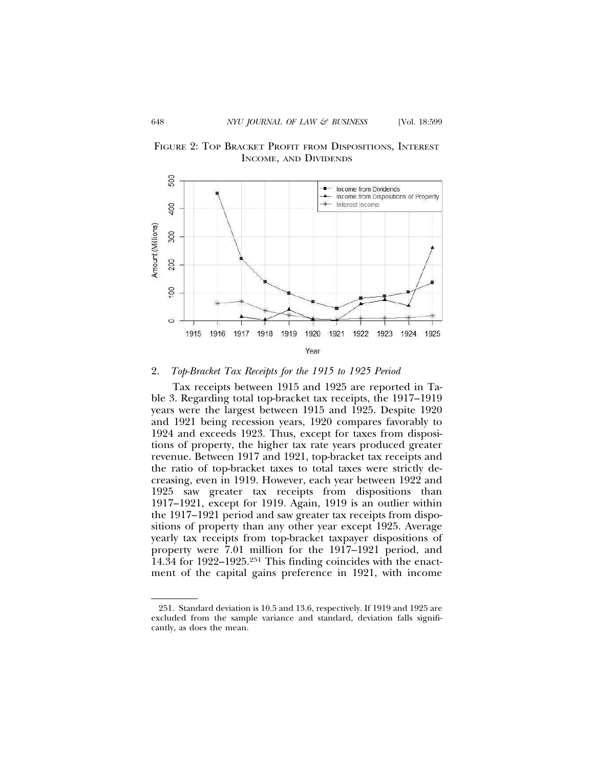FIGURE 2: TOP BRACKET PROFIT FROM DISPOSITIONS, INTEREST INCOME, AND DIVIDENDS

2. *Top-Bracket Tax Receipts for the 1915 to 1925 Period*

Tax receipts between 1915 and 1925 are reported in Table 3. Regarding total top-bracket tax receipts, the 1917–1919 years were the largest between 1915 and 1925. Despite 1920 and 1921 being recession years, 1920 compares favorably to 1924 and exceeds 1923. Thus, except for taxes from dispositions of property, the higher tax rate years produced greater revenue. Between 1917 and 1921, top-bracket tax receipts and the ratio of top-bracket taxes to total taxes were strictly decreasing, even in 1919. However, each year between 1922 and 1925 saw greater tax receipts from dispositions than 1917–1921, except for 1919. Again, 1919 is an outlier within the 1917–1921 period and saw greater tax receipts from dispositions of property than any other year except 1925. Average yearly tax receipts from top-bracket taxpayer dispositions of property were 7.01 million for the 1917–1921 period, and 14.34 for 1922–1925.[251] This finding coincides with the enactment of the capital gains preference in 1921, with income

251. Standard deviation is 10.5 and 13.6, respectively. If 1919 and 1925 are excluded from the sample variance and standard, deviation falls significantly, as does the mean.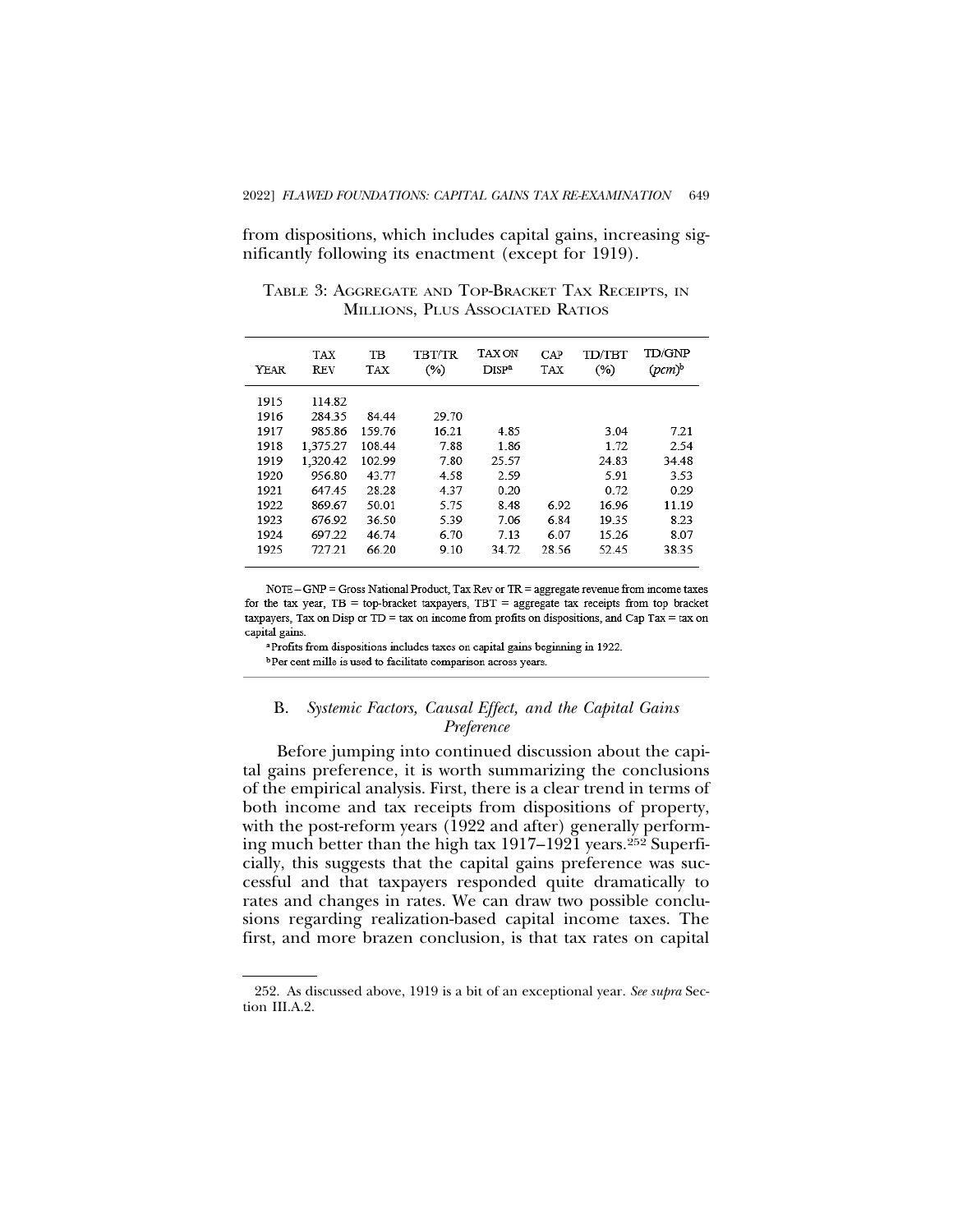from dispositions, which includes capital gains, increasing significantly following its enactment (except for 1919).

TABLE 3: AGGREGATE AND TOP-BRACKET TAX RECEIPTS, IN MILLIONS, PLUS ASSOCIATED RATIOS

| YEAR | TAX REV | TB TAX | TBT/TR (%) | TAX ON DISP[a] | CAP TAX | TD/TBT (%) | TD/GNP (*pcm*)[b] |
|---|---|---|---|---|---|---|---|
| 1915 | 114.82 | | | | | | |
| 1916 | 284.35 | 84.44 | 29.70 | | | | |
| 1917 | 985.86 | 159.76 | 16.21 | 4.85 | | 3.04 | 7.21 |
| 1918 | 1,375.27 | 108.44 | 7.88 | 1.86 | | 1.72 | 2.54 |
| 1919 | 1,320.42 | 102.99 | 7.80 | 25.57 | | 24.83 | 34.48 |
| 1920 | 956.80 | 43.77 | 4.58 | 2.59 | | 5.91 | 3.53 |
| 1921 | 647.45 | 28.28 | 4.37 | 0.20 | | 0.72 | 0.29 |
| 1922 | 869.67 | 50.01 | 5.75 | 8.48 | 6.92 | 16.96 | 11.19 |
| 1923 | 676.92 | 36.50 | 5.39 | 7.06 | 6.84 | 19.35 | 8.23 |
| 1924 | 697.22 | 46.74 | 6.70 | 7.13 | 6.07 | 15.26 | 8.07 |
| 1925 | 727.21 | 66.20 | 9.10 | 34.72 | 28.56 | 52.45 | 38.35 |

NOTE – GNP = Gross National Product, Tax Rev or TR = aggregate revenue from income taxes for the tax year, TB = top-bracket taxpayers, TBT = aggregate tax receipts from top bracket taxpayers, Tax on Disp or TD = tax on income from profits on dispositions, and Cap Tax = tax on capital gains.

[a] Profits from dispositions includes taxes on capital gains beginning in 1922.

[b] Per cent mille is used to facilitate comparison across years.

### B. *Systemic Factors, Causal Effect, and the Capital Gains Preference*

Before jumping into continued discussion about the capital gains preference, it is worth summarizing the conclusions of the empirical analysis. First, there is a clear trend in terms of both income and tax receipts from dispositions of property, with the post-reform years (1922 and after) generally performing much better than the high tax 1917–1921 years.[252] Superficially, this suggests that the capital gains preference was successful and that taxpayers responded quite dramatically to rates and changes in rates. We can draw two possible conclusions regarding realization-based capital income taxes. The first, and more brazen conclusion, is that tax rates on capital

252. As discussed above, 1919 is a bit of an exceptional year. *See supra* Section III.A.2.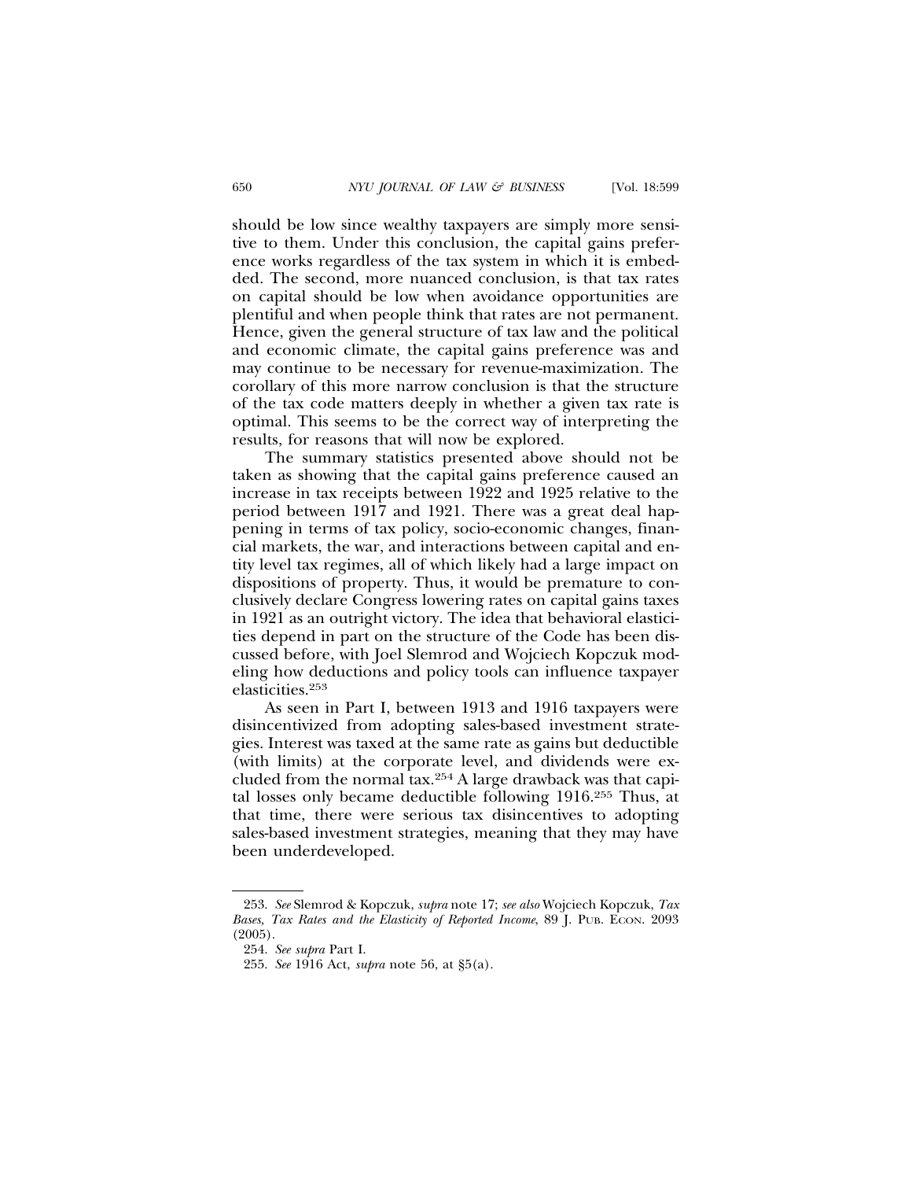should be low since wealthy taxpayers are simply more sensitive to them. Under this conclusion, the capital gains preference works regardless of the tax system in which it is embedded. The second, more nuanced conclusion, is that tax rates on capital should be low when avoidance opportunities are plentiful and when people think that rates are not permanent. Hence, given the general structure of tax law and the political and economic climate, the capital gains preference was and may continue to be necessary for revenue-maximization. The corollary of this more narrow conclusion is that the structure of the tax code matters deeply in whether a given tax rate is optimal. This seems to be the correct way of interpreting the results, for reasons that will now be explored.

The summary statistics presented above should not be taken as showing that the capital gains preference caused an increase in tax receipts between 1922 and 1925 relative to the period between 1917 and 1921. There was a great deal happening in terms of tax policy, socio-economic changes, financial markets, the war, and interactions between capital and entity level tax regimes, all of which likely had a large impact on dispositions of property. Thus, it would be premature to conclusively declare Congress lowering rates on capital gains taxes in 1921 as an outright victory. The idea that behavioral elasticities depend in part on the structure of the Code has been discussed before, with Joel Slemrod and Wojciech Kopczuk modeling how deductions and policy tools can influence taxpayer elasticities.[253]

As seen in Part I, between 1913 and 1916 taxpayers were disincentivized from adopting sales-based investment strategies. Interest was taxed at the same rate as gains but deductible (with limits) at the corporate level, and dividends were excluded from the normal tax.[254] A large drawback was that capital losses only became deductible following 1916.[255] Thus, at that time, there were serious tax disincentives to adopting sales-based investment strategies, meaning that they may have been underdeveloped.

---

253. *See* Slemrod & Kopczuk, *supra* note 17; *see also* Wojciech Kopczuk, *Tax Bases, Tax Rates and the Elasticity of Reported Income*, 89 J. PUB. ECON. 2093 (2005).

254. *See supra* Part I.

255. *See* 1916 Act, *supra* note 56, at §5(a).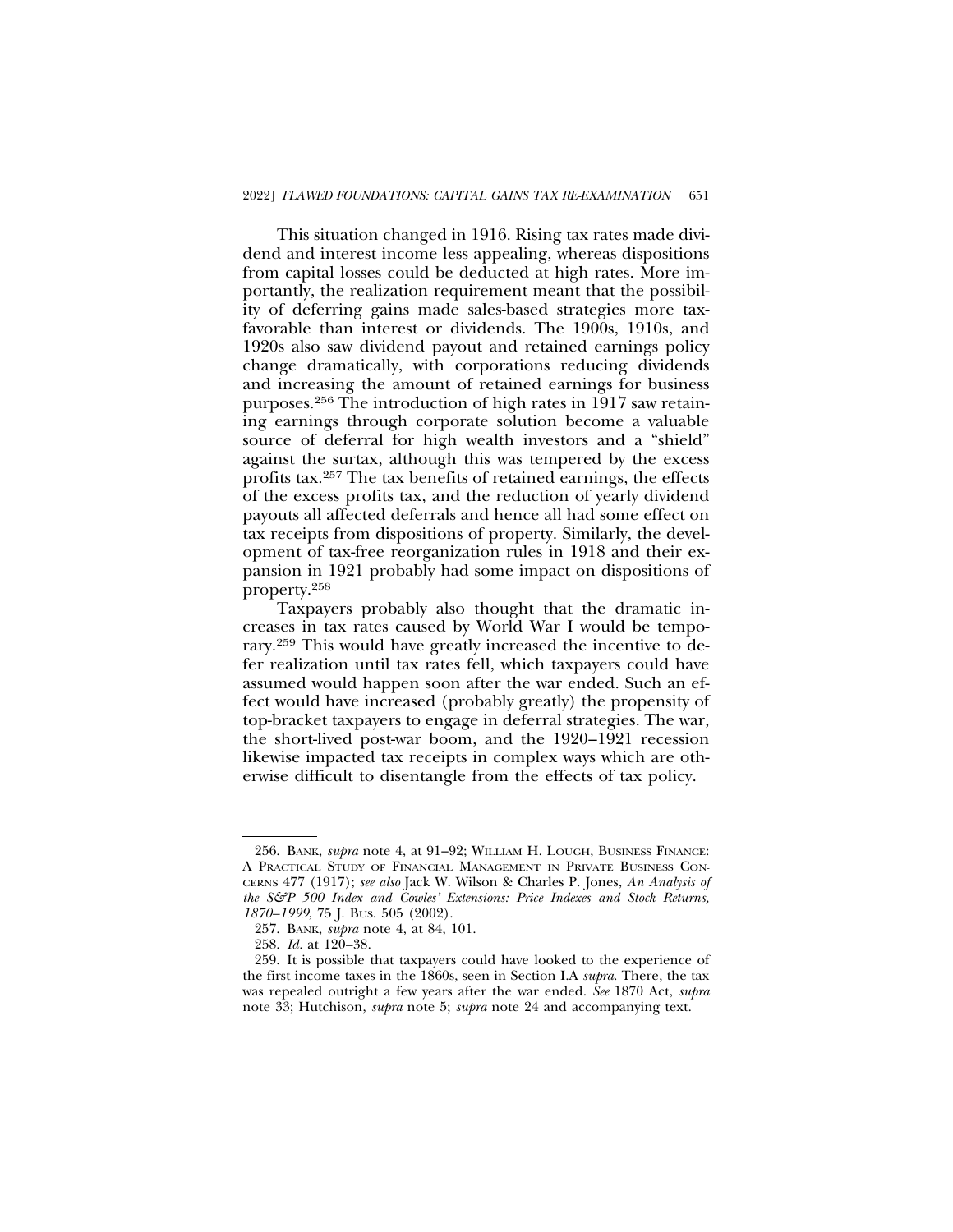This situation changed in 1916. Rising tax rates made dividend and interest income less appealing, whereas dispositions from capital losses could be deducted at high rates. More importantly, the realization requirement meant that the possibility of deferring gains made sales-based strategies more tax-favorable than interest or dividends. The 1900s, 1910s, and 1920s also saw dividend payout and retained earnings policy change dramatically, with corporations reducing dividends and increasing the amount of retained earnings for business purposes.[256] The introduction of high rates in 1917 saw retaining earnings through corporate solution become a valuable source of deferral for high wealth investors and a "shield" against the surtax, although this was tempered by the excess profits tax.[257] The tax benefits of retained earnings, the effects of the excess profits tax, and the reduction of yearly dividend payouts all affected deferrals and hence all had some effect on tax receipts from dispositions of property. Similarly, the development of tax-free reorganization rules in 1918 and their expansion in 1921 probably had some impact on dispositions of property.[258]

Taxpayers probably also thought that the dramatic increases in tax rates caused by World War I would be temporary.[259] This would have greatly increased the incentive to defer realization until tax rates fell, which taxpayers could have assumed would happen soon after the war ended. Such an effect would have increased (probably greatly) the propensity of top-bracket taxpayers to engage in deferral strategies. The war, the short-lived post-war boom, and the 1920–1921 recession likewise impacted tax receipts in complex ways which are otherwise difficult to disentangle from the effects of tax policy.

---

256. BANK, *supra* note 4, at 91–92; WILLIAM H. LOUGH, BUSINESS FINANCE: A PRACTICAL STUDY OF FINANCIAL MANAGEMENT IN PRIVATE BUSINESS CONCERNS 477 (1917); *see also* Jack W. Wilson & Charles P. Jones, *An Analysis of the S&P 500 Index and Cowles' Extensions: Price Indexes and Stock Returns, 1870–1999*, 75 J. BUS. 505 (2002).

257. BANK, *supra* note 4, at 84, 101.

258. *Id.* at 120–38.

259. It is possible that taxpayers could have looked to the experience of the first income taxes in the 1860s, seen in Section I.A *supra*. There, the tax was repealed outright a few years after the war ended. *See* 1870 Act, *supra* note 33; Hutchison, *supra* note 5; *supra* note 24 and accompanying text.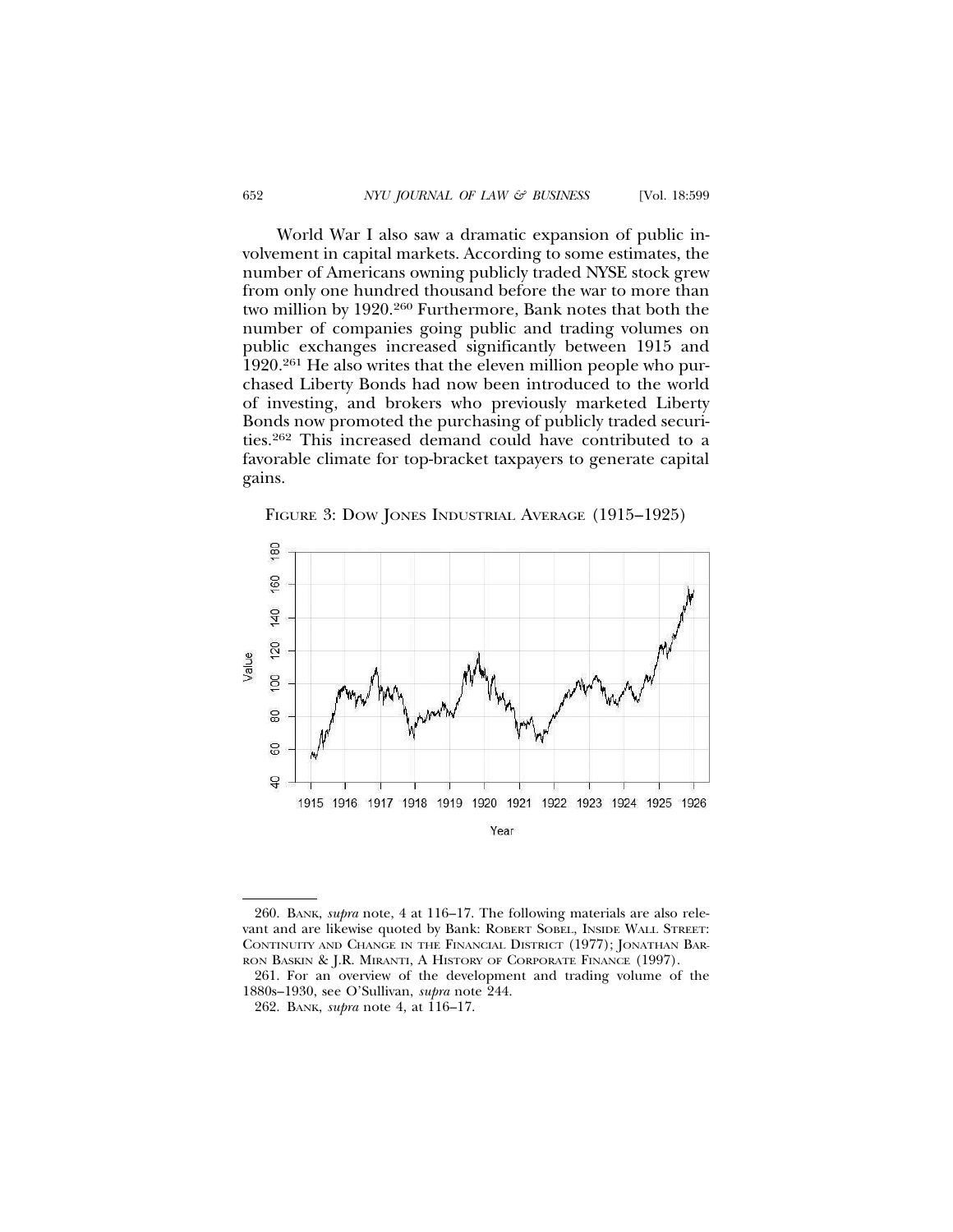World War I also saw a dramatic expansion of public involvement in capital markets. According to some estimates, the number of Americans owning publicly traded NYSE stock grew from only one hundred thousand before the war to more than two million by 1920.[260] Furthermore, Bank notes that both the number of companies going public and trading volumes on public exchanges increased significantly between 1915 and 1920.[261] He also writes that the eleven million people who purchased Liberty Bonds had now been introduced to the world of investing, and brokers who previously marketed Liberty Bonds now promoted the purchasing of publicly traded securities.[262] This increased demand could have contributed to a favorable climate for top-bracket taxpayers to generate capital gains.

FIGURE 3: DOW JONES INDUSTRIAL AVERAGE (1915–1925)

---

260. BANK, *supra* note, 4 at 116–17. The following materials are also relevant and are likewise quoted by Bank: ROBERT SOBEL, INSIDE WALL STREET: CONTINUITY AND CHANGE IN THE FINANCIAL DISTRICT (1977); JONATHAN BARRON BASKIN & J.R. MIRANTI, A HISTORY OF CORPORATE FINANCE (1997).

261. For an overview of the development and trading volume of the 1880s–1930, see O'Sullivan, *supra* note 244.

262. BANK, *supra* note 4, at 116–17.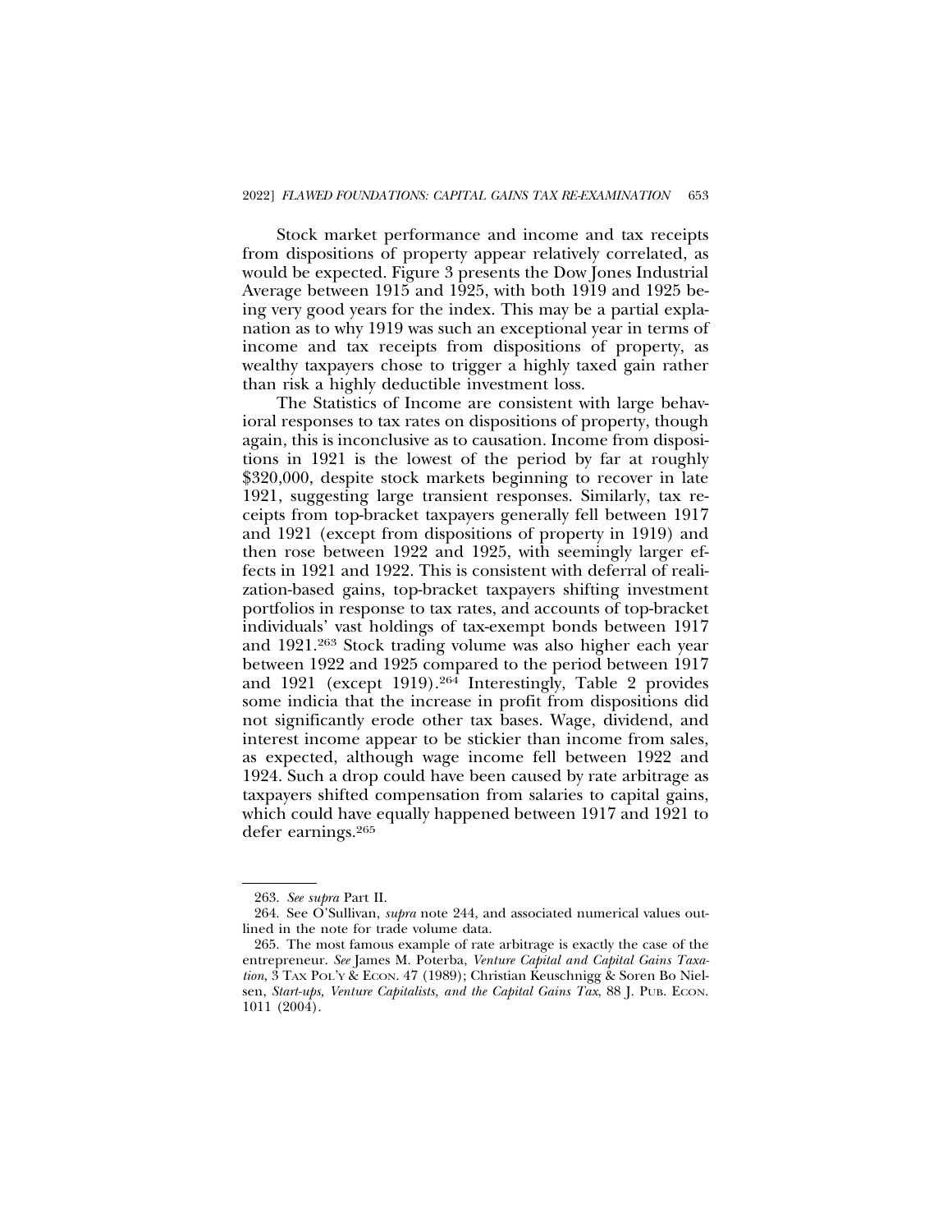Stock market performance and income and tax receipts from dispositions of property appear relatively correlated, as would be expected. Figure 3 presents the Dow Jones Industrial Average between 1915 and 1925, with both 1919 and 1925 being very good years for the index. This may be a partial explanation as to why 1919 was such an exceptional year in terms of income and tax receipts from dispositions of property, as wealthy taxpayers chose to trigger a highly taxed gain rather than risk a highly deductible investment loss.

The Statistics of Income are consistent with large behavioral responses to tax rates on dispositions of property, though again, this is inconclusive as to causation. Income from dispositions in 1921 is the lowest of the period by far at roughly $320,000, despite stock markets beginning to recover in late 1921, suggesting large transient responses. Similarly, tax receipts from top-bracket taxpayers generally fell between 1917 and 1921 (except from dispositions of property in 1919) and then rose between 1922 and 1925, with seemingly larger effects in 1921 and 1922. This is consistent with deferral of realization-based gains, top-bracket taxpayers shifting investment portfolios in response to tax rates, and accounts of top-bracket individuals' vast holdings of tax-exempt bonds between 1917 and 1921.[263] Stock trading volume was also higher each year between 1922 and 1925 compared to the period between 1917 and 1921 (except 1919).[264] Interestingly, Table 2 provides some indicia that the increase in profit from dispositions did not significantly erode other tax bases. Wage, dividend, and interest income appear to be stickier than income from sales, as expected, although wage income fell between 1922 and 1924. Such a drop could have been caused by rate arbitrage as taxpayers shifted compensation from salaries to capital gains, which could have equally happened between 1917 and 1921 to defer earnings.[265]

---

263. *See supra* Part II.

264. See O'Sullivan, *supra* note 244, and associated numerical values outlined in the note for trade volume data.

265. The most famous example of rate arbitrage is exactly the case of the entrepreneur. *See* James M. Poterba, *Venture Capital and Capital Gains Taxation*, 3 TAX POL'Y & ECON. 47 (1989); Christian Keuschnigg & Soren Bo Nielsen, *Start-ups, Venture Capitalists, and the Capital Gains Tax*, 88 J. PUB. ECON. 1011 (2004).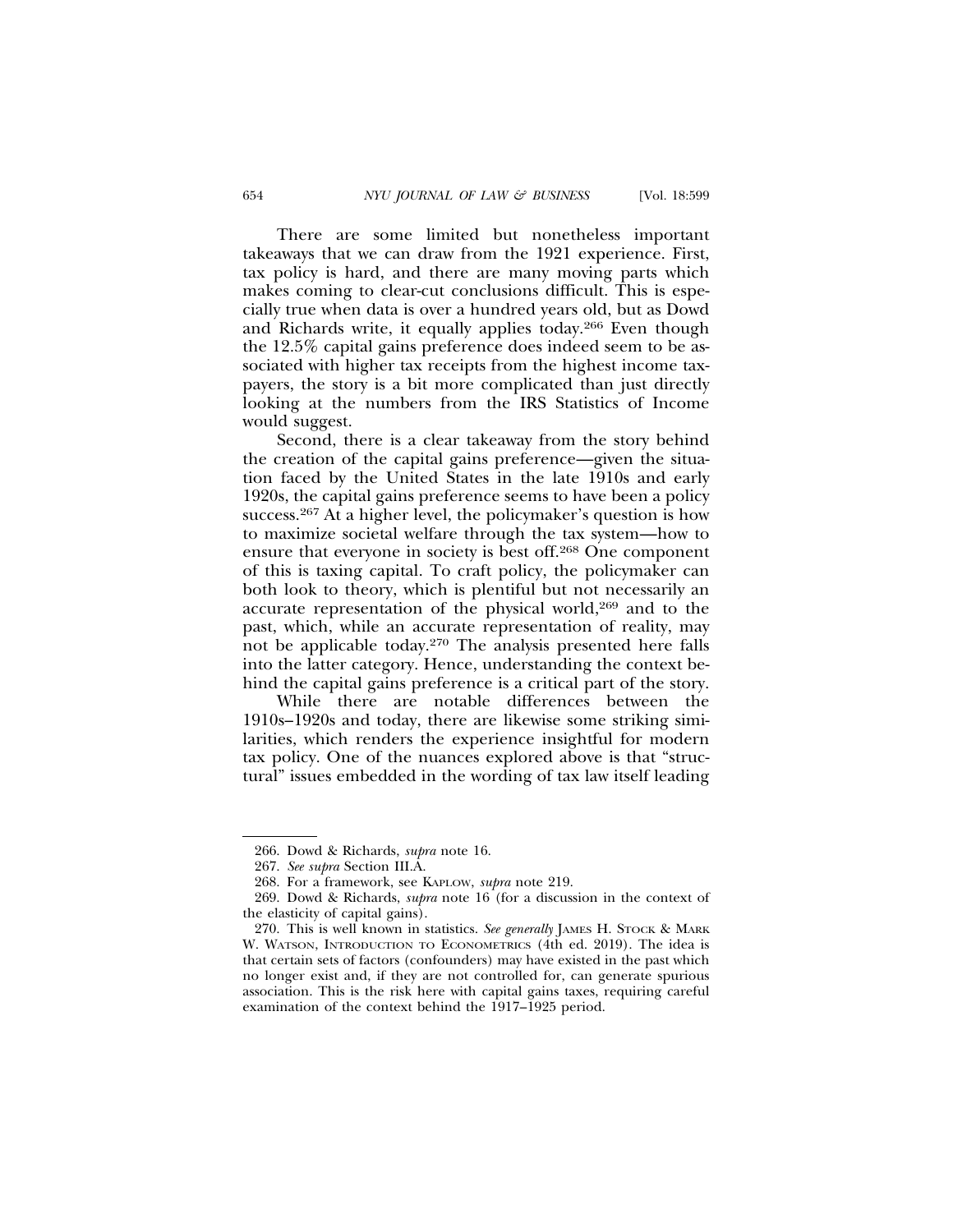There are some limited but nonetheless important takeaways that we can draw from the 1921 experience. First, tax policy is hard, and there are many moving parts which makes coming to clear-cut conclusions difficult. This is especially true when data is over a hundred years old, but as Dowd and Richards write, it equally applies today.[266] Even though the 12.5% capital gains preference does indeed seem to be associated with higher tax receipts from the highest income taxpayers, the story is a bit more complicated than just directly looking at the numbers from the IRS Statistics of Income would suggest.

Second, there is a clear takeaway from the story behind the creation of the capital gains preference—given the situation faced by the United States in the late 1910s and early 1920s, the capital gains preference seems to have been a policy success.[267] At a higher level, the policymaker's question is how to maximize societal welfare through the tax system—how to ensure that everyone in society is best off.[268] One component of this is taxing capital. To craft policy, the policymaker can both look to theory, which is plentiful but not necessarily an accurate representation of the physical world,[269] and to the past, which, while an accurate representation of reality, may not be applicable today.[270] The analysis presented here falls into the latter category. Hence, understanding the context behind the capital gains preference is a critical part of the story.

While there are notable differences between the 1910s–1920s and today, there are likewise some striking similarities, which renders the experience insightful for modern tax policy. One of the nuances explored above is that "structural" issues embedded in the wording of tax law itself leading

---

266. Dowd & Richards, *supra* note 16.

267. *See supra* Section III.A.

268. For a framework, see KAPLOW, *supra* note 219.

269. Dowd & Richards, *supra* note 16 (for a discussion in the context of the elasticity of capital gains).

270. This is well known in statistics. *See generally* JAMES H. STOCK & MARK W. WATSON, INTRODUCTION TO ECONOMETRICS (4th ed. 2019). The idea is that certain sets of factors (confounders) may have existed in the past which no longer exist and, if they are not controlled for, can generate spurious association. This is the risk here with capital gains taxes, requiring careful examination of the context behind the 1917–1925 period.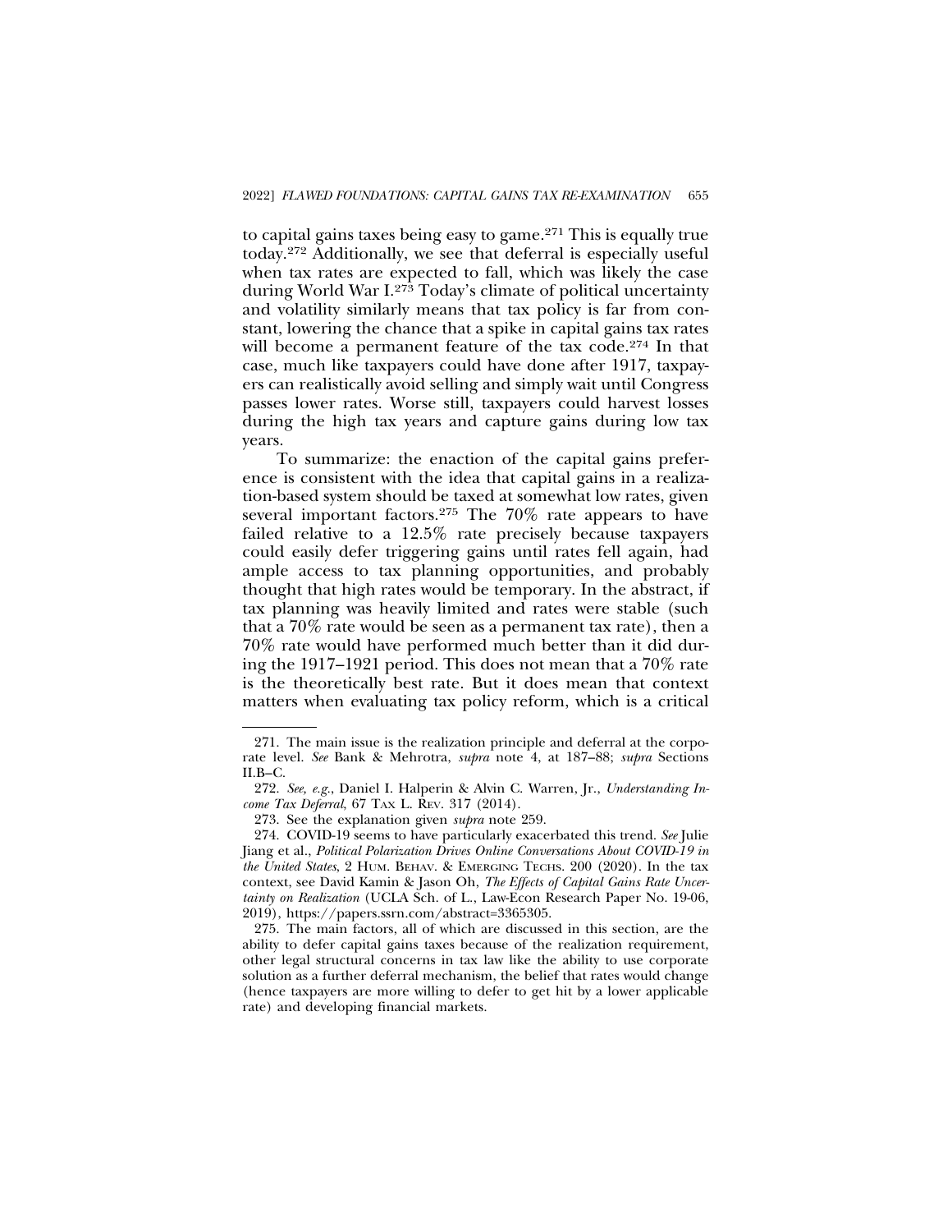to capital gains taxes being easy to game.[271] This is equally true today.[272] Additionally, we see that deferral is especially useful when tax rates are expected to fall, which was likely the case during World War I.[273] Today's climate of political uncertainty and volatility similarly means that tax policy is far from constant, lowering the chance that a spike in capital gains tax rates will become a permanent feature of the tax code.[274] In that case, much like taxpayers could have done after 1917, taxpayers can realistically avoid selling and simply wait until Congress passes lower rates. Worse still, taxpayers could harvest losses during the high tax years and capture gains during low tax years.

To summarize: the enaction of the capital gains preference is consistent with the idea that capital gains in a realization-based system should be taxed at somewhat low rates, given several important factors.[275] The 70% rate appears to have failed relative to a 12.5% rate precisely because taxpayers could easily defer triggering gains until rates fell again, had ample access to tax planning opportunities, and probably thought that high rates would be temporary. In the abstract, if tax planning was heavily limited and rates were stable (such that a 70% rate would be seen as a permanent tax rate), then a 70% rate would have performed much better than it did during the 1917–1921 period. This does not mean that a 70% rate is the theoretically best rate. But it does mean that context matters when evaluating tax policy reform, which is a critical

---

271. The main issue is the realization principle and deferral at the corporate level. *See* Bank & Mehrotra, *supra* note 4, at 187–88; *supra* Sections II.B–C.

272. *See, e.g.*, Daniel I. Halperin & Alvin C. Warren, Jr., *Understanding Income Tax Deferral*, 67 TAX L. REV. 317 (2014).

273. See the explanation given *supra* note 259.

274. COVID-19 seems to have particularly exacerbated this trend. *See* Julie Jiang et al., *Political Polarization Drives Online Conversations About COVID-19 in the United States*, 2 HUM. BEHAV. & EMERGING TECHS. 200 (2020). In the tax context, see David Kamin & Jason Oh, *The Effects of Capital Gains Rate Uncertainty on Realization* (UCLA Sch. of L., Law-Econ Research Paper No. 19-06, 2019), https://papers.ssrn.com/abstract=3365305.

275. The main factors, all of which are discussed in this section, are the ability to defer capital gains taxes because of the realization requirement, other legal structural concerns in tax law like the ability to use corporate solution as a further deferral mechanism, the belief that rates would change (hence taxpayers are more willing to defer to get hit by a lower applicable rate) and developing financial markets.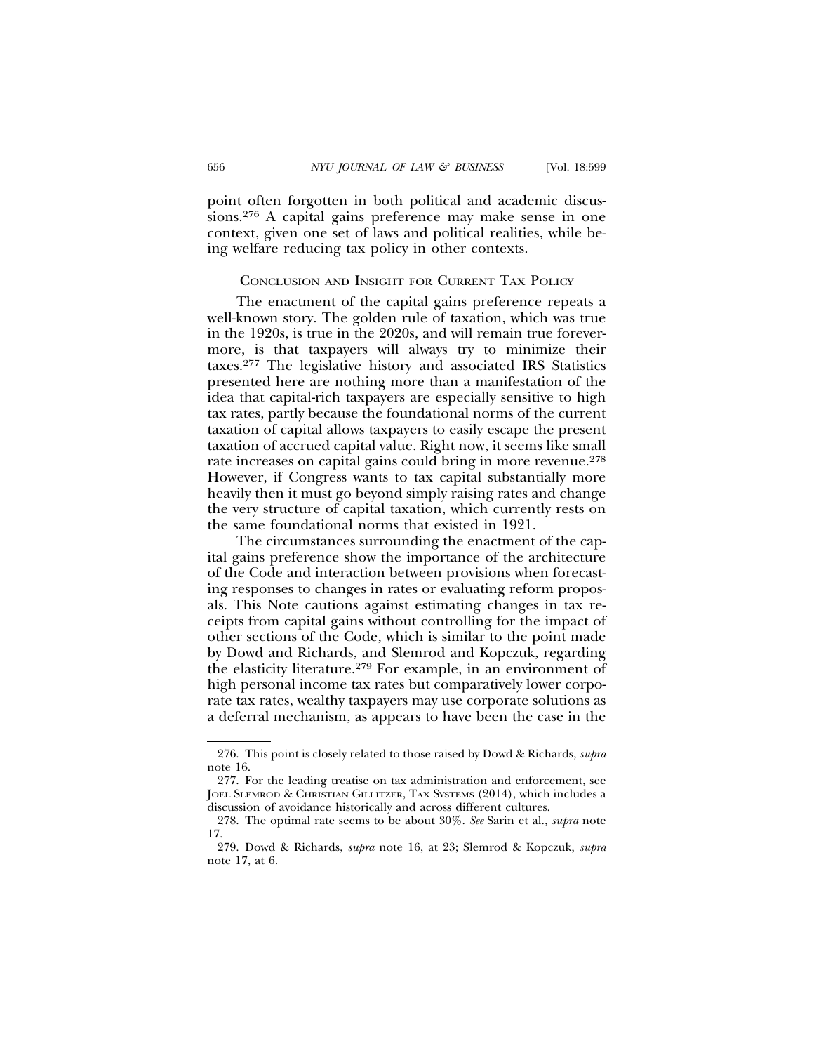point often forgotten in both political and academic discussions.[276] A capital gains preference may make sense in one context, given one set of laws and political realities, while being welfare reducing tax policy in other contexts.

## CONCLUSION AND INSIGHT FOR CURRENT TAX POLICY

The enactment of the capital gains preference repeats a well-known story. The golden rule of taxation, which was true in the 1920s, is true in the 2020s, and will remain true forevermore, is that taxpayers will always try to minimize their taxes.[277] The legislative history and associated IRS Statistics presented here are nothing more than a manifestation of the idea that capital-rich taxpayers are especially sensitive to high tax rates, partly because the foundational norms of the current taxation of capital allows taxpayers to easily escape the present taxation of accrued capital value. Right now, it seems like small rate increases on capital gains could bring in more revenue.[278] However, if Congress wants to tax capital substantially more heavily then it must go beyond simply raising rates and change the very structure of capital taxation, which currently rests on the same foundational norms that existed in 1921.

The circumstances surrounding the enactment of the capital gains preference show the importance of the architecture of the Code and interaction between provisions when forecasting responses to changes in rates or evaluating reform proposals. This Note cautions against estimating changes in tax receipts from capital gains without controlling for the impact of other sections of the Code, which is similar to the point made by Dowd and Richards, and Slemrod and Kopczuk, regarding the elasticity literature.[279] For example, in an environment of high personal income tax rates but comparatively lower corporate tax rates, wealthy taxpayers may use corporate solutions as a deferral mechanism, as appears to have been the case in the

---

276. This point is closely related to those raised by Dowd & Richards, *supra* note 16.

277. For the leading treatise on tax administration and enforcement, see JOEL SLEMROD & CHRISTIAN GILLITZER, TAX SYSTEMS (2014), which includes a discussion of avoidance historically and across different cultures.

278. The optimal rate seems to be about 30%. *See* Sarin et al., *supra* note 17.

279. Dowd & Richards, *supra* note 16, at 23; Slemrod & Kopczuk, *supra* note 17, at 6.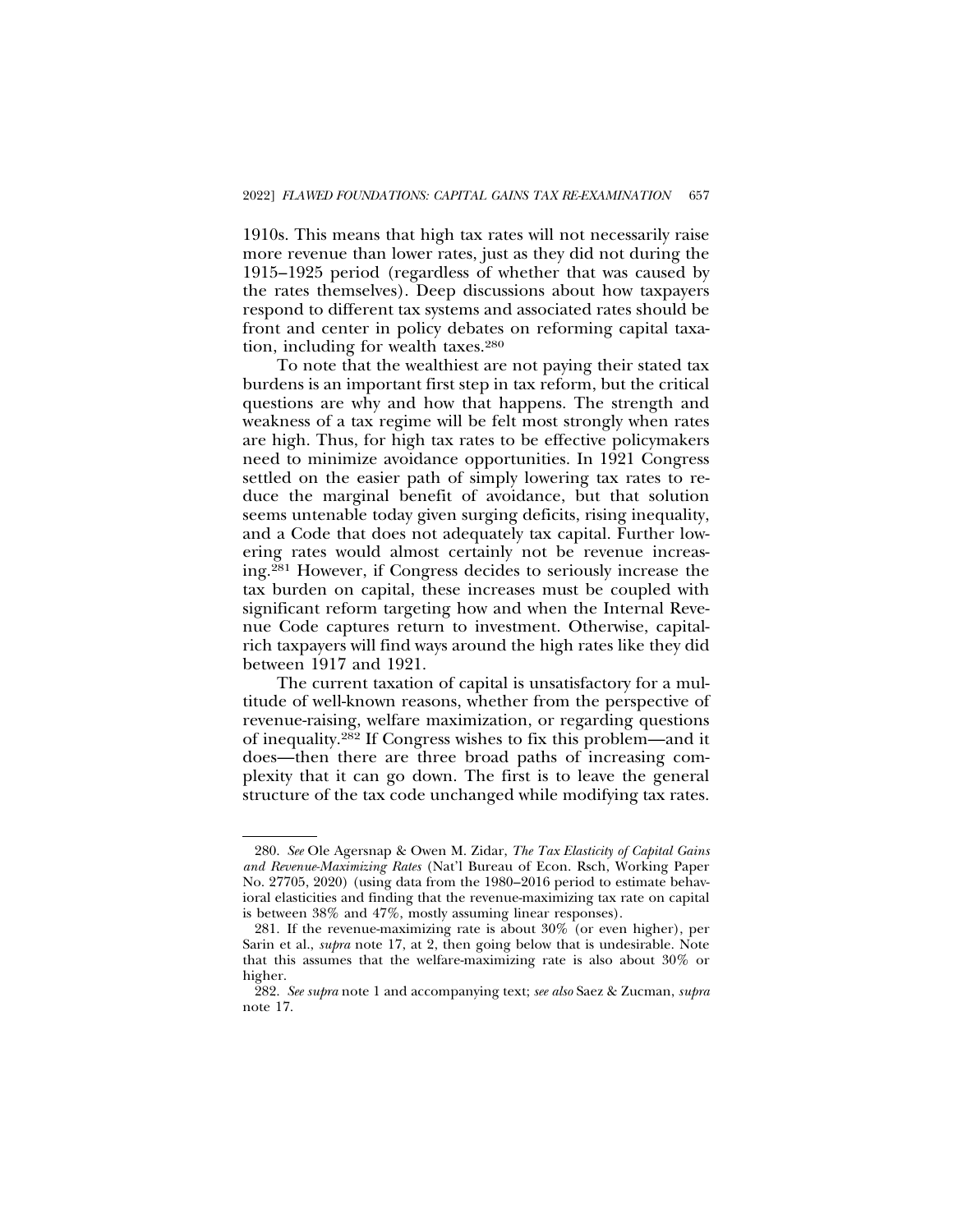1910s. This means that high tax rates will not necessarily raise more revenue than lower rates, just as they did not during the 1915–1925 period (regardless of whether that was caused by the rates themselves). Deep discussions about how taxpayers respond to different tax systems and associated rates should be front and center in policy debates on reforming capital taxation, including for wealth taxes.[280]

To note that the wealthiest are not paying their stated tax burdens is an important first step in tax reform, but the critical questions are why and how that happens. The strength and weakness of a tax regime will be felt most strongly when rates are high. Thus, for high tax rates to be effective policymakers need to minimize avoidance opportunities. In 1921 Congress settled on the easier path of simply lowering tax rates to reduce the marginal benefit of avoidance, but that solution seems untenable today given surging deficits, rising inequality, and a Code that does not adequately tax capital. Further lowering rates would almost certainly not be revenue increasing.[281] However, if Congress decides to seriously increase the tax burden on capital, these increases must be coupled with significant reform targeting how and when the Internal Revenue Code captures return to investment. Otherwise, capital-rich taxpayers will find ways around the high rates like they did between 1917 and 1921.

The current taxation of capital is unsatisfactory for a multitude of well-known reasons, whether from the perspective of revenue-raising, welfare maximization, or regarding questions of inequality.[282] If Congress wishes to fix this problem—and it does—then there are three broad paths of increasing complexity that it can go down. The first is to leave the general structure of the tax code unchanged while modifying tax rates.

---

280. *See* Ole Agersnap & Owen M. Zidar, *The Tax Elasticity of Capital Gains and Revenue-Maximizing Rates* (Nat'l Bureau of Econ. Rsch, Working Paper No. 27705, 2020) (using data from the 1980–2016 period to estimate behavioral elasticities and finding that the revenue-maximizing tax rate on capital is between 38% and 47%, mostly assuming linear responses).

281. If the revenue-maximizing rate is about 30% (or even higher), per Sarin et al., *supra* note 17, at 2, then going below that is undesirable. Note that this assumes that the welfare-maximizing rate is also about 30% or higher.

282. *See supra* note 1 and accompanying text; *see also* Saez & Zucman, *supra* note 17.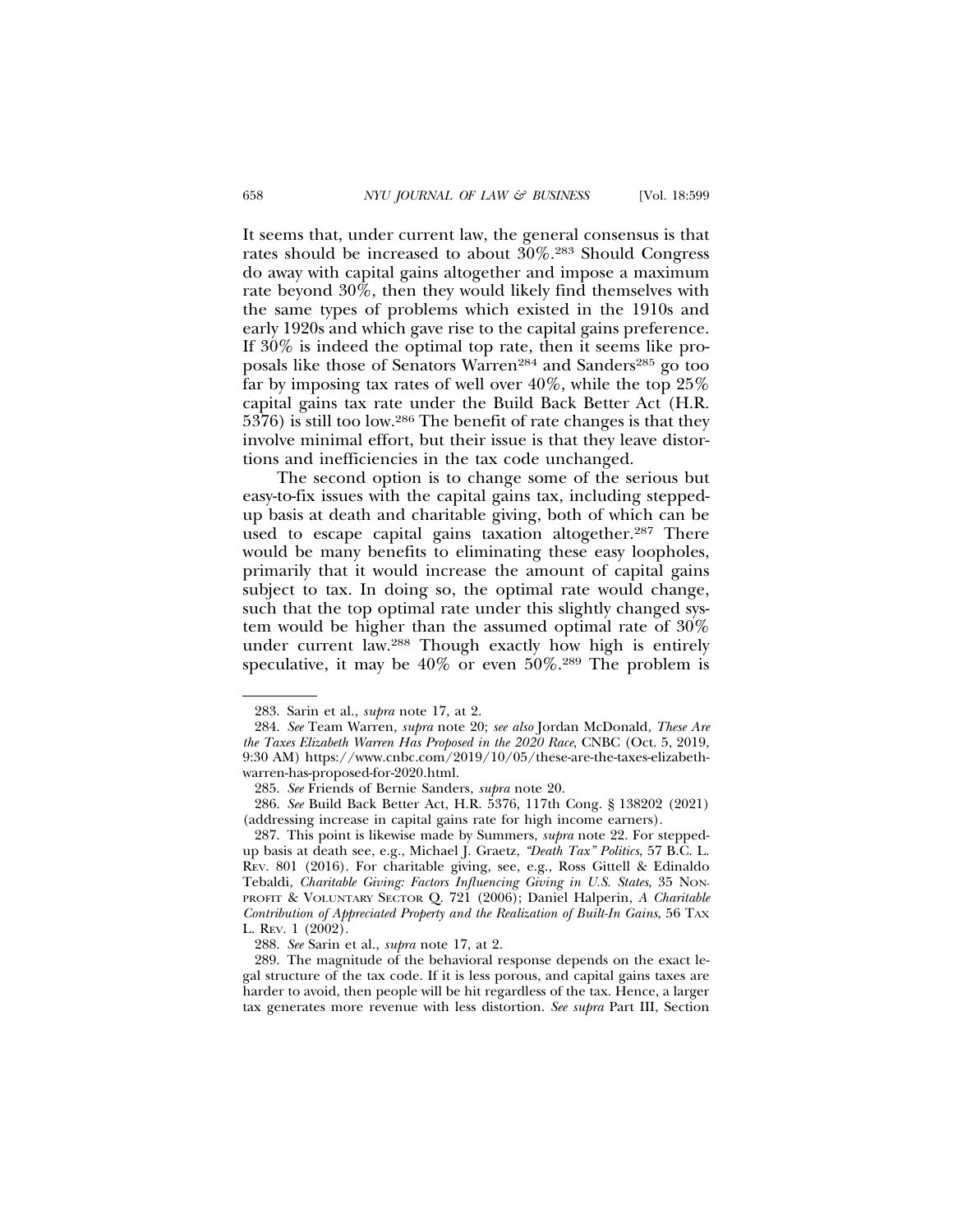It seems that, under current law, the general consensus is that rates should be increased to about 30%.[283] Should Congress do away with capital gains altogether and impose a maximum rate beyond 30%, then they would likely find themselves with the same types of problems which existed in the 1910s and early 1920s and which gave rise to the capital gains preference. If 30% is indeed the optimal top rate, then it seems like proposals like those of Senators Warren[284] and Sanders[285] go too far by imposing tax rates of well over 40%, while the top 25% capital gains tax rate under the Build Back Better Act (H.R. 5376) is still too low.[286] The benefit of rate changes is that they involve minimal effort, but their issue is that they leave distortions and inefficiencies in the tax code unchanged.

The second option is to change some of the serious but easy-to-fix issues with the capital gains tax, including stepped-up basis at death and charitable giving, both of which can be used to escape capital gains taxation altogether.[287] There would be many benefits to eliminating these easy loopholes, primarily that it would increase the amount of capital gains subject to tax. In doing so, the optimal rate would change, such that the top optimal rate under this slightly changed system would be higher than the assumed optimal rate of 30% under current law.[288] Though exactly how high is entirely speculative, it may be 40% or even 50%.[289] The problem is

---

283. Sarin et al., *supra* note 17, at 2.

284. *See* Team Warren, *supra* note 20; *see also* Jordan McDonald, *These Are the Taxes Elizabeth Warren Has Proposed in the 2020 Race*, CNBC (Oct. 5, 2019, 9:30 AM) https://www.cnbc.com/2019/10/05/these-are-the-taxes-elizabeth-warren-has-proposed-for-2020.html.

285. *See* Friends of Bernie Sanders, *supra* note 20.

286. *See* Build Back Better Act, H.R. 5376, 117th Cong. § 138202 (2021) (addressing increase in capital gains rate for high income earners).

287. This point is likewise made by Summers, *supra* note 22. For stepped-up basis at death see, e.g., Michael J. Graetz, *"Death Tax" Politics*, 57 B.C. L. REV. 801 (2016). For charitable giving, see, e.g., Ross Gittell & Edinaldo Tebaldi, *Charitable Giving: Factors Influencing Giving in U.S. States*, 35 NONPROFIT & VOLUNTARY SECTOR Q. 721 (2006); Daniel Halperin, *A Charitable Contribution of Appreciated Property and the Realization of Built-In Gains*, 56 TAX L. REV. 1 (2002).

288. *See* Sarin et al., *supra* note 17, at 2.

289. The magnitude of the behavioral response depends on the exact legal structure of the tax code. If it is less porous, and capital gains taxes are harder to avoid, then people will be hit regardless of the tax. Hence, a larger tax generates more revenue with less distortion. *See supra* Part III, Section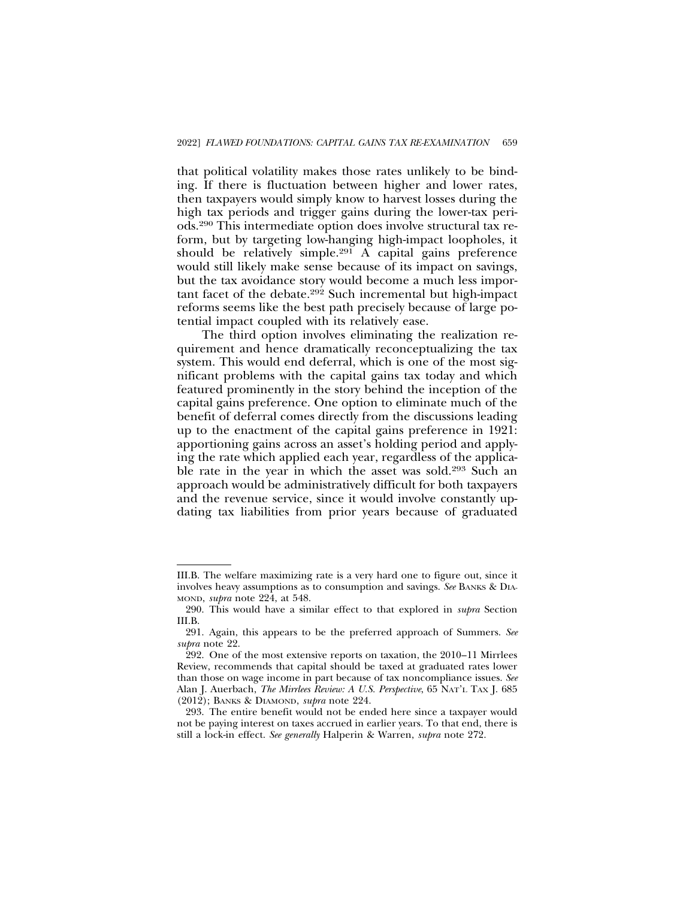that political volatility makes those rates unlikely to be binding. If there is fluctuation between higher and lower rates, then taxpayers would simply know to harvest losses during the high tax periods and trigger gains during the lower-tax periods.[290] This intermediate option does involve structural tax reform, but by targeting low-hanging high-impact loopholes, it should be relatively simple.[291] A capital gains preference would still likely make sense because of its impact on savings, but the tax avoidance story would become a much less important facet of the debate.[292] Such incremental but high-impact reforms seems like the best path precisely because of large potential impact coupled with its relatively ease.

The third option involves eliminating the realization requirement and hence dramatically reconceptualizing the tax system. This would end deferral, which is one of the most significant problems with the capital gains tax today and which featured prominently in the story behind the inception of the capital gains preference. One option to eliminate much of the benefit of deferral comes directly from the discussions leading up to the enactment of the capital gains preference in 1921: apportioning gains across an asset's holding period and applying the rate which applied each year, regardless of the applicable rate in the year in which the asset was sold.[293] Such an approach would be administratively difficult for both taxpayers and the revenue service, since it would involve constantly updating tax liabilities from prior years because of graduated

---

III.B. The welfare maximizing rate is a very hard one to figure out, since it involves heavy assumptions as to consumption and savings. *See* BANKS & DIAMOND, *supra* note 224, at 548.

290. This would have a similar effect to that explored in *supra* Section III.B.

291. Again, this appears to be the preferred approach of Summers. *See supra* note 22.

292. One of the most extensive reports on taxation, the 2010–11 Mirrlees Review, recommends that capital should be taxed at graduated rates lower than those on wage income in part because of tax noncompliance issues. *See* Alan J. Auerbach, *The Mirrlees Review: A U.S. Perspective*, 65 NAT'L TAX J. 685 (2012); BANKS & DIAMOND, *supra* note 224.

293. The entire benefit would not be ended here since a taxpayer would not be paying interest on taxes accrued in earlier years. To that end, there is still a lock-in effect. *See generally* Halperin & Warren, *supra* note 272.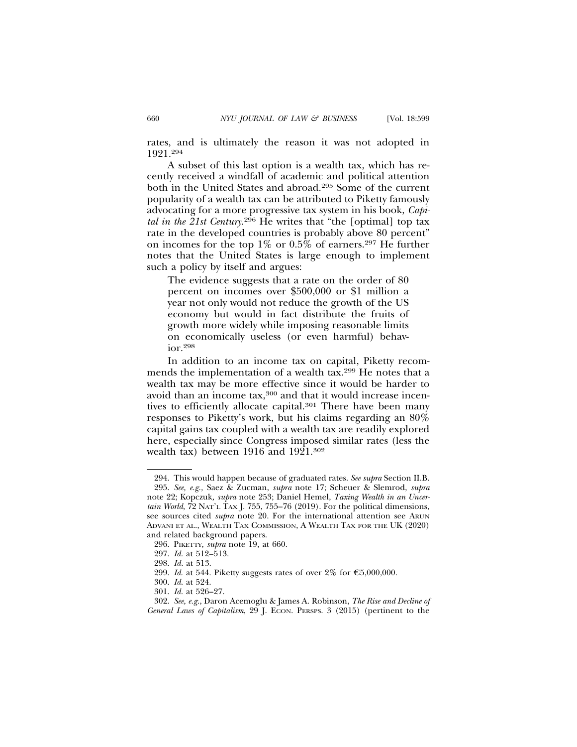rates, and is ultimately the reason it was not adopted in 1921.[294]

A subset of this last option is a wealth tax, which has recently received a windfall of academic and political attention both in the United States and abroad.[295] Some of the current popularity of a wealth tax can be attributed to Piketty famously advocating for a more progressive tax system in his book, *Capital in the 21st Century*.[296] He writes that "the [optimal] top tax rate in the developed countries is probably above 80 percent" on incomes for the top 1% or 0.5% of earners.[297] He further notes that the United States is large enough to implement such a policy by itself and argues:

> The evidence suggests that a rate on the order of 80 percent on incomes over $500,000 or $1 million a year not only would not reduce the growth of the US economy but would in fact distribute the fruits of growth more widely while imposing reasonable limits on economically useless (or even harmful) behavior.[298]

In addition to an income tax on capital, Piketty recommends the implementation of a wealth tax.[299] He notes that a wealth tax may be more effective since it would be harder to avoid than an income tax,[300] and that it would increase incentives to efficiently allocate capital.[301] There have been many responses to Piketty's work, but his claims regarding an 80% capital gains tax coupled with a wealth tax are readily explored here, especially since Congress imposed similar rates (less the wealth tax) between 1916 and 1921.[302]

---

294. This would happen because of graduated rates. *See supra* Section II.B.

295. *See, e.g.*, Saez & Zucman, *supra* note 17; Scheuer & Slemrod, *supra* note 22; Kopczuk, *supra* note 253; Daniel Hemel, *Taxing Wealth in an Uncertain World*, 72 NAT'L TAX J. 755, 755–76 (2019). For the political dimensions, see sources cited *supra* note 20. For the international attention see ARUN ADVANI ET AL., WEALTH TAX COMMISSION, A WEALTH TAX FOR THE UK (2020) and related background papers.

296. PIKETTY, *supra* note 19, at 660.

297. *Id.* at 512–513.

298. *Id.* at 513.

299. *Id.* at 544. Piketty suggests rates of over 2% for €5,000,000.

300. *Id.* at 524.

301. *Id.* at 526–27.

302. *See, e.g.*, Daron Acemoglu & James A. Robinson, *The Rise and Decline of General Laws of Capitalism*, 29 J. ECON. PERSPS. 3 (2015) (pertinent to the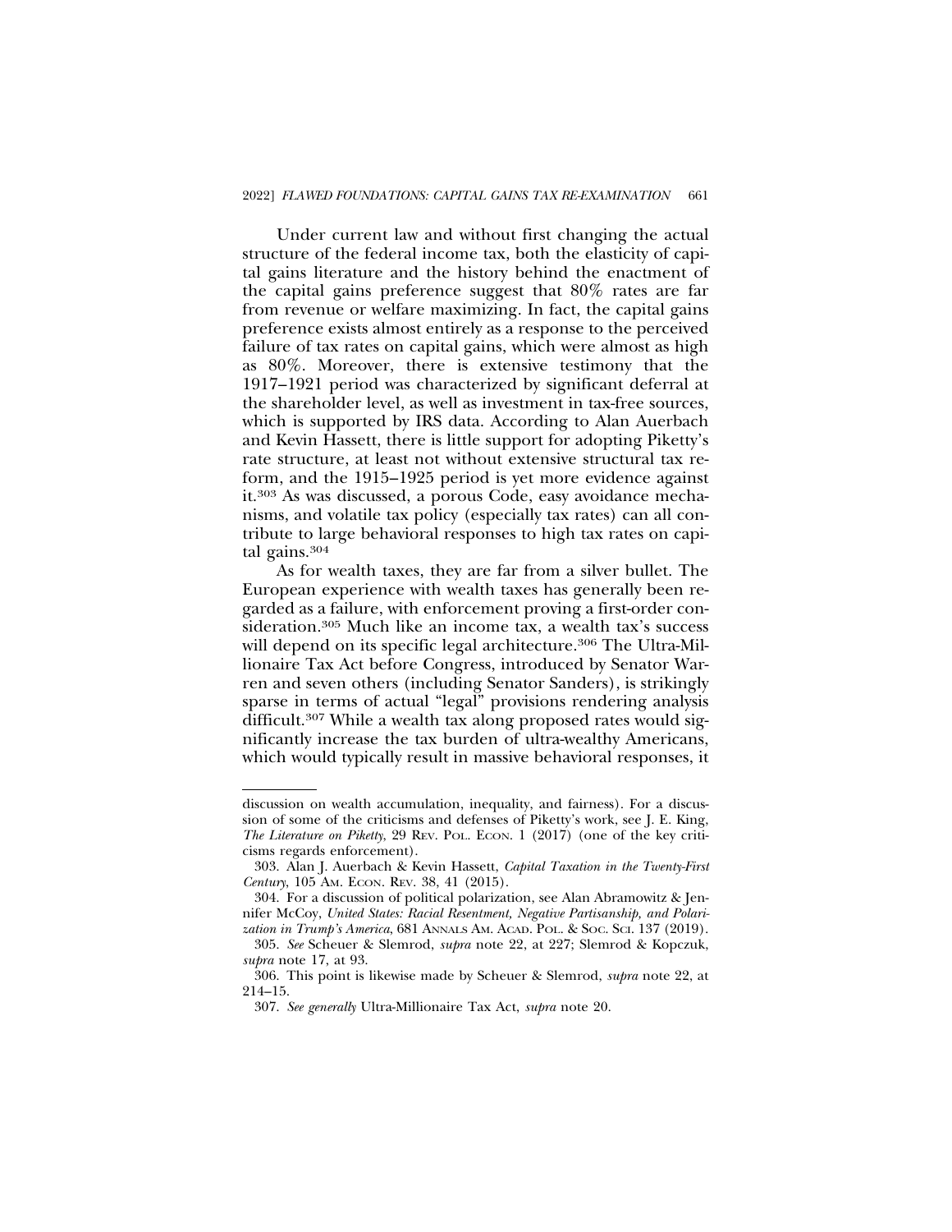Under current law and without first changing the actual structure of the federal income tax, both the elasticity of capital gains literature and the history behind the enactment of the capital gains preference suggest that 80% rates are far from revenue or welfare maximizing. In fact, the capital gains preference exists almost entirely as a response to the perceived failure of tax rates on capital gains, which were almost as high as 80%. Moreover, there is extensive testimony that the 1917–1921 period was characterized by significant deferral at the shareholder level, as well as investment in tax-free sources, which is supported by IRS data. According to Alan Auerbach and Kevin Hassett, there is little support for adopting Piketty's rate structure, at least not without extensive structural tax reform, and the 1915–1925 period is yet more evidence against it.[303] As was discussed, a porous Code, easy avoidance mechanisms, and volatile tax policy (especially tax rates) can all contribute to large behavioral responses to high tax rates on capital gains.[304]

As for wealth taxes, they are far from a silver bullet. The European experience with wealth taxes has generally been regarded as a failure, with enforcement proving a first-order consideration.[305] Much like an income tax, a wealth tax's success will depend on its specific legal architecture.[306] The Ultra-Millionaire Tax Act before Congress, introduced by Senator Warren and seven others (including Senator Sanders), is strikingly sparse in terms of actual "legal" provisions rendering analysis difficult.[307] While a wealth tax along proposed rates would significantly increase the tax burden of ultra-wealthy Americans, which would typically result in massive behavioral responses, it

---

discussion on wealth accumulation, inequality, and fairness). For a discussion of some of the criticisms and defenses of Piketty's work, see J. E. King, *The Literature on Piketty*, 29 REV. POL. ECON. 1 (2017) (one of the key criticisms regards enforcement).

303. Alan J. Auerbach & Kevin Hassett, *Capital Taxation in the Twenty-First Century*, 105 AM. ECON. REV. 38, 41 (2015).

304. For a discussion of political polarization, see Alan Abramowitz & Jennifer McCoy, *United States: Racial Resentment, Negative Partisanship, and Polarization in Trump's America*, 681 ANNALS AM. ACAD. POL. & SOC. SCI. 137 (2019).

305. *See* Scheuer & Slemrod, *supra* note 22, at 227; Slemrod & Kopczuk, *supra* note 17, at 93.

306. This point is likewise made by Scheuer & Slemrod, *supra* note 22, at 214–15.

307. *See generally* Ultra-Millionaire Tax Act, *supra* note 20.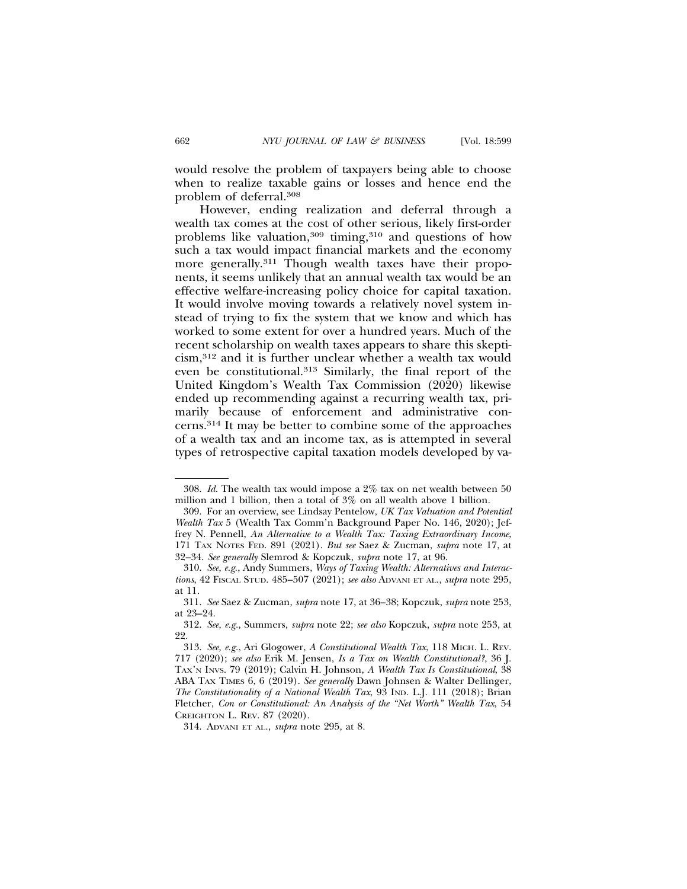would resolve the problem of taxpayers being able to choose when to realize taxable gains or losses and hence end the problem of deferral.[308]

However, ending realization and deferral through a wealth tax comes at the cost of other serious, likely first-order problems like valuation,[309] timing,[310] and questions of how such a tax would impact financial markets and the economy more generally.[311] Though wealth taxes have their proponents, it seems unlikely that an annual wealth tax would be an effective welfare-increasing policy choice for capital taxation. It would involve moving towards a relatively novel system instead of trying to fix the system that we know and which has worked to some extent for over a hundred years. Much of the recent scholarship on wealth taxes appears to share this skepticism,[312] and it is further unclear whether a wealth tax would even be constitutional.[313] Similarly, the final report of the United Kingdom's Wealth Tax Commission (2020) likewise ended up recommending against a recurring wealth tax, primarily because of enforcement and administrative concerns.[314] It may be better to combine some of the approaches of a wealth tax and an income tax, as is attempted in several types of retrospective capital taxation models developed by va-

---

308. *Id.* The wealth tax would impose a 2% tax on net wealth between 50 million and 1 billion, then a total of 3% on all wealth above 1 billion.

309. For an overview, see Lindsay Pentelow, *UK Tax Valuation and Potential Wealth Tax* 5 (Wealth Tax Comm'n Background Paper No. 146, 2020); Jeffrey N. Pennell, *An Alternative to a Wealth Tax: Taxing Extraordinary Income*, 171 TAX NOTES FED. 891 (2021). *But see* Saez & Zucman, *supra* note 17, at 32–34. *See generally* Slemrod & Kopczuk, *supra* note 17, at 96.

310. *See, e.g.*, Andy Summers, *Ways of Taxing Wealth: Alternatives and Interactions*, 42 FISCAL STUD. 485–507 (2021); *see also* ADVANI ET AL., *supra* note 295, at 11.

311. *See* Saez & Zucman, *supra* note 17, at 36–38; Kopczuk, *supra* note 253, at 23–24.

312. *See, e.g.*, Summers, *supra* note 22; *see also* Kopczuk, *supra* note 253, at 22.

313. *See, e.g.*, Ari Glogower, *A Constitutional Wealth Tax*, 118 MICH. L. REV. 717 (2020); *see also* Erik M. Jensen, *Is a Tax on Wealth Constitutional?*, 36 J. TAX'N INVS. 79 (2019); Calvin H. Johnson, *A Wealth Tax Is Constitutional*, 38 ABA TAX TIMES 6, 6 (2019). *See generally* Dawn Johnsen & Walter Dellinger, *The Constitutionality of a National Wealth Tax*, 93 IND. L.J. 111 (2018); Brian Fletcher, *Con or Constitutional: An Analysis of the "Net Worth" Wealth Tax*, 54 CREIGHTON L. REV. 87 (2020).

314. ADVANI ET AL., *supra* note 295, at 8.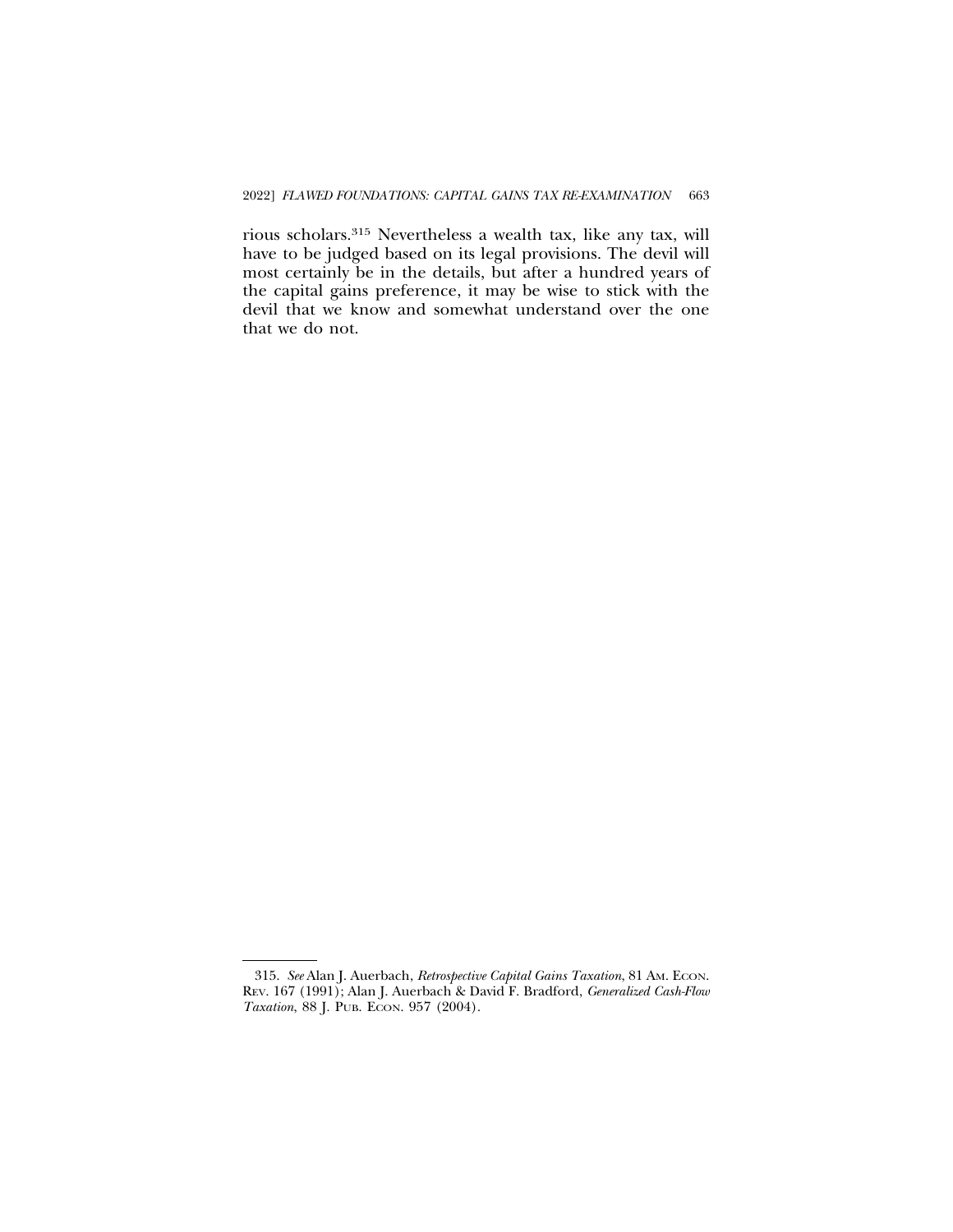rious scholars.[315] Nevertheless a wealth tax, like any tax, will have to be judged based on its legal provisions. The devil will most certainly be in the details, but after a hundred years of the capital gains preference, it may be wise to stick with the devil that we know and somewhat understand over the one that we do not.

---

315. *See* Alan J. Auerbach, *Retrospective Capital Gains Taxation*, 81 AM. ECON. REV. 167 (1991); Alan J. Auerbach & David F. Bradford, *Generalized Cash-Flow Taxation*, 88 J. PUB. ECON. 957 (2004).